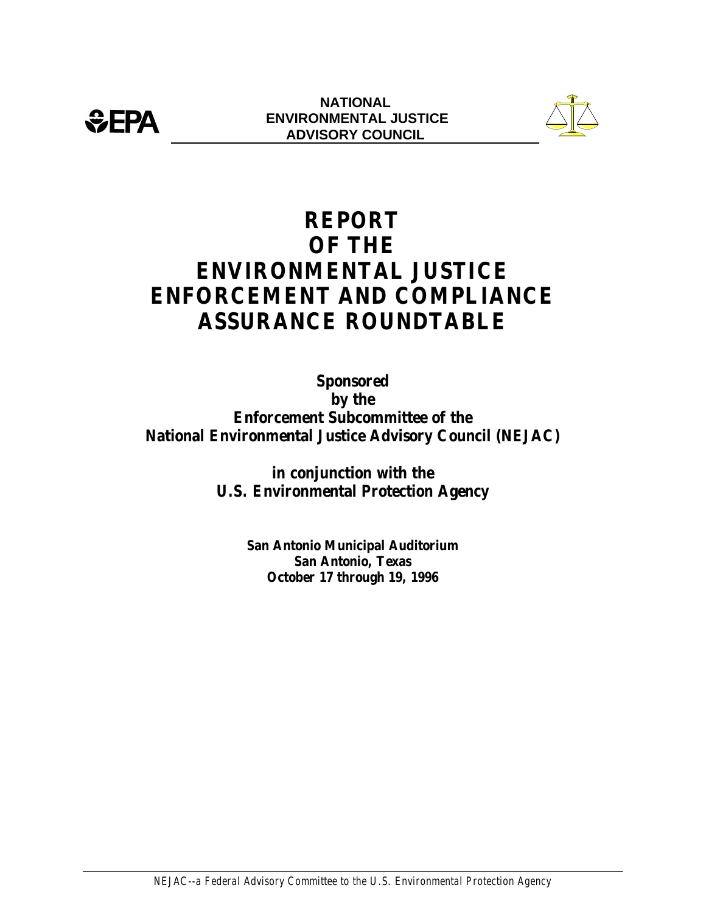EPA

**NATIONAL ENVIRONMENTAL JUSTICE ADVISORY COUNCIL**

# REPORT OF THE ENVIRONMENTAL JUSTICE ENFORCEMENT AND COMPLIANCE ASSURANCE ROUNDTABLE

**Sponsored by the Enforcement Subcommittee of the National Environmental Justice Advisory Council (NEJAC)**

**in conjunction with the U.S. Environmental Protection Agency**

**San Antonio Municipal Auditorium**
**San Antonio, Texas**
**October 17 through 19, 1996**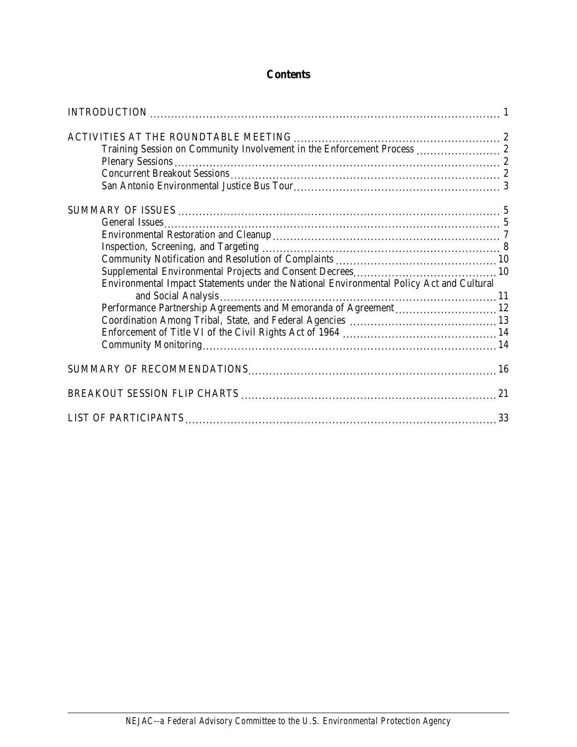# Contents

INTRODUCTION ..... 1

ACTIVITIES AT THE ROUNDTABLE MEETING ..... 2
- Training Session on Community Involvement in the Enforcement Process ..... 2
- Plenary Sessions ..... 2
- Concurrent Breakout Sessions ..... 2
- San Antonio Environmental Justice Bus Tour ..... 3

SUMMARY OF ISSUES ..... 5
- General Issues ..... 5
- Environmental Restoration and Cleanup ..... 7
- Inspection, Screening, and Targeting ..... 8
- Community Notification and Resolution of Complaints ..... 10
- Supplemental Environmental Projects and Consent Decrees ..... 10
- Environmental Impact Statements under the National Environmental Policy Act and Cultural and Social Analysis ..... 11
- Performance Partnership Agreements and Memoranda of Agreement ..... 12
- Coordination Among Tribal, State, and Federal Agencies ..... 13
- Enforcement of Title VI of the Civil Rights Act of 1964 ..... 14
- Community Monitoring ..... 14

SUMMARY OF RECOMMENDATIONS ..... 16

BREAKOUT SESSION FLIP CHARTS ..... 21

LIST OF PARTICIPANTS ..... 33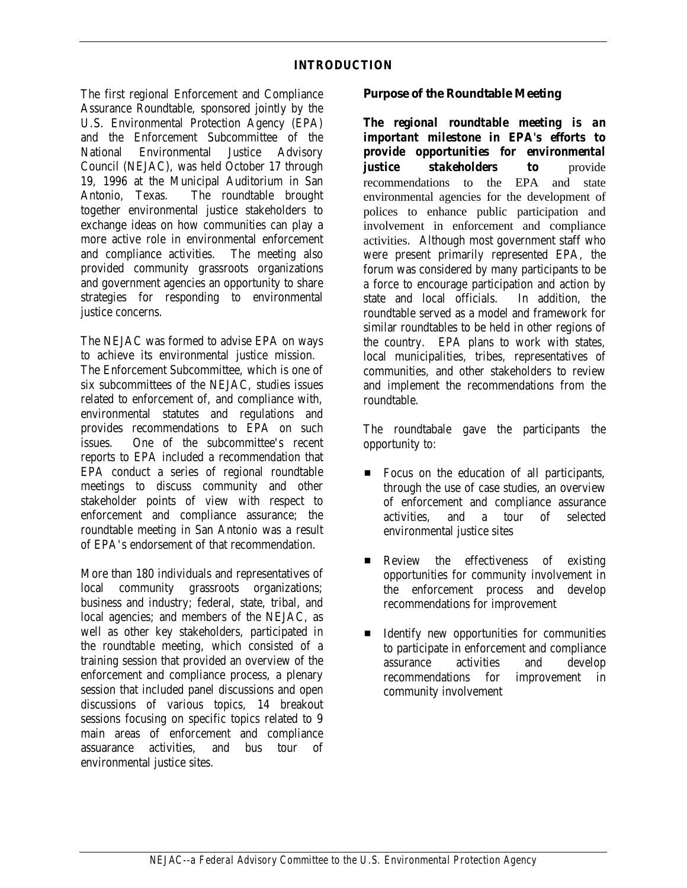# INTRODUCTION

The first regional Enforcement and Compliance Assurance Roundtable, sponsored jointly by the U.S. Environmental Protection Agency (EPA) and the Enforcement Subcommittee of the National Environmental Justice Advisory Council (NEJAC), was held October 17 through 19, 1996 at the Municipal Auditorium in San Antonio, Texas. The roundtable brought together environmental justice stakeholders to exchange ideas on how communities can play a more active role in environmental enforcement and compliance activities. The meeting also provided community grassroots organizations and government agencies an opportunity to share strategies for responding to environmental justice concerns.

The NEJAC was formed to advise EPA on ways to achieve its environmental justice mission. The Enforcement Subcommittee, which is one of six subcommittees of the NEJAC, studies issues related to enforcement of, and compliance with, environmental statutes and regulations and provides recommendations to EPA on such issues. One of the subcommittee's recent reports to EPA included a recommendation that EPA conduct a series of regional roundtable meetings to discuss community and other stakeholder points of view with respect to enforcement and compliance assurance; the roundtable meeting in San Antonio was a result of EPA's endorsement of that recommendation.

More than 180 individuals and representatives of local community grassroots organizations; business and industry; federal, state, tribal, and local agencies; and members of the NEJAC, as well as other key stakeholders, participated in the roundtable meeting, which consisted of a training session that provided an overview of the enforcement and compliance process, a plenary session that included panel discussions and open discussions of various topics, 14 breakout sessions focusing on specific topics related to 9 main areas of enforcement and compliance assuarance activities, and bus tour of environmental justice sites.

## Purpose of the Roundtable Meeting

***The regional roundtable meeting is an important milestone in EPA's efforts to provide opportunities for environmental justice stakeholders to*** provide recommendations to the EPA and state environmental agencies for the development of polices to enhance public participation and involvement in enforcement and compliance activities. Although most government staff who were present primarily represented EPA, the forum was considered by many participants to be a force to encourage participation and action by state and local officials. In addition, the roundtable served as a model and framework for similar roundtables to be held in other regions of the country. EPA plans to work with states, local municipalities, tribes, representatives of communities, and other stakeholders to review and implement the recommendations from the roundtable.

The roundtabale gave the participants the opportunity to:

- Focus on the education of all participants, through the use of case studies, an overview of enforcement and compliance assurance activities, and a tour of selected environmental justice sites
- Review the effectiveness of existing opportunities for community involvement in the enforcement process and develop recommendations for improvement
- Identify new opportunities for communities to participate in enforcement and compliance assurance activities and develop recommendations for improvement in community involvement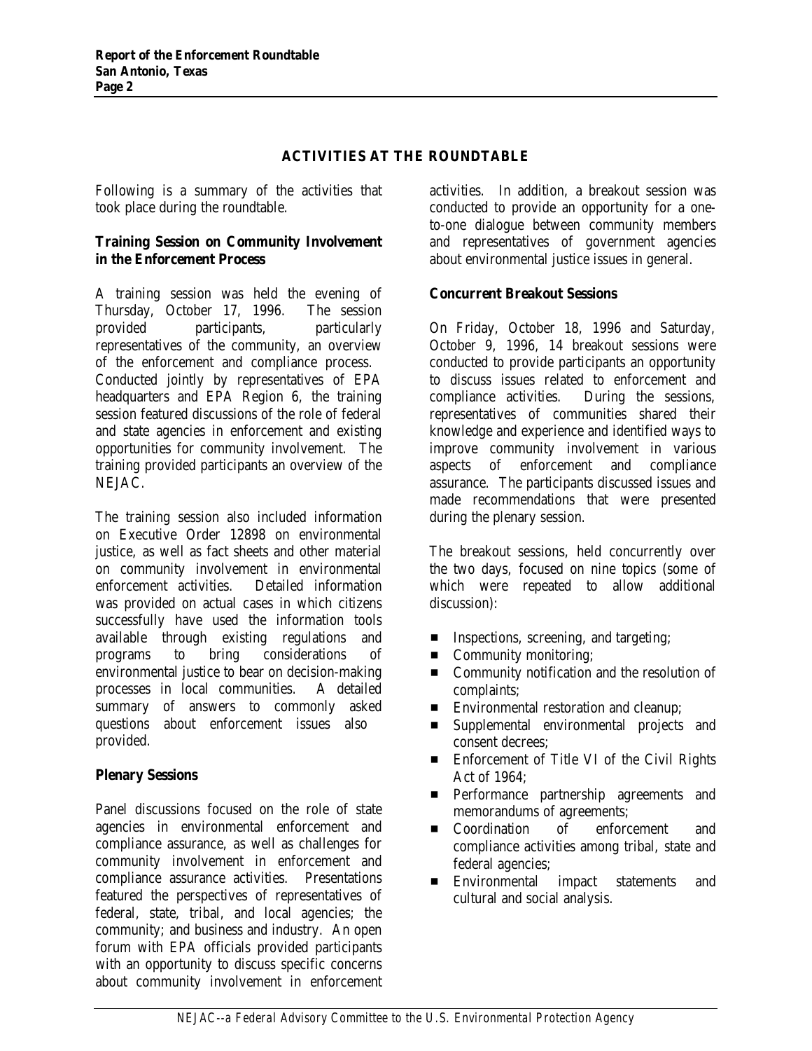## ACTIVITIES AT THE ROUNDTABLE

Following is a summary of the activities that took place during the roundtable.

### Training Session on Community Involvement in the Enforcement Process

A training session was held the evening of Thursday, October 17, 1996. The session provided participants, particularly representatives of the community, an overview of the enforcement and compliance process. Conducted jointly by representatives of EPA headquarters and EPA Region 6, the training session featured discussions of the role of federal and state agencies in enforcement and existing opportunities for community involvement. The training provided participants an overview of the NEJAC.

The training session also included information on Executive Order 12898 on environmental justice, as well as fact sheets and other material on community involvement in environmental enforcement activities. Detailed information was provided on actual cases in which citizens successfully have used the information tools available through existing regulations and programs to bring considerations of environmental justice to bear on decision-making processes in local communities. A detailed summary of answers to commonly asked questions about enforcement issues also provided.

### Plenary Sessions

Panel discussions focused on the role of state agencies in environmental enforcement and compliance assurance, as well as challenges for community involvement in enforcement and compliance assurance activities. Presentations featured the perspectives of representatives of federal, state, tribal, and local agencies; the community; and business and industry. An open forum with EPA officials provided participants with an opportunity to discuss specific concerns about community involvement in enforcement activities. In addition, a breakout session was conducted to provide an opportunity for a one-to-one dialogue between community members and representatives of government agencies about environmental justice issues in general.

### Concurrent Breakout Sessions

On Friday, October 18, 1996 and Saturday, October 9, 1996, 14 breakout sessions were conducted to provide participants an opportunity to discuss issues related to enforcement and compliance activities. During the sessions, representatives of communities shared their knowledge and experience and identified ways to improve community involvement in various aspects of enforcement and compliance assurance. The participants discussed issues and made recommendations that were presented during the plenary session.

The breakout sessions, held concurrently over the two days, focused on nine topics (some of which were repeated to allow additional discussion):

- Inspections, screening, and targeting;
- Community monitoring;
- Community notification and the resolution of complaints;
- Environmental restoration and cleanup;
- Supplemental environmental projects and consent decrees;
- Enforcement of Title VI of the Civil Rights Act of 1964;
- Performance partnership agreements and memorandums of agreements;
- Coordination of enforcement and compliance activities among tribal, state and federal agencies;
- Environmental impact statements and cultural and social analysis.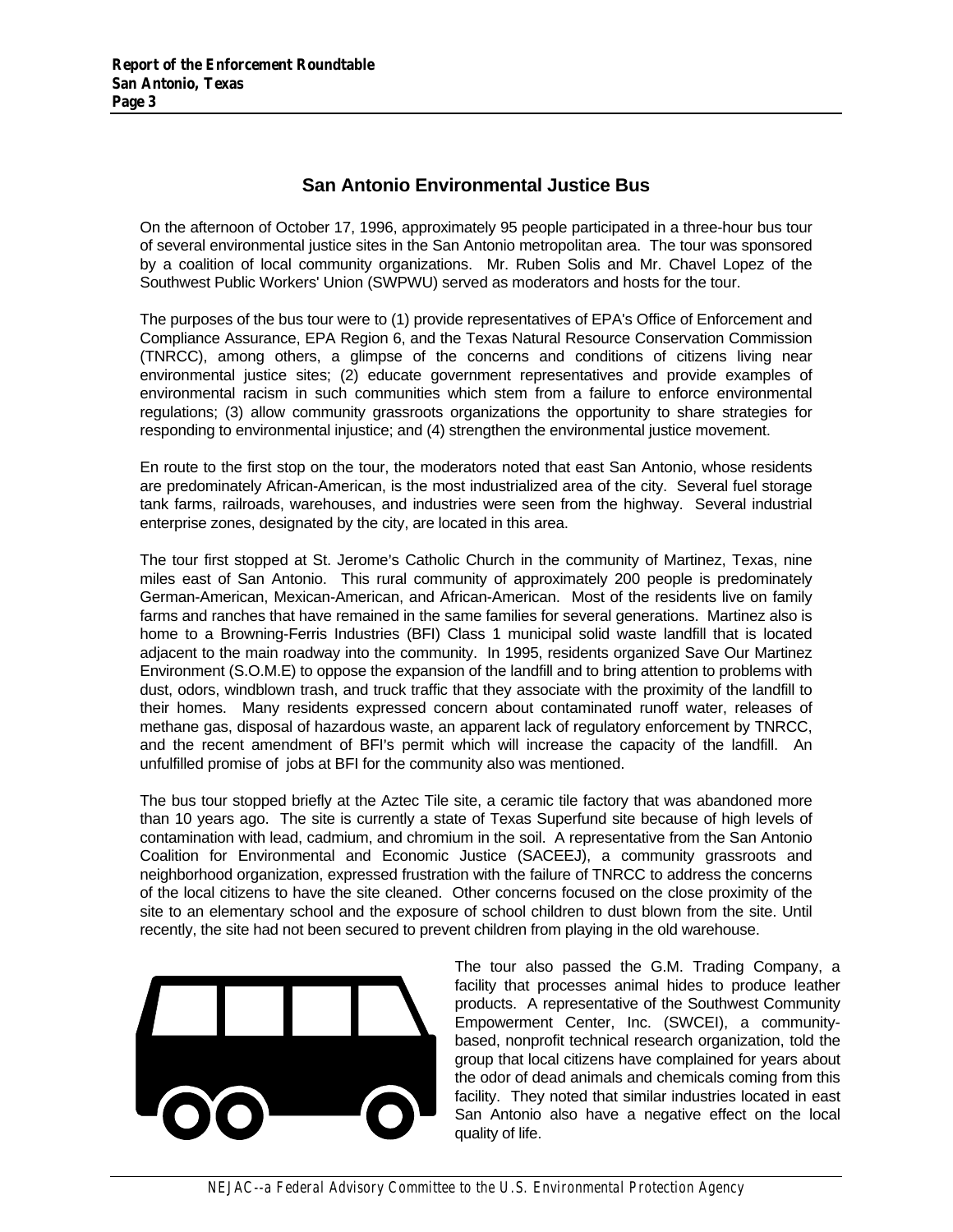## San Antonio Environmental Justice Bus

On the afternoon of October 17, 1996, approximately 95 people participated in a three-hour bus tour of several environmental justice sites in the San Antonio metropolitan area. The tour was sponsored by a coalition of local community organizations. Mr. Ruben Solis and Mr. Chavel Lopez of the Southwest Public Workers' Union (SWPWU) served as moderators and hosts for the tour.

The purposes of the bus tour were to (1) provide representatives of EPA's Office of Enforcement and Compliance Assurance, EPA Region 6, and the Texas Natural Resource Conservation Commission (TNRCC), among others, a glimpse of the concerns and conditions of citizens living near environmental justice sites; (2) educate government representatives and provide examples of environmental racism in such communities which stem from a failure to enforce environmental regulations; (3) allow community grassroots organizations the opportunity to share strategies for responding to environmental injustice; and (4) strengthen the environmental justice movement.

En route to the first stop on the tour, the moderators noted that east San Antonio, whose residents are predominately African-American, is the most industrialized area of the city. Several fuel storage tank farms, railroads, warehouses, and industries were seen from the highway. Several industrial enterprise zones, designated by the city, are located in this area.

The tour first stopped at St. Jerome's Catholic Church in the community of Martinez, Texas, nine miles east of San Antonio. This rural community of approximately 200 people is predominately German-American, Mexican-American, and African-American. Most of the residents live on family farms and ranches that have remained in the same families for several generations. Martinez also is home to a Browning-Ferris Industries (BFI) Class 1 municipal solid waste landfill that is located adjacent to the main roadway into the community. In 1995, residents organized Save Our Martinez Environment (S.O.M.E) to oppose the expansion of the landfill and to bring attention to problems with dust, odors, windblown trash, and truck traffic that they associate with the proximity of the landfill to their homes. Many residents expressed concern about contaminated runoff water, releases of methane gas, disposal of hazardous waste, an apparent lack of regulatory enforcement by TNRCC, and the recent amendment of BFI's permit which will increase the capacity of the landfill. An unfulfilled promise of jobs at BFI for the community also was mentioned.

The bus tour stopped briefly at the Aztec Tile site, a ceramic tile factory that was abandoned more than 10 years ago. The site is currently a state of Texas Superfund site because of high levels of contamination with lead, cadmium, and chromium in the soil. A representative from the San Antonio Coalition for Environmental and Economic Justice (SACEEJ), a community grassroots and neighborhood organization, expressed frustration with the failure of TNRCC to address the concerns of the local citizens to have the site cleaned. Other concerns focused on the close proximity of the site to an elementary school and the exposure of school children to dust blown from the site. Until recently, the site had not been secured to prevent children from playing in the old warehouse.

The tour also passed the G.M. Trading Company, a facility that processes animal hides to produce leather products. A representative of the Southwest Community Empowerment Center, Inc. (SWCEI), a community-based, nonprofit technical research organization, told the group that local citizens have complained for years about the odor of dead animals and chemicals coming from this facility. They noted that similar industries located in east San Antonio also have a negative effect on the local quality of life.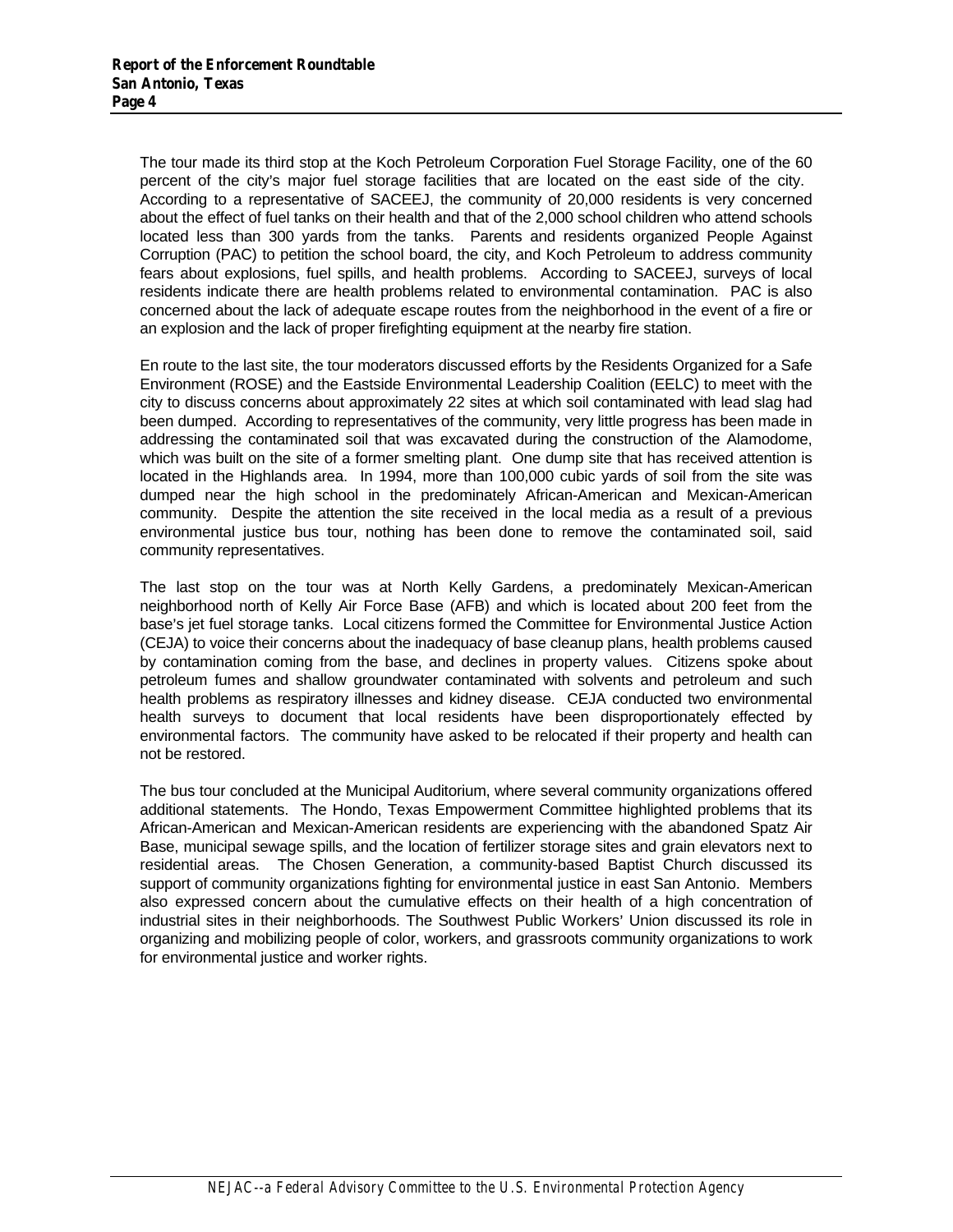The tour made its third stop at the Koch Petroleum Corporation Fuel Storage Facility, one of the 60 percent of the city's major fuel storage facilities that are located on the east side of the city. According to a representative of SACEEJ, the community of 20,000 residents is very concerned about the effect of fuel tanks on their health and that of the 2,000 school children who attend schools located less than 300 yards from the tanks. Parents and residents organized People Against Corruption (PAC) to petition the school board, the city, and Koch Petroleum to address community fears about explosions, fuel spills, and health problems. According to SACEEJ, surveys of local residents indicate there are health problems related to environmental contamination. PAC is also concerned about the lack of adequate escape routes from the neighborhood in the event of a fire or an explosion and the lack of proper firefighting equipment at the nearby fire station.

En route to the last site, the tour moderators discussed efforts by the Residents Organized for a Safe Environment (ROSE) and the Eastside Environmental Leadership Coalition (EELC) to meet with the city to discuss concerns about approximately 22 sites at which soil contaminated with lead slag had been dumped. According to representatives of the community, very little progress has been made in addressing the contaminated soil that was excavated during the construction of the Alamodome, which was built on the site of a former smelting plant. One dump site that has received attention is located in the Highlands area. In 1994, more than 100,000 cubic yards of soil from the site was dumped near the high school in the predominately African-American and Mexican-American community. Despite the attention the site received in the local media as a result of a previous environmental justice bus tour, nothing has been done to remove the contaminated soil, said community representatives.

The last stop on the tour was at North Kelly Gardens, a predominately Mexican-American neighborhood north of Kelly Air Force Base (AFB) and which is located about 200 feet from the base's jet fuel storage tanks. Local citizens formed the Committee for Environmental Justice Action (CEJA) to voice their concerns about the inadequacy of base cleanup plans, health problems caused by contamination coming from the base, and declines in property values. Citizens spoke about petroleum fumes and shallow groundwater contaminated with solvents and petroleum and such health problems as respiratory illnesses and kidney disease. CEJA conducted two environmental health surveys to document that local residents have been disproportionately effected by environmental factors. The community have asked to be relocated if their property and health can not be restored.

The bus tour concluded at the Municipal Auditorium, where several community organizations offered additional statements. The Hondo, Texas Empowerment Committee highlighted problems that its African-American and Mexican-American residents are experiencing with the abandoned Spatz Air Base, municipal sewage spills, and the location of fertilizer storage sites and grain elevators next to residential areas. The Chosen Generation, a community-based Baptist Church discussed its support of community organizations fighting for environmental justice in east San Antonio. Members also expressed concern about the cumulative effects on their health of a high concentration of industrial sites in their neighborhoods. The Southwest Public Workers' Union discussed its role in organizing and mobilizing people of color, workers, and grassroots community organizations to work for environmental justice and worker rights.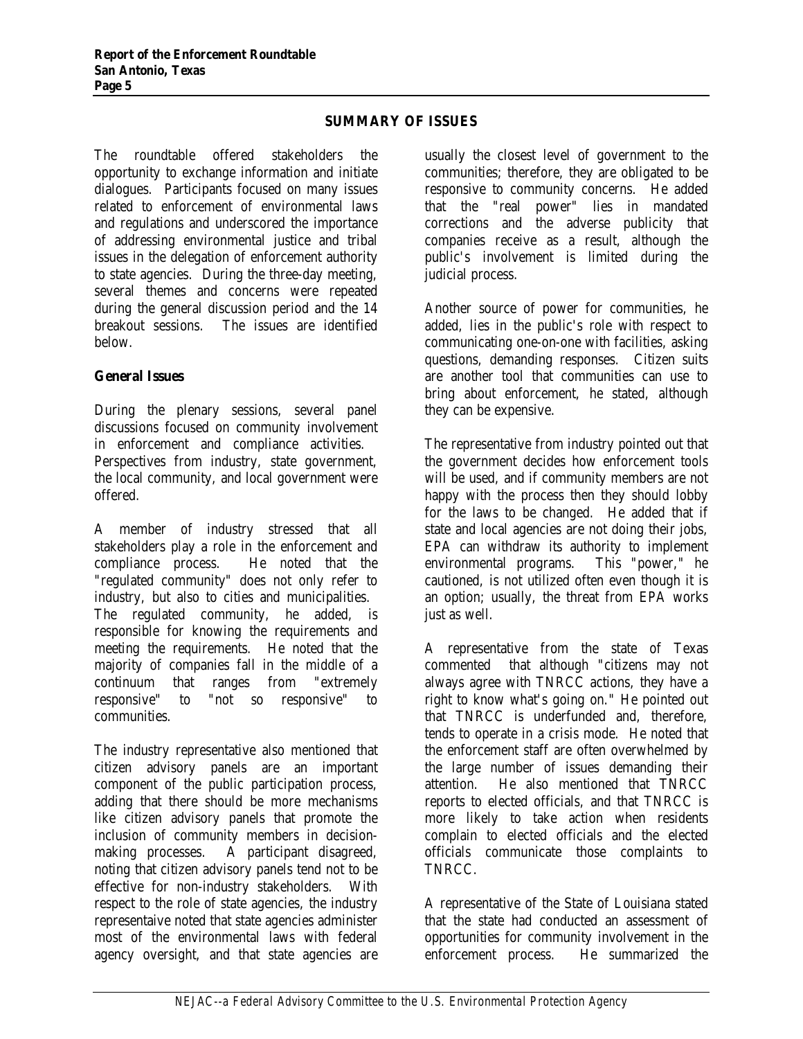## SUMMARY OF ISSUES

The roundtable offered stakeholders the opportunity to exchange information and initiate dialogues. Participants focused on many issues related to enforcement of environmental laws and regulations and underscored the importance of addressing environmental justice and tribal issues in the delegation of enforcement authority to state agencies. During the three-day meeting, several themes and concerns were repeated during the general discussion period and the 14 breakout sessions. The issues are identified below.

### General Issues

During the plenary sessions, several panel discussions focused on community involvement in enforcement and compliance activities. Perspectives from industry, state government, the local community, and local government were offered.

A member of industry stressed that all stakeholders play a role in the enforcement and compliance process. He noted that the "regulated community" does not only refer to industry, but also to cities and municipalities. The regulated community, he added, is responsible for knowing the requirements and meeting the requirements. He noted that the majority of companies fall in the middle of a continuum that ranges from "extremely responsive" to "not so responsive" to communities.

The industry representative also mentioned that citizen advisory panels are an important component of the public participation process, adding that there should be more mechanisms like citizen advisory panels that promote the inclusion of community members in decision-making processes. A participant disagreed, noting that citizen advisory panels tend not to be effective for non-industry stakeholders. With respect to the role of state agencies, the industry representaive noted that state agencies administer most of the environmental laws with federal agency oversight, and that state agencies are usually the closest level of government to the communities; therefore, they are obligated to be responsive to community concerns. He added that the "real power" lies in mandated corrections and the adverse publicity that companies receive as a result, although the public's involvement is limited during the judicial process.

Another source of power for communities, he added, lies in the public's role with respect to communicating one-on-one with facilities, asking questions, demanding responses. Citizen suits are another tool that communities can use to bring about enforcement, he stated, although they can be expensive.

The representative from industry pointed out that the government decides how enforcement tools will be used, and if community members are not happy with the process then they should lobby for the laws to be changed. He added that if state and local agencies are not doing their jobs, EPA can withdraw its authority to implement environmental programs. This "power," he cautioned, is not utilized often even though it is an option; usually, the threat from EPA works just as well.

A representative from the state of Texas commented that although "citizens may not always agree with TNRCC actions, they have a right to know what's going on." He pointed out that TNRCC is underfunded and, therefore, tends to operate in a crisis mode. He noted that the enforcement staff are often overwhelmed by the large number of issues demanding their attention. He also mentioned that TNRCC reports to elected officials, and that TNRCC is more likely to take action when residents complain to elected officials and the elected officials communicate those complaints to TNRCC.

A representative of the State of Louisiana stated that the state had conducted an assessment of opportunities for community involvement in the enforcement process. He summarized the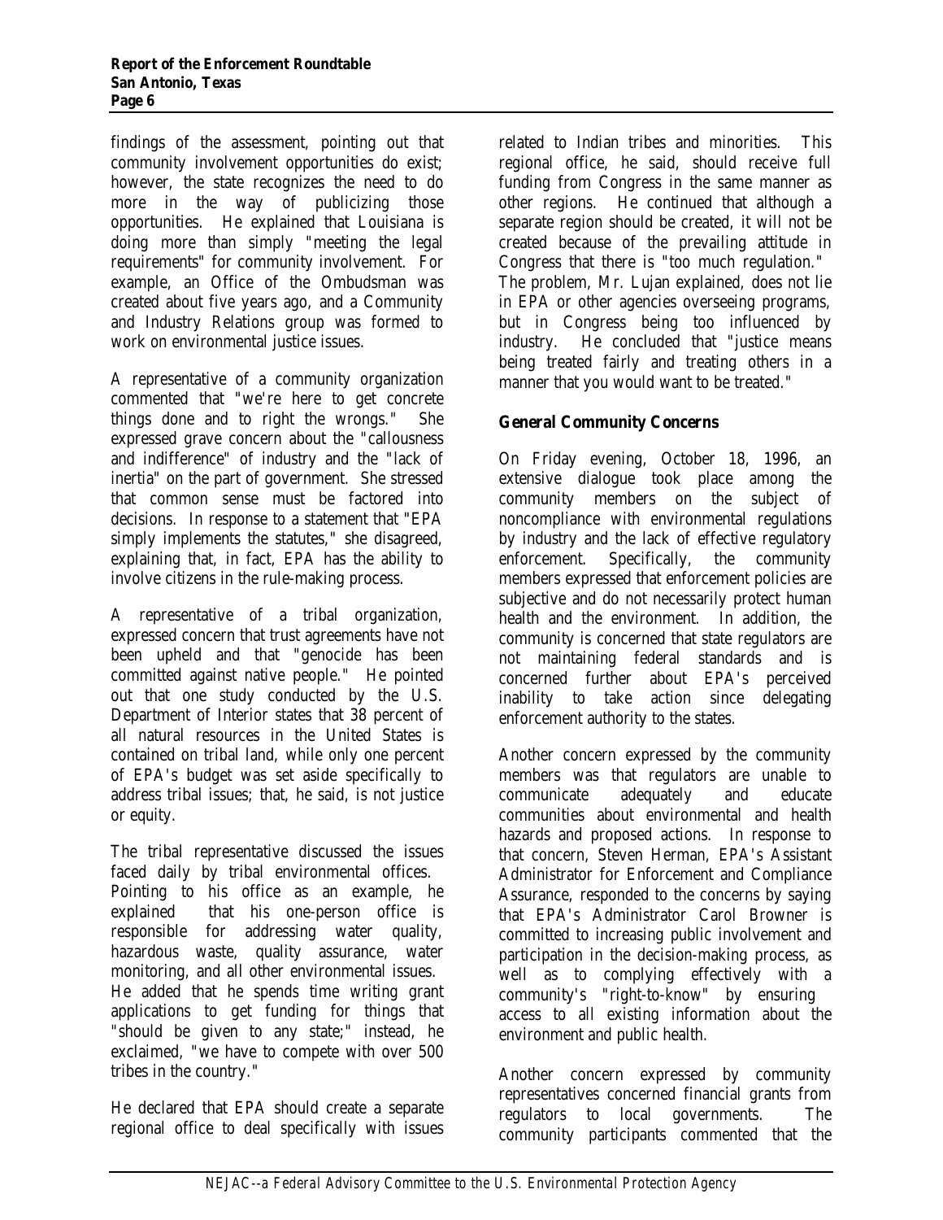findings of the assessment, pointing out that community involvement opportunities do exist; however, the state recognizes the need to do more in the way of publicizing those opportunities. He explained that Louisiana is doing more than simply "meeting the legal requirements" for community involvement. For example, an Office of the Ombudsman was created about five years ago, and a Community and Industry Relations group was formed to work on environmental justice issues.

A representative of a community organization commented that "we're here to get concrete things done and to right the wrongs." She expressed grave concern about the "callousness and indifference" of industry and the "lack of inertia" on the part of government. She stressed that common sense must be factored into decisions. In response to a statement that "EPA simply implements the statutes," she disagreed, explaining that, in fact, EPA has the ability to involve citizens in the rule-making process.

A representative of a tribal organization, expressed concern that trust agreements have not been upheld and that "genocide has been committed against native people." He pointed out that one study conducted by the U.S. Department of Interior states that 38 percent of all natural resources in the United States is contained on tribal land, while only one percent of EPA's budget was set aside specifically to address tribal issues; that, he said, is not justice or equity.

The tribal representative discussed the issues faced daily by tribal environmental offices. Pointing to his office as an example, he explained that his one-person office is responsible for addressing water quality, hazardous waste, quality assurance, water monitoring, and all other environmental issues. He added that he spends time writing grant applications to get funding for things that "should be given to any state;" instead, he exclaimed, "we have to compete with over 500 tribes in the country."

He declared that EPA should create a separate regional office to deal specifically with issues related to Indian tribes and minorities. This regional office, he said, should receive full funding from Congress in the same manner as other regions. He continued that although a separate region should be created, it will not be created because of the prevailing attitude in Congress that there is "too much regulation." The problem, Mr. Lujan explained, does not lie in EPA or other agencies overseeing programs, but in Congress being too influenced by industry. He concluded that "justice means being treated fairly and treating others in a manner that you would want to be treated."

### General Community Concerns

On Friday evening, October 18, 1996, an extensive dialogue took place among the community members on the subject of noncompliance with environmental regulations by industry and the lack of effective regulatory enforcement. Specifically, the community members expressed that enforcement policies are subjective and do not necessarily protect human health and the environment. In addition, the community is concerned that state regulators are not maintaining federal standards and is concerned further about EPA's perceived inability to take action since delegating enforcement authority to the states.

Another concern expressed by the community members was that regulators are unable to communicate adequately and educate communities about environmental and health hazards and proposed actions. In response to that concern, Steven Herman, EPA's Assistant Administrator for Enforcement and Compliance Assurance, responded to the concerns by saying that EPA's Administrator Carol Browner is committed to increasing public involvement and participation in the decision-making process, as well as to complying effectively with a community's "right-to-know" by ensuring access to all existing information about the environment and public health.

Another concern expressed by community representatives concerned financial grants from regulators to local governments. The community participants commented that the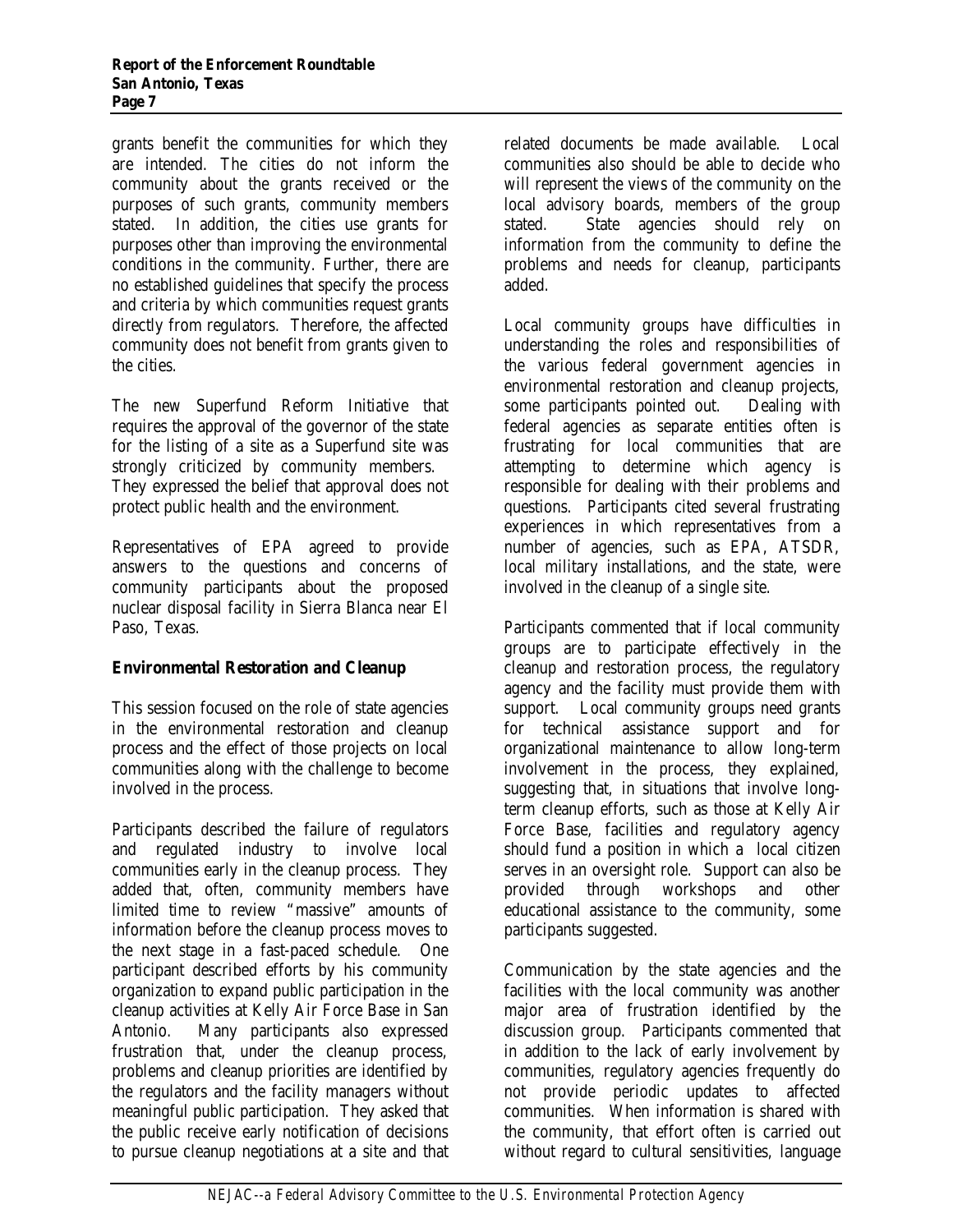grants benefit the communities for which they are intended. The cities do not inform the community about the grants received or the purposes of such grants, community members stated. In addition, the cities use grants for purposes other than improving the environmental conditions in the community. Further, there are no established guidelines that specify the process and criteria by which communities request grants directly from regulators. Therefore, the affected community does not benefit from grants given to the cities.

The new Superfund Reform Initiative that requires the approval of the governor of the state for the listing of a site as a Superfund site was strongly criticized by community members. They expressed the belief that approval does not protect public health and the environment.

Representatives of EPA agreed to provide answers to the questions and concerns of community participants about the proposed nuclear disposal facility in Sierra Blanca near El Paso, Texas.

### Environmental Restoration and Cleanup

This session focused on the role of state agencies in the environmental restoration and cleanup process and the effect of those projects on local communities along with the challenge to become involved in the process.

Participants described the failure of regulators and regulated industry to involve local communities early in the cleanup process. They added that, often, community members have limited time to review "massive" amounts of information before the cleanup process moves to the next stage in a fast-paced schedule. One participant described efforts by his community organization to expand public participation in the cleanup activities at Kelly Air Force Base in San Antonio. Many participants also expressed frustration that, under the cleanup process, problems and cleanup priorities are identified by the regulators and the facility managers without meaningful public participation. They asked that the public receive early notification of decisions to pursue cleanup negotiations at a site and that related documents be made available. Local communities also should be able to decide who will represent the views of the community on the local advisory boards, members of the group stated. State agencies should rely on information from the community to define the problems and needs for cleanup, participants added.

Local community groups have difficulties in understanding the roles and responsibilities of the various federal government agencies in environmental restoration and cleanup projects, some participants pointed out. Dealing with federal agencies as separate entities often is frustrating for local communities that are attempting to determine which agency is responsible for dealing with their problems and questions. Participants cited several frustrating experiences in which representatives from a number of agencies, such as EPA, ATSDR, local military installations, and the state, were involved in the cleanup of a single site.

Participants commented that if local community groups are to participate effectively in the cleanup and restoration process, the regulatory agency and the facility must provide them with support. Local community groups need grants for technical assistance support and for organizational maintenance to allow long-term involvement in the process, they explained, suggesting that, in situations that involve long-term cleanup efforts, such as those at Kelly Air Force Base, facilities and regulatory agency should fund a position in which a local citizen serves in an oversight role. Support can also be provided through workshops and other educational assistance to the community, some participants suggested.

Communication by the state agencies and the facilities with the local community was another major area of frustration identified by the discussion group. Participants commented that in addition to the lack of early involvement by communities, regulatory agencies frequently do not provide periodic updates to affected communities. When information is shared with the community, that effort often is carried out without regard to cultural sensitivities, language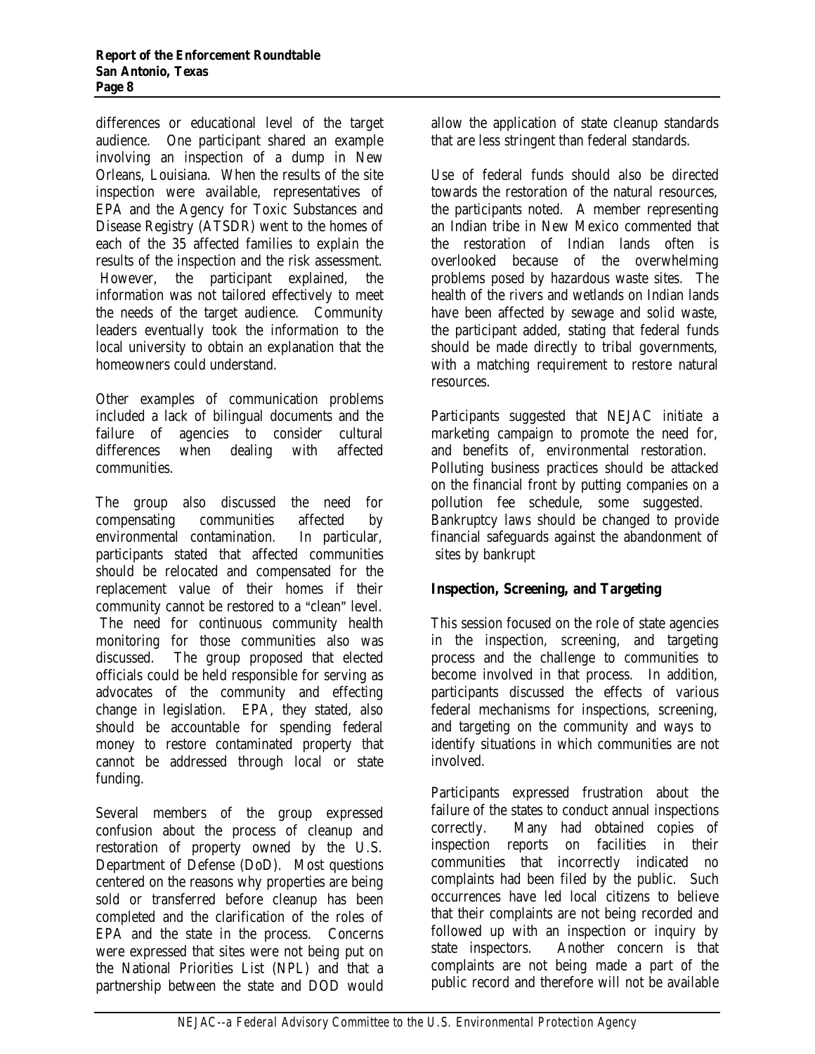differences or educational level of the target audience. One participant shared an example involving an inspection of a dump in New Orleans, Louisiana. When the results of the site inspection were available, representatives of EPA and the Agency for Toxic Substances and Disease Registry (ATSDR) went to the homes of each of the 35 affected families to explain the results of the inspection and the risk assessment. However, the participant explained, the information was not tailored effectively to meet the needs of the target audience. Community leaders eventually took the information to the local university to obtain an explanation that the homeowners could understand.

Other examples of communication problems included a lack of bilingual documents and the failure of agencies to consider cultural differences when dealing with affected communities.

The group also discussed the need for compensating communities affected by environmental contamination. In particular, participants stated that affected communities should be relocated and compensated for the replacement value of their homes if their community cannot be restored to a "clean" level. The need for continuous community health monitoring for those communities also was discussed. The group proposed that elected officials could be held responsible for serving as advocates of the community and effecting change in legislation. EPA, they stated, also should be accountable for spending federal money to restore contaminated property that cannot be addressed through local or state funding.

Several members of the group expressed confusion about the process of cleanup and restoration of property owned by the U.S. Department of Defense (DoD). Most questions centered on the reasons why properties are being sold or transferred before cleanup has been completed and the clarification of the roles of EPA and the state in the process. Concerns were expressed that sites were not being put on the National Priorities List (NPL) and that a partnership between the state and DOD would allow the application of state cleanup standards that are less stringent than federal standards.

Use of federal funds should also be directed towards the restoration of the natural resources, the participants noted. A member representing an Indian tribe in New Mexico commented that the restoration of Indian lands often is overlooked because of the overwhelming problems posed by hazardous waste sites. The health of the rivers and wetlands on Indian lands have been affected by sewage and solid waste, the participant added, stating that federal funds should be made directly to tribal governments, with a matching requirement to restore natural resources.

Participants suggested that NEJAC initiate a marketing campaign to promote the need for, and benefits of, environmental restoration. Polluting business practices should be attacked on the financial front by putting companies on a pollution fee schedule, some suggested. Bankruptcy laws should be changed to provide financial safeguards against the abandonment of sites by bankrupt

### Inspection, Screening, and Targeting

This session focused on the role of state agencies in the inspection, screening, and targeting process and the challenge to communities to become involved in that process. In addition, participants discussed the effects of various federal mechanisms for inspections, screening, and targeting on the community and ways to identify situations in which communities are not involved.

Participants expressed frustration about the failure of the states to conduct annual inspections correctly. Many had obtained copies of inspection reports on facilities in their communities that incorrectly indicated no complaints had been filed by the public. Such occurrences have led local citizens to believe that their complaints are not being recorded and followed up with an inspection or inquiry by state inspectors. Another concern is that complaints are not being made a part of the public record and therefore will not be available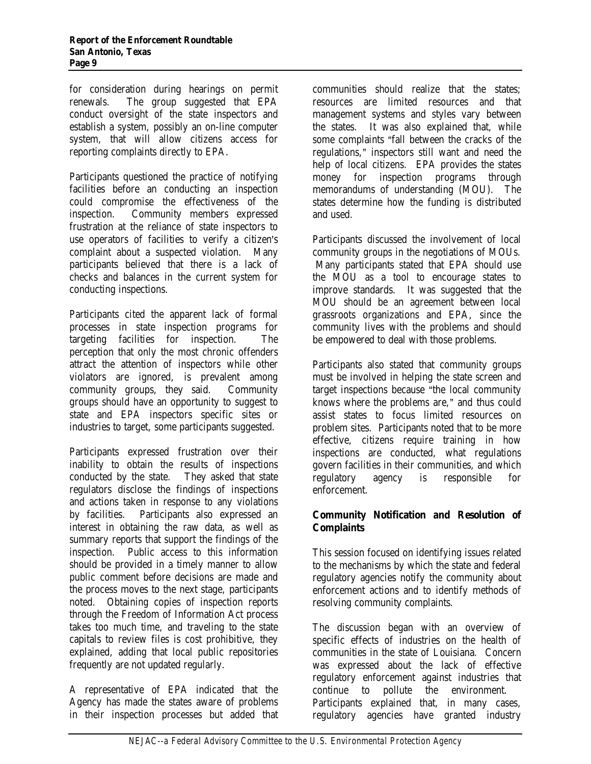for consideration during hearings on permit renewals. The group suggested that EPA conduct oversight of the state inspectors and establish a system, possibly an on-line computer system, that will allow citizens access for reporting complaints directly to EPA.

Participants questioned the practice of notifying facilities before an conducting an inspection could compromise the effectiveness of the inspection. Community members expressed frustration at the reliance of state inspectors to use operators of facilities to verify a citizen's complaint about a suspected violation. Many participants believed that there is a lack of checks and balances in the current system for conducting inspections.

Participants cited the apparent lack of formal processes in state inspection programs for targeting facilities for inspection. The perception that only the most chronic offenders attract the attention of inspectors while other violators are ignored, is prevalent among community groups, they said. Community groups should have an opportunity to suggest to state and EPA inspectors specific sites or industries to target, some participants suggested.

Participants expressed frustration over their inability to obtain the results of inspections conducted by the state. They asked that state regulators disclose the findings of inspections and actions taken in response to any violations by facilities. Participants also expressed an interest in obtaining the raw data, as well as summary reports that support the findings of the inspection. Public access to this information should be provided in a timely manner to allow public comment before decisions are made and the process moves to the next stage, participants noted. Obtaining copies of inspection reports through the Freedom of Information Act process takes too much time, and traveling to the state capitals to review files is cost prohibitive, they explained, adding that local public repositories frequently are not updated regularly.

A representative of EPA indicated that the Agency has made the states aware of problems in their inspection processes but added that communities should realize that the states; resources are limited resources and that management systems and styles vary between the states. It was also explained that, while some complaints "fall between the cracks of the regulations," inspectors still want and need the help of local citizens. EPA provides the states money for inspection programs through memorandums of understanding (MOU). The states determine how the funding is distributed and used.

Participants discussed the involvement of local community groups in the negotiations of MOUs. Many participants stated that EPA should use the MOU as a tool to encourage states to improve standards. It was suggested that the MOU should be an agreement between local grassroots organizations and EPA, since the community lives with the problems and should be empowered to deal with those problems.

Participants also stated that community groups must be involved in helping the state screen and target inspections because "the local community knows where the problems are," and thus could assist states to focus limited resources on problem sites. Participants noted that to be more effective, citizens require training in how inspections are conducted, what regulations govern facilities in their communities, and which regulatory agency is responsible for enforcement.

**Community Notification and Resolution of Complaints**

This session focused on identifying issues related to the mechanisms by which the state and federal regulatory agencies notify the community about enforcement actions and to identify methods of resolving community complaints.

The discussion began with an overview of specific effects of industries on the health of communities in the state of Louisiana. Concern was expressed about the lack of effective regulatory enforcement against industries that continue to pollute the environment. Participants explained that, in many cases, regulatory agencies have granted industry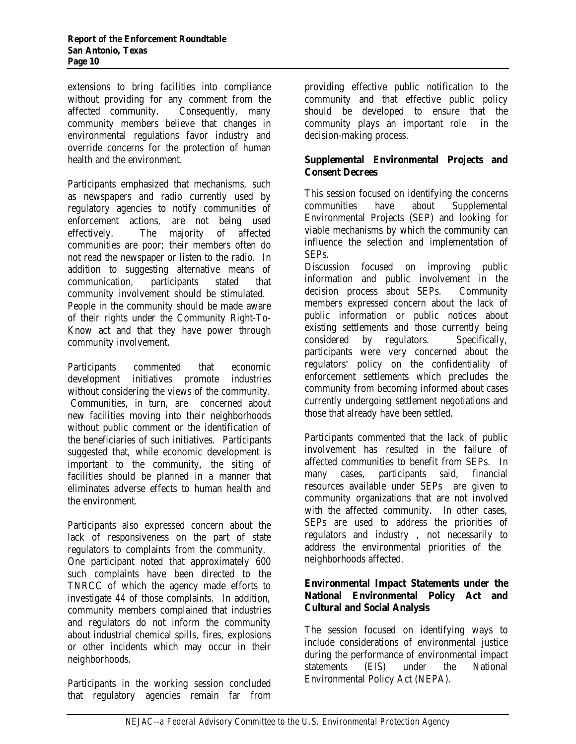extensions to bring facilities into compliance without providing for any comment from the affected community. Consequently, many community members believe that changes in environmental regulations favor industry and override concerns for the protection of human health and the environment.

Participants emphasized that mechanisms, such as newspapers and radio currently used by regulatory agencies to notify communities of enforcement actions, are not being used effectively. The majority of affected communities are poor; their members often do not read the newspaper or listen to the radio. In addition to suggesting alternative means of communication, participants stated that community involvement should be stimulated. People in the community should be made aware of their rights under the Community Right-To-Know act and that they have power through community involvement.

Participants commented that economic development initiatives promote industries without considering the views of the community. Communities, in turn, are concerned about new facilities moving into their neighborhoods without public comment or the identification of the beneficiaries of such initiatives. Participants suggested that, while economic development is important to the community, the siting of facilities should be planned in a manner that eliminates adverse effects to human health and the environment.

Participants also expressed concern about the lack of responsiveness on the part of state regulators to complaints from the community. One participant noted that approximately 600 such complaints have been directed to the TNRCC of which the agency made efforts to investigate 44 of those complaints. In addition, community members complained that industries and regulators do not inform the community about industrial chemical spills, fires, explosions or other incidents which may occur in their neighborhoods.

Participants in the working session concluded that regulatory agencies remain far from providing effective public notification to the community and that effective public policy should be developed to ensure that the community plays an important role in the decision-making process.

**Supplemental Environmental Projects and Consent Decrees**

This session focused on identifying the concerns communities have about Supplemental Environmental Projects (SEP) and looking for viable mechanisms by which the community can influence the selection and implementation of SEPs.

Discussion focused on improving public information and public involvement in the decision process about SEPs. Community members expressed concern about the lack of public information or public notices about existing settlements and those currently being considered by regulators. Specifically, participants were very concerned about the regulators' policy on the confidentiality of enforcement settlements which precludes the community from becoming informed about cases currently undergoing settlement negotiations and those that already have been settled.

Participants commented that the lack of public involvement has resulted in the failure of affected communities to benefit from SEPs. In many cases, participants said, financial resources available under SEPs are given to community organizations that are not involved with the affected community. In other cases, SEPs are used to address the priorities of regulators and industry , not necessarily to address the environmental priorities of the neighborhoods affected.

**Environmental Impact Statements under the National Environmental Policy Act and Cultural and Social Analysis**

The session focused on identifying ways to include considerations of environmental justice during the performance of environmental impact statements (EIS) under the National Environmental Policy Act (NEPA).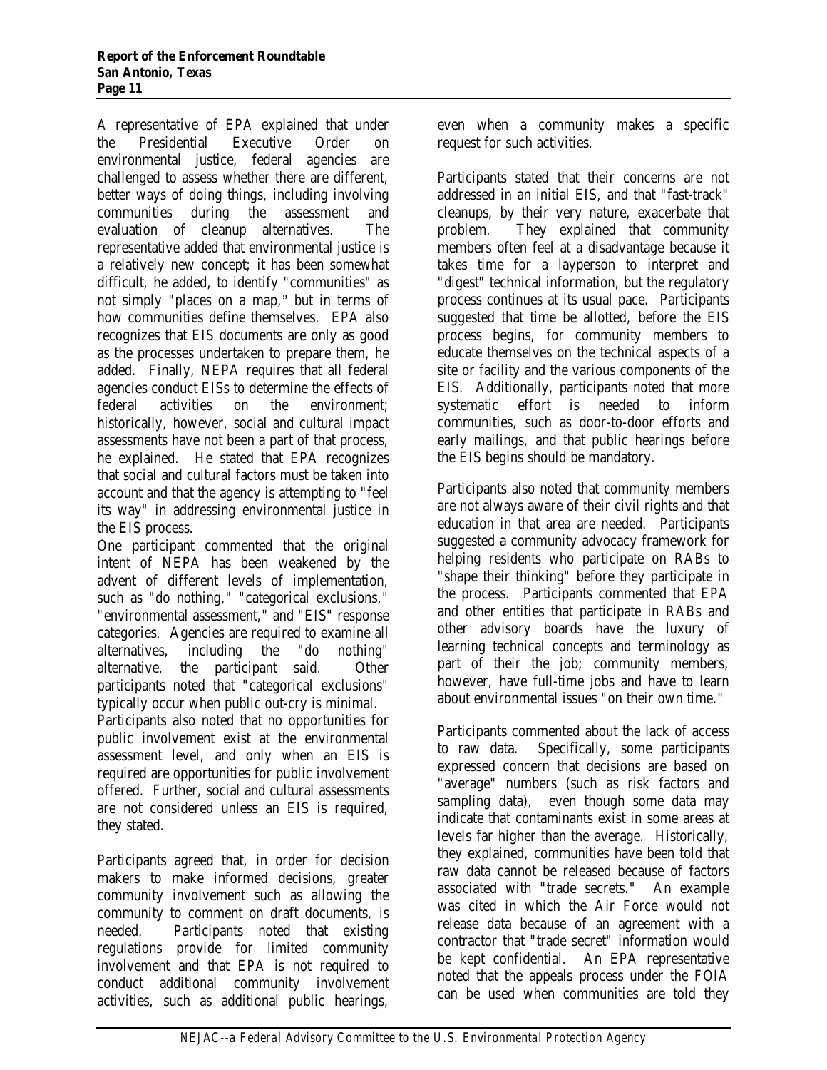A representative of EPA explained that under the Presidential Executive Order on environmental justice, federal agencies are challenged to assess whether there are different, better ways of doing things, including involving communities during the assessment and evaluation of cleanup alternatives. The representative added that environmental justice is a relatively new concept; it has been somewhat difficult, he added, to identify "communities" as not simply "places on a map," but in terms of how communities define themselves. EPA also recognizes that EIS documents are only as good as the processes undertaken to prepare them, he added. Finally, NEPA requires that all federal agencies conduct EISs to determine the effects of federal activities on the environment; historically, however, social and cultural impact assessments have not been a part of that process, he explained. He stated that EPA recognizes that social and cultural factors must be taken into account and that the agency is attempting to "feel its way" in addressing environmental justice in the EIS process.

One participant commented that the original intent of NEPA has been weakened by the advent of different levels of implementation, such as "do nothing," "categorical exclusions," "environmental assessment," and "EIS" response categories. Agencies are required to examine all alternatives, including the "do nothing" alternative, the participant said. Other participants noted that "categorical exclusions" typically occur when public out-cry is minimal.

Participants also noted that no opportunities for public involvement exist at the environmental assessment level, and only when an EIS is required are opportunities for public involvement offered. Further, social and cultural assessments are not considered unless an EIS is required, they stated.

Participants agreed that, in order for decision makers to make informed decisions, greater community involvement such as allowing the community to comment on draft documents, is needed. Participants noted that existing regulations provide for limited community involvement and that EPA is not required to conduct additional community involvement activities, such as additional public hearings, even when a community makes a specific request for such activities.

Participants stated that their concerns are not addressed in an initial EIS, and that "fast-track" cleanups, by their very nature, exacerbate that problem. They explained that community members often feel at a disadvantage because it takes time for a layperson to interpret and "digest" technical information, but the regulatory process continues at its usual pace. Participants suggested that time be allotted, before the EIS process begins, for community members to educate themselves on the technical aspects of a site or facility and the various components of the EIS. Additionally, participants noted that more systematic effort is needed to inform communities, such as door-to-door efforts and early mailings, and that public hearings before the EIS begins should be mandatory.

Participants also noted that community members are not always aware of their civil rights and that education in that area are needed. Participants suggested a community advocacy framework for helping residents who participate on RABs to "shape their thinking" before they participate in the process. Participants commented that EPA and other entities that participate in RABs and other advisory boards have the luxury of learning technical concepts and terminology as part of their the job; community members, however, have full-time jobs and have to learn about environmental issues "on their own time."

Participants commented about the lack of access to raw data. Specifically, some participants expressed concern that decisions are based on "average" numbers (such as risk factors and sampling data), even though some data may indicate that contaminants exist in some areas at levels far higher than the average. Historically, they explained, communities have been told that raw data cannot be released because of factors associated with "trade secrets." An example was cited in which the Air Force would not release data because of an agreement with a contractor that "trade secret" information would be kept confidential. An EPA representative noted that the appeals process under the FOIA can be used when communities are told they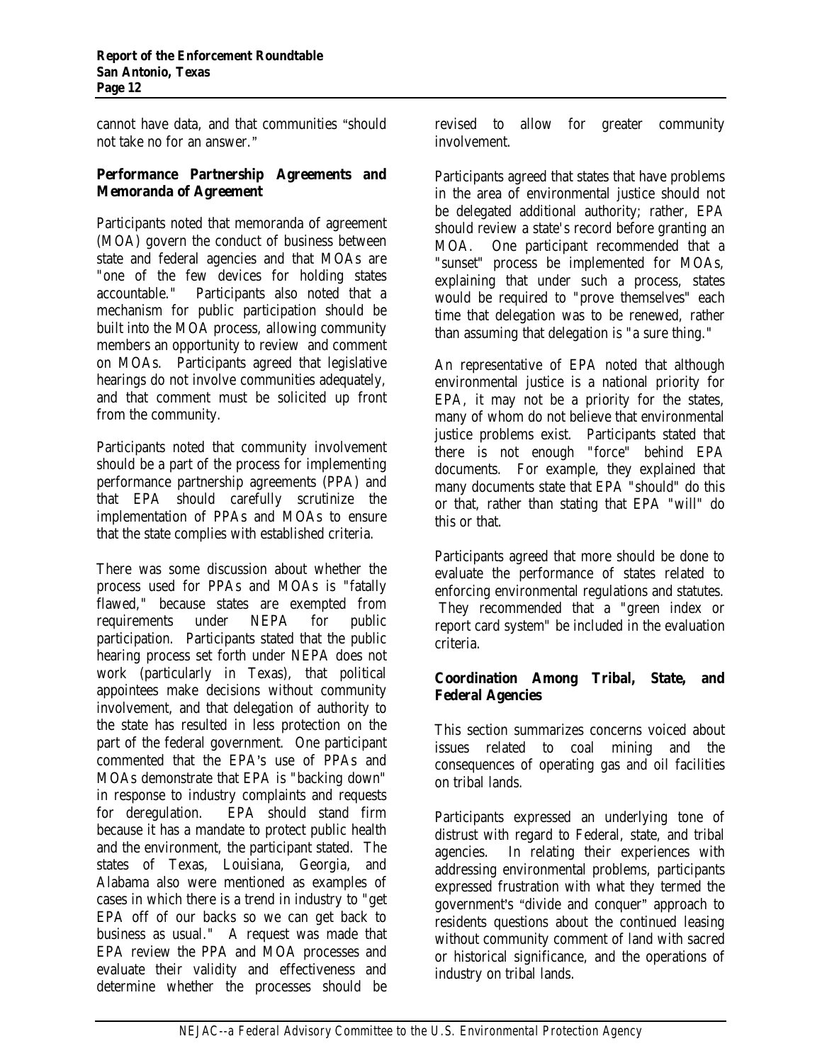cannot have data, and that communities "should not take no for an answer."

**Performance Partnership Agreements and Memoranda of Agreement**

Participants noted that memoranda of agreement (MOA) govern the conduct of business between state and federal agencies and that MOAs are "one of the few devices for holding states accountable." Participants also noted that a mechanism for public participation should be built into the MOA process, allowing community members an opportunity to review and comment on MOAs. Participants agreed that legislative hearings do not involve communities adequately, and that comment must be solicited up front from the community.

Participants noted that community involvement should be a part of the process for implementing performance partnership agreements (PPA) and that EPA should carefully scrutinize the implementation of PPAs and MOAs to ensure that the state complies with established criteria.

There was some discussion about whether the process used for PPAs and MOAs is "fatally flawed," because states are exempted from requirements under NEPA for public participation. Participants stated that the public hearing process set forth under NEPA does not work (particularly in Texas), that political appointees make decisions without community involvement, and that delegation of authority to the state has resulted in less protection on the part of the federal government. One participant commented that the EPA's use of PPAs and MOAs demonstrate that EPA is "backing down" in response to industry complaints and requests for deregulation. EPA should stand firm because it has a mandate to protect public health and the environment, the participant stated. The states of Texas, Louisiana, Georgia, and Alabama also were mentioned as examples of cases in which there is a trend in industry to "get EPA off of our backs so we can get back to business as usual." A request was made that EPA review the PPA and MOA processes and evaluate their validity and effectiveness and determine whether the processes should be revised to allow for greater community involvement.

Participants agreed that states that have problems in the area of environmental justice should not be delegated additional authority; rather, EPA should review a state's record before granting an MOA. One participant recommended that a "sunset" process be implemented for MOAs, explaining that under such a process, states would be required to "prove themselves" each time that delegation was to be renewed, rather than assuming that delegation is "a sure thing."

An representative of EPA noted that although environmental justice is a national priority for EPA, it may not be a priority for the states, many of whom do not believe that environmental justice problems exist. Participants stated that there is not enough "force" behind EPA documents. For example, they explained that many documents state that EPA "should" do this or that, rather than stating that EPA "will" do this or that.

Participants agreed that more should be done to evaluate the performance of states related to enforcing environmental regulations and statutes. They recommended that a "green index or report card system" be included in the evaluation criteria.

**Coordination Among Tribal, State, and Federal Agencies**

This section summarizes concerns voiced about issues related to coal mining and the consequences of operating gas and oil facilities on tribal lands.

Participants expressed an underlying tone of distrust with regard to Federal, state, and tribal agencies. In relating their experiences with addressing environmental problems, participants expressed frustration with what they termed the government's "divide and conquer" approach to residents questions about the continued leasing without community comment of land with sacred or historical significance, and the operations of industry on tribal lands.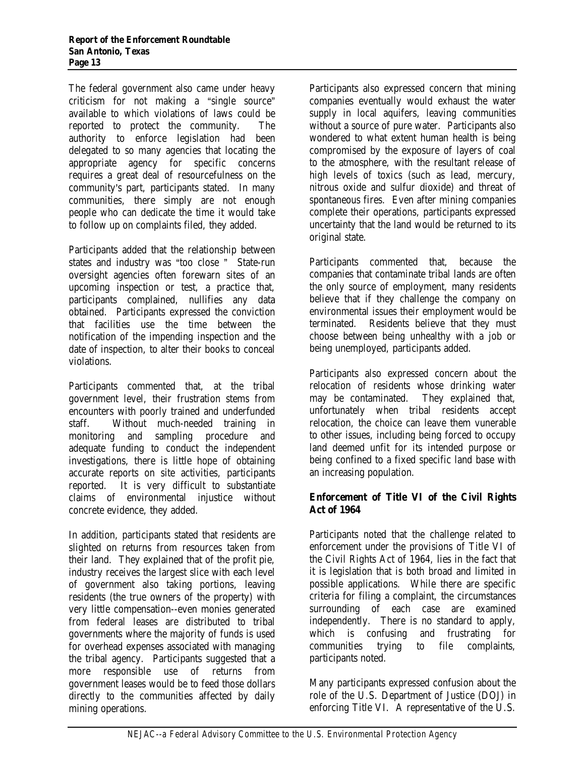The federal government also came under heavy criticism for not making a "single source" available to which violations of laws could be reported to protect the community. The authority to enforce legislation had been delegated to so many agencies that locating the appropriate agency for specific concerns requires a great deal of resourcefulness on the community's part, participants stated. In many communities, there simply are not enough people who can dedicate the time it would take to follow up on complaints filed, they added.

Participants added that the relationship between states and industry was "too close " State-run oversight agencies often forewarn sites of an upcoming inspection or test, a practice that, participants complained, nullifies any data obtained. Participants expressed the conviction that facilities use the time between the notification of the impending inspection and the date of inspection, to alter their books to conceal violations.

Participants commented that, at the tribal government level, their frustration stems from encounters with poorly trained and underfunded staff. Without much-needed training in monitoring and sampling procedure and adequate funding to conduct the independent investigations, there is little hope of obtaining accurate reports on site activities, participants reported. It is very difficult to substantiate claims of environmental injustice without concrete evidence, they added.

In addition, participants stated that residents are slighted on returns from resources taken from their land. They explained that of the profit pie, industry receives the largest slice with each level of government also taking portions, leaving residents (the true owners of the property) with very little compensation--even monies generated from federal leases are distributed to tribal governments where the majority of funds is used for overhead expenses associated with managing the tribal agency. Participants suggested that a more responsible use of returns from government leases would be to feed those dollars directly to the communities affected by daily mining operations.

Participants also expressed concern that mining companies eventually would exhaust the water supply in local aquifers, leaving communities without a source of pure water. Participants also wondered to what extent human health is being compromised by the exposure of layers of coal to the atmosphere, with the resultant release of high levels of toxics (such as lead, mercury, nitrous oxide and sulfur dioxide) and threat of spontaneous fires. Even after mining companies complete their operations, participants expressed uncertainty that the land would be returned to its original state.

Participants commented that, because the companies that contaminate tribal lands are often the only source of employment, many residents believe that if they challenge the company on environmental issues their employment would be terminated. Residents believe that they must choose between being unhealthy with a job or being unemployed, participants added.

Participants also expressed concern about the relocation of residents whose drinking water may be contaminated. They explained that, unfortunately when tribal residents accept relocation, the choice can leave them vunerable to other issues, including being forced to occupy land deemed unfit for its intended purpose or being confined to a fixed specific land base with an increasing population.

### Enforcement of Title VI of the Civil Rights Act of 1964

Participants noted that the challenge related to enforcement under the provisions of Title VI of the Civil Rights Act of 1964, lies in the fact that it is legislation that is both broad and limited in possible applications. While there are specific criteria for filing a complaint, the circumstances surrounding of each case are examined independently. There is no standard to apply, which is confusing and frustrating for communities trying to file complaints, participants noted.

Many participants expressed confusion about the role of the U.S. Department of Justice (DOJ) in enforcing Title VI. A representative of the U.S.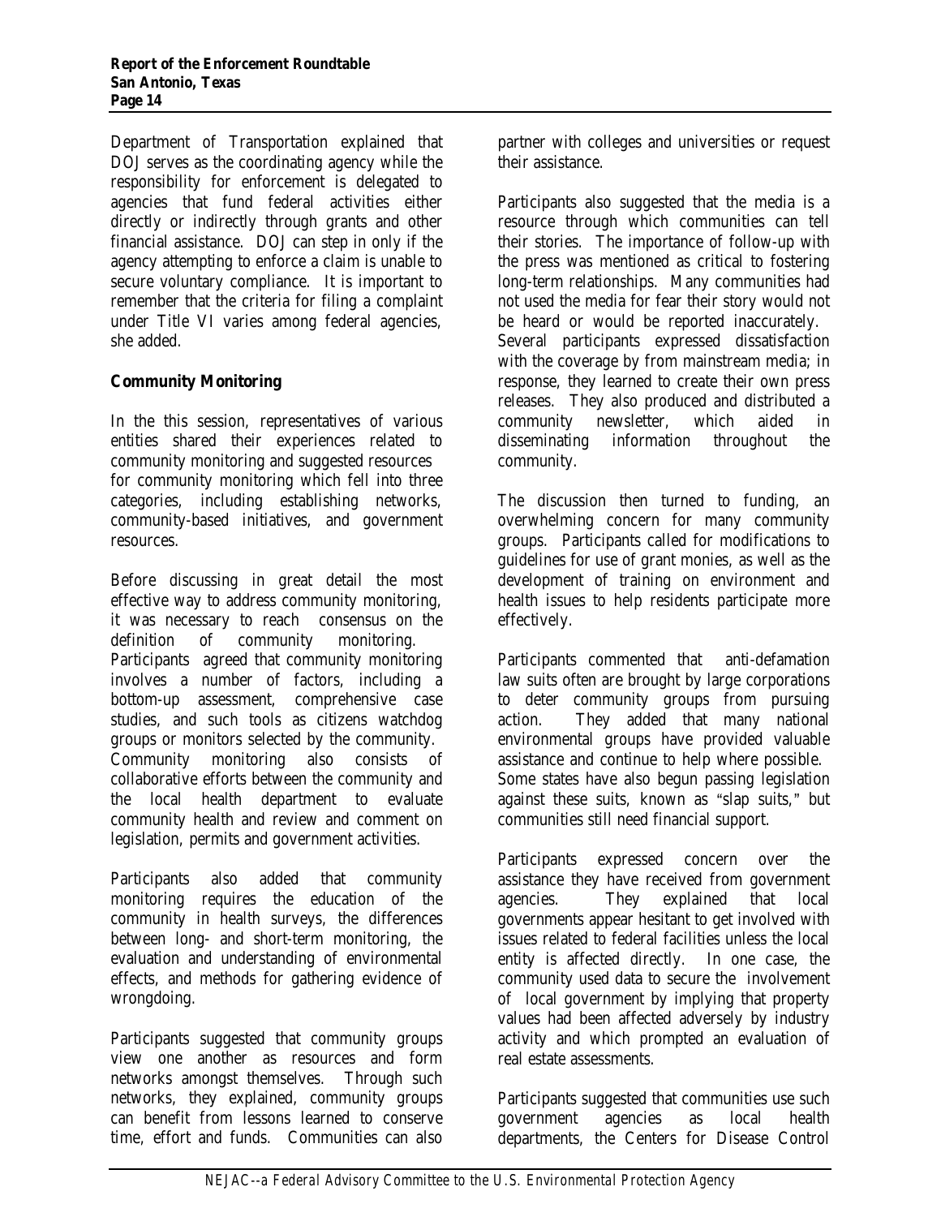Department of Transportation explained that DOJ serves as the coordinating agency while the responsibility for enforcement is delegated to agencies that fund federal activities either directly or indirectly through grants and other financial assistance. DOJ can step in only if the agency attempting to enforce a claim is unable to secure voluntary compliance. It is important to remember that the criteria for filing a complaint under Title VI varies among federal agencies, she added.

### Community Monitoring

In the this session, representatives of various entities shared their experiences related to community monitoring and suggested resources for community monitoring which fell into three categories, including establishing networks, community-based initiatives, and government resources.

Before discussing in great detail the most effective way to address community monitoring, it was necessary to reach consensus on the definition of community monitoring. Participants agreed that community monitoring involves a number of factors, including a bottom-up assessment, comprehensive case studies, and such tools as citizens watchdog groups or monitors selected by the community. Community monitoring also consists of collaborative efforts between the community and the local health department to evaluate community health and review and comment on legislation, permits and government activities.

Participants also added that community monitoring requires the education of the community in health surveys, the differences between long- and short-term monitoring, the evaluation and understanding of environmental effects, and methods for gathering evidence of wrongdoing.

Participants suggested that community groups view one another as resources and form networks amongst themselves. Through such networks, they explained, community groups can benefit from lessons learned to conserve time, effort and funds. Communities can also partner with colleges and universities or request their assistance.

Participants also suggested that the media is a resource through which communities can tell their stories. The importance of follow-up with the press was mentioned as critical to fostering long-term relationships. Many communities had not used the media for fear their story would not be heard or would be reported inaccurately. Several participants expressed dissatisfaction with the coverage by from mainstream media; in response, they learned to create their own press releases. They also produced and distributed a community newsletter, which aided in disseminating information throughout the community.

The discussion then turned to funding, an overwhelming concern for many community groups. Participants called for modifications to guidelines for use of grant monies, as well as the development of training on environment and health issues to help residents participate more effectively.

Participants commented that anti-defamation law suits often are brought by large corporations to deter community groups from pursuing action. They added that many national environmental groups have provided valuable assistance and continue to help where possible. Some states have also begun passing legislation against these suits, known as "slap suits," but communities still need financial support.

Participants expressed concern over the assistance they have received from government agencies. They explained that local governments appear hesitant to get involved with issues related to federal facilities unless the local entity is affected directly. In one case, the community used data to secure the involvement of local government by implying that property values had been affected adversely by industry activity and which prompted an evaluation of real estate assessments.

Participants suggested that communities use such government agencies as local health departments, the Centers for Disease Control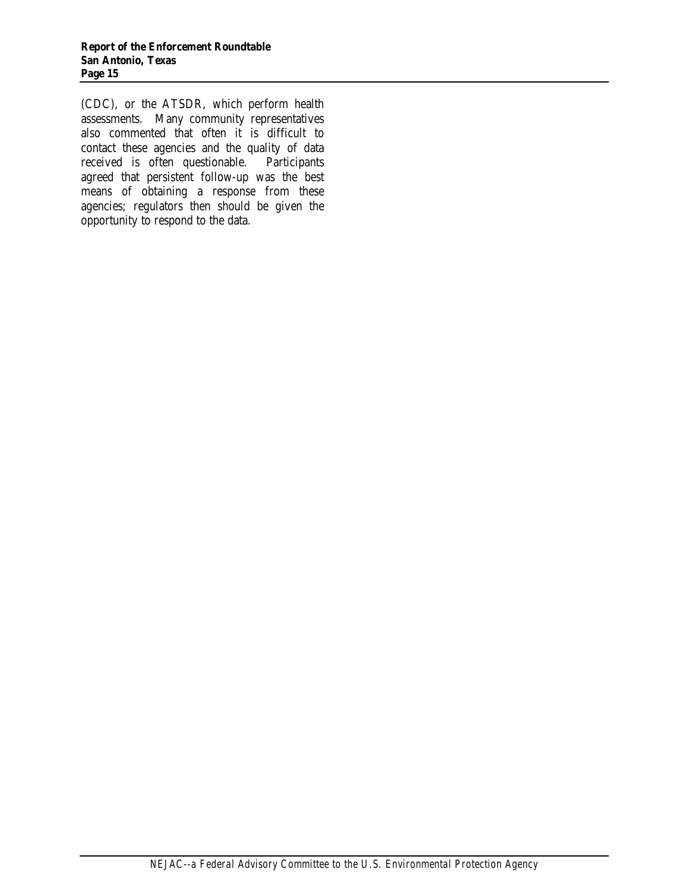(CDC), or the ATSDR, which perform health assessments. Many community representatives also commented that often it is difficult to contact these agencies and the quality of data received is often questionable. Participants agreed that persistent follow-up was the best means of obtaining a response from these agencies; regulators then should be given the opportunity to respond to the data.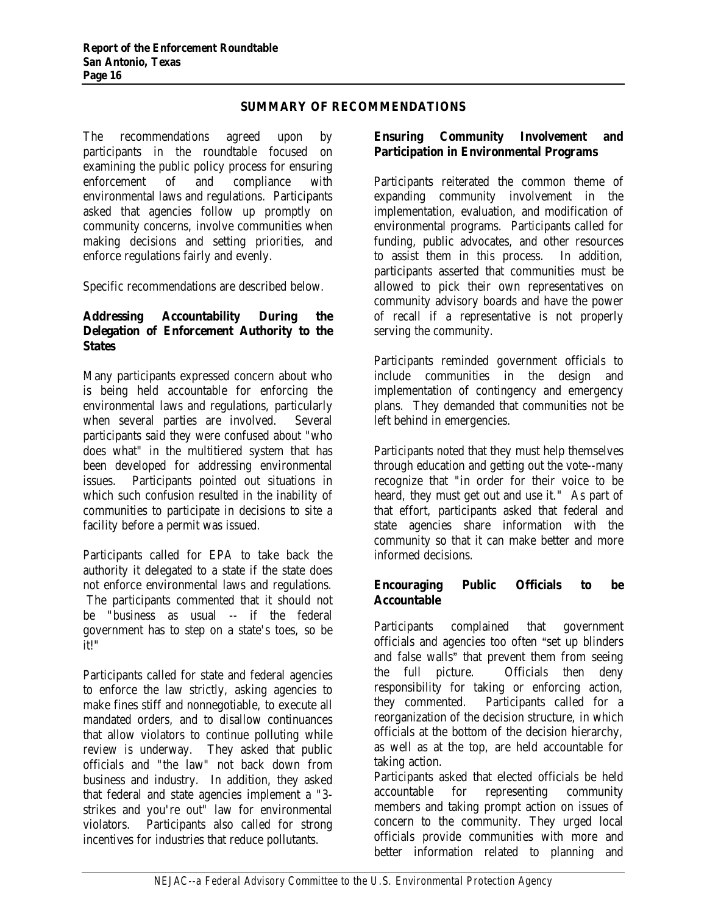## SUMMARY OF RECOMMENDATIONS

The recommendations agreed upon by participants in the roundtable focused on examining the public policy process for ensuring enforcement of and compliance with environmental laws and regulations. Participants asked that agencies follow up promptly on community concerns, involve communities when making decisions and setting priorities, and enforce regulations fairly and evenly.

Specific recommendations are described below.

**Addressing Accountability During the Delegation of Enforcement Authority to the States**

Many participants expressed concern about who is being held accountable for enforcing the environmental laws and regulations, particularly when several parties are involved. Several participants said they were confused about "who does what" in the multitiered system that has been developed for addressing environmental issues. Participants pointed out situations in which such confusion resulted in the inability of communities to participate in decisions to site a facility before a permit was issued.

Participants called for EPA to take back the authority it delegated to a state if the state does not enforce environmental laws and regulations. The participants commented that it should not be "business as usual -- if the federal government has to step on a state's toes, so be it!"

Participants called for state and federal agencies to enforce the law strictly, asking agencies to make fines stiff and nonnegotiable, to execute all mandated orders, and to disallow continuances that allow violators to continue polluting while review is underway. They asked that public officials and "the law" not back down from business and industry. In addition, they asked that federal and state agencies implement a "3-strikes and you're out" law for environmental violators. Participants also called for strong incentives for industries that reduce pollutants.

**Ensuring Community Involvement and Participation in Environmental Programs**

Participants reiterated the common theme of expanding community involvement in the implementation, evaluation, and modification of environmental programs. Participants called for funding, public advocates, and other resources to assist them in this process. In addition, participants asserted that communities must be allowed to pick their own representatives on community advisory boards and have the power of recall if a representative is not properly serving the community.

Participants reminded government officials to include communities in the design and implementation of contingency and emergency plans. They demanded that communities not be left behind in emergencies.

Participants noted that they must help themselves through education and getting out the vote--many recognize that "in order for their voice to be heard, they must get out and use it." As part of that effort, participants asked that federal and state agencies share information with the community so that it can make better and more informed decisions.

**Encouraging Public Officials to be Accountable**

Participants complained that government officials and agencies too often "set up blinders and false walls" that prevent them from seeing the full picture. Officials then deny responsibility for taking or enforcing action, they commented. Participants called for a reorganization of the decision structure, in which officials at the bottom of the decision hierarchy, as well as at the top, are held accountable for taking action.

Participants asked that elected officials be held accountable for representing community members and taking prompt action on issues of concern to the community. They urged local officials provide communities with more and better information related to planning and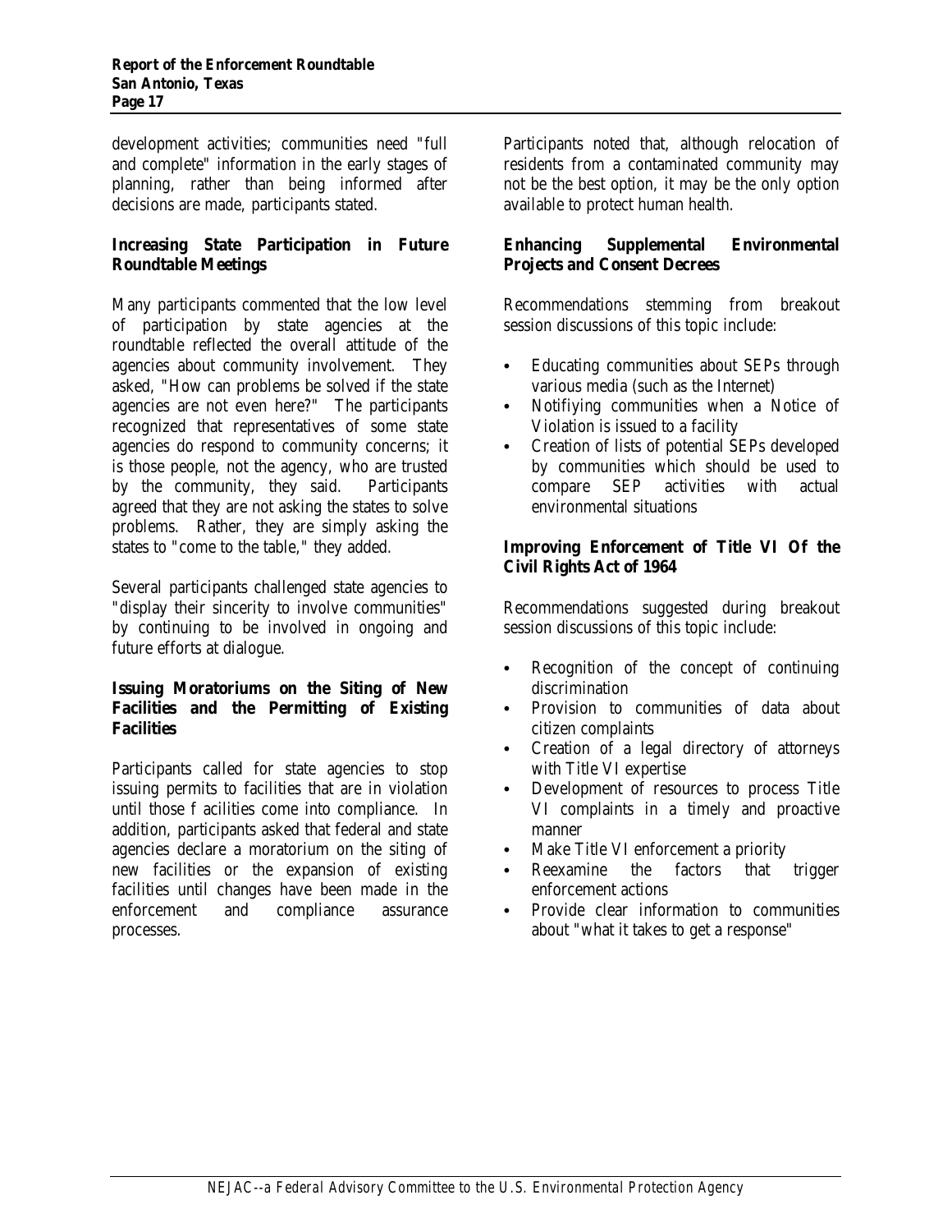development activities; communities need "full and complete" information in the early stages of planning, rather than being informed after decisions are made, participants stated.

### Increasing State Participation in Future Roundtable Meetings

Many participants commented that the low level of participation by state agencies at the roundtable reflected the overall attitude of the agencies about community involvement. They asked, "How can problems be solved if the state agencies are not even here?" The participants recognized that representatives of some state agencies do respond to community concerns; it is those people, not the agency, who are trusted by the community, they said. Participants agreed that they are not asking the states to solve problems. Rather, they are simply asking the states to "come to the table," they added.

Several participants challenged state agencies to "display their sincerity to involve communities" by continuing to be involved in ongoing and future efforts at dialogue.

### Issuing Moratoriums on the Siting of New Facilities and the Permitting of Existing Facilities

Participants called for state agencies to stop issuing permits to facilities that are in violation until those f acilities come into compliance. In addition, participants asked that federal and state agencies declare a moratorium on the siting of new facilities or the expansion of existing facilities until changes have been made in the enforcement and compliance assurance processes.

Participants noted that, although relocation of residents from a contaminated community may not be the best option, it may be the only option available to protect human health.

### Enhancing Supplemental Environmental Projects and Consent Decrees

Recommendations stemming from breakout session discussions of this topic include:

- Educating communities about SEPs through various media (such as the Internet)
- Notifiying communities when a Notice of Violation is issued to a facility
- Creation of lists of potential SEPs developed by communities which should be used to compare SEP activities with actual environmental situations

### Improving Enforcement of Title VI Of the Civil Rights Act of 1964

Recommendations suggested during breakout session discussions of this topic include:

- Recognition of the concept of continuing discrimination
- Provision to communities of data about citizen complaints
- Creation of a legal directory of attorneys with Title VI expertise
- Development of resources to process Title VI complaints in a timely and proactive manner
- Make Title VI enforcement a priority
- Reexamine the factors that trigger enforcement actions
- Provide clear information to communities about "what it takes to get a response"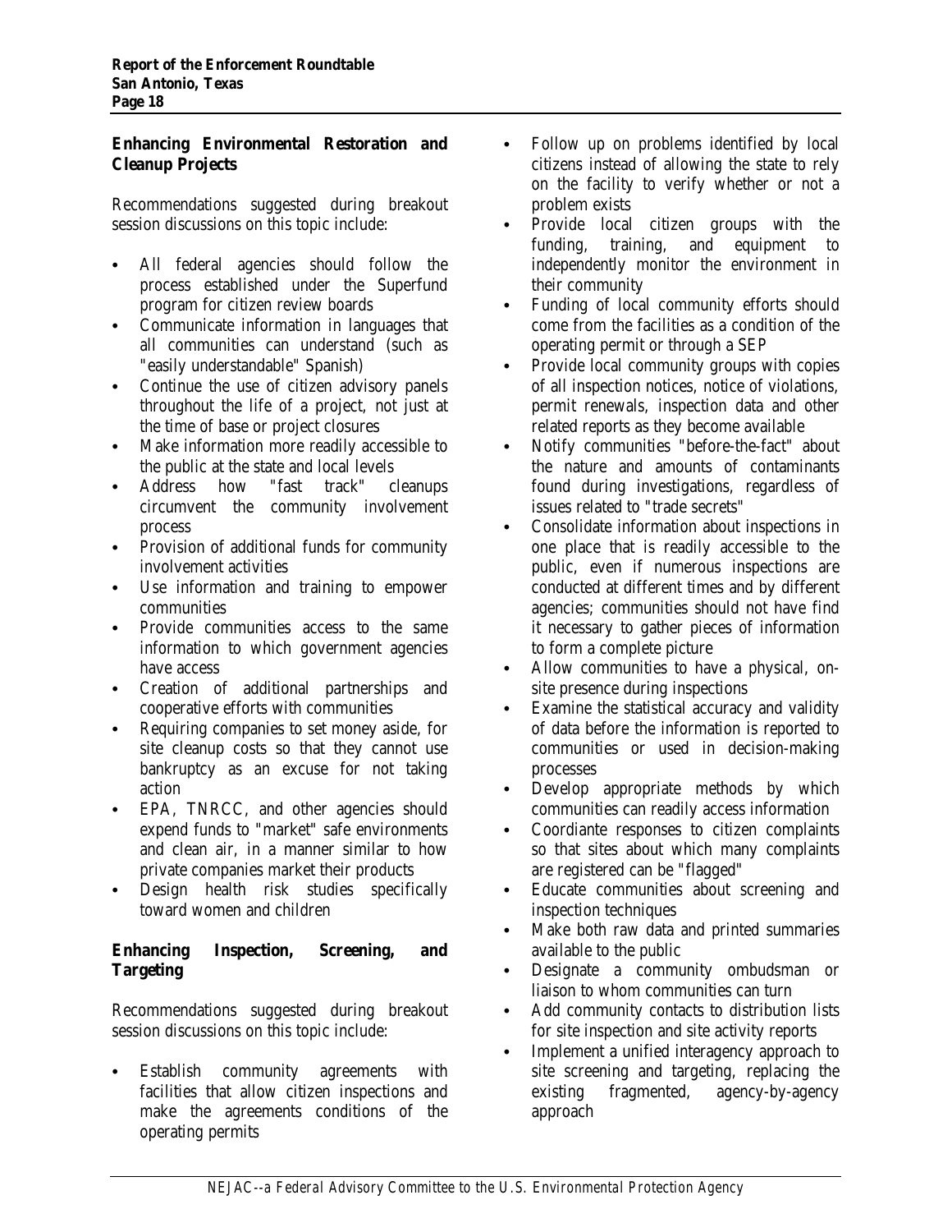**Enhancing Environmental Restoration and Cleanup Projects**

Recommendations suggested during breakout session discussions on this topic include:

- All federal agencies should follow the process established under the Superfund program for citizen review boards
- Communicate information in languages that all communities can understand (such as "easily understandable" Spanish)
- Continue the use of citizen advisory panels throughout the life of a project, not just at the time of base or project closures
- Make information more readily accessible to the public at the state and local levels
- Address how "fast track" cleanups circumvent the community involvement process
- Provision of additional funds for community involvement activities
- Use information and training to empower communities
- Provide communities access to the same information to which government agencies have access
- Creation of additional partnerships and cooperative efforts with communities
- Requiring companies to set money aside, for site cleanup costs so that they cannot use bankruptcy as an excuse for not taking action
- EPA, TNRCC, and other agencies should expend funds to "market" safe environments and clean air, in a manner similar to how private companies market their products
- Design health risk studies specifically toward women and children

**Enhancing Inspection, Screening, and Targeting**

Recommendations suggested during breakout session discussions on this topic include:

- Establish community agreements with facilities that allow citizen inspections and make the agreements conditions of the operating permits
- Follow up on problems identified by local citizens instead of allowing the state to rely on the facility to verify whether or not a problem exists
- Provide local citizen groups with the funding, training, and equipment to independently monitor the environment in their community
- Funding of local community efforts should come from the facilities as a condition of the operating permit or through a SEP
- Provide local community groups with copies of all inspection notices, notice of violations, permit renewals, inspection data and other related reports as they become available
- Notify communities "before-the-fact" about the nature and amounts of contaminants found during investigations, regardless of issues related to "trade secrets"
- Consolidate information about inspections in one place that is readily accessible to the public, even if numerous inspections are conducted at different times and by different agencies; communities should not have find it necessary to gather pieces of information to form a complete picture
- Allow communities to have a physical, on-site presence during inspections
- Examine the statistical accuracy and validity of data before the information is reported to communities or used in decision-making processes
- Develop appropriate methods by which communities can readily access information
- Coordiante responses to citizen complaints so that sites about which many complaints are registered can be "flagged"
- Educate communities about screening and inspection techniques
- Make both raw data and printed summaries available to the public
- Designate a community ombudsman or liaison to whom communities can turn
- Add community contacts to distribution lists for site inspection and site activity reports
- Implement a unified interagency approach to site screening and targeting, replacing the existing fragmented, agency-by-agency approach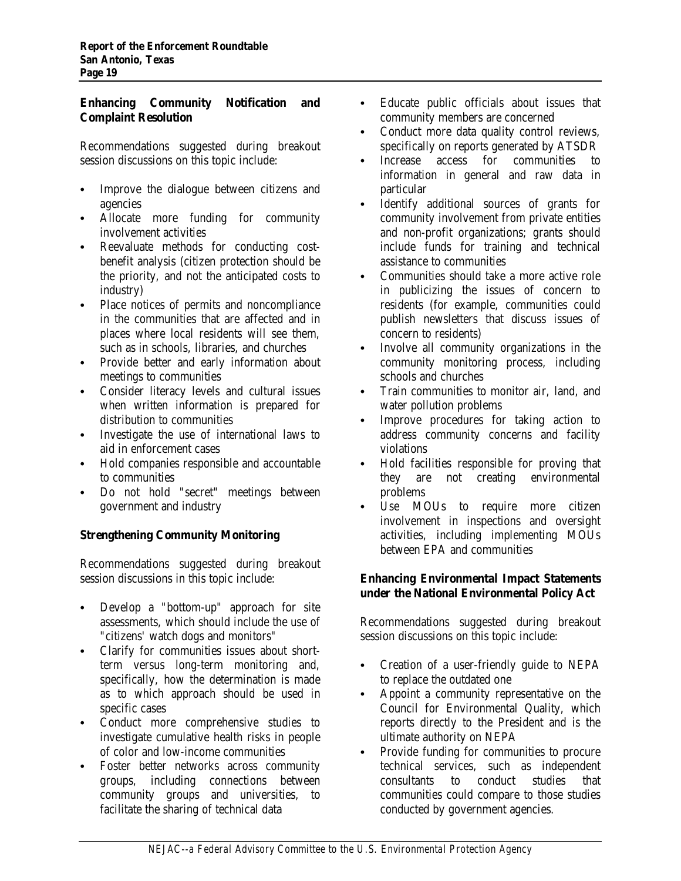### Enhancing Community Notification and Complaint Resolution

Recommendations suggested during breakout session discussions on this topic include:

- Improve the dialogue between citizens and agencies
- Allocate more funding for community involvement activities
- Reevaluate methods for conducting cost-benefit analysis (citizen protection should be the priority, and not the anticipated costs to industry)
- Place notices of permits and noncompliance in the communities that are affected and in places where local residents will see them, such as in schools, libraries, and churches
- Provide better and early information about meetings to communities
- Consider literacy levels and cultural issues when written information is prepared for distribution to communities
- Investigate the use of international laws to aid in enforcement cases
- Hold companies responsible and accountable to communities
- Do not hold "secret" meetings between government and industry

### Strengthening Community Monitoring

Recommendations suggested during breakout session discussions in this topic include:

- Develop a "bottom-up" approach for site assessments, which should include the use of "citizens' watch dogs and monitors"
- Clarify for communities issues about short-term versus long-term monitoring and, specifically, how the determination is made as to which approach should be used in specific cases
- Conduct more comprehensive studies to investigate cumulative health risks in people of color and low-income communities
- Foster better networks across community groups, including connections between community groups and universities, to facilitate the sharing of technical data
- Educate public officials about issues that community members are concerned
- Conduct more data quality control reviews, specifically on reports generated by ATSDR
- Increase access for communities to information in general and raw data in particular
- Identify additional sources of grants for community involvement from private entities and non-profit organizations; grants should include funds for training and technical assistance to communities
- Communities should take a more active role in publicizing the issues of concern to residents (for example, communities could publish newsletters that discuss issues of concern to residents)
- Involve all community organizations in the community monitoring process, including schools and churches
- Train communities to monitor air, land, and water pollution problems
- Improve procedures for taking action to address community concerns and facility violations
- Hold facilities responsible for proving that they are not creating environmental problems
- Use MOUs to require more citizen involvement in inspections and oversight activities, including implementing MOUs between EPA and communities

### Enhancing Environmental Impact Statements under the National Environmental Policy Act

Recommendations suggested during breakout session discussions on this topic include:

- Creation of a user-friendly guide to NEPA to replace the outdated one
- Appoint a community representative on the Council for Environmental Quality, which reports directly to the President and is the ultimate authority on NEPA
- Provide funding for communities to procure technical services, such as independent consultants to conduct studies that communities could compare to those studies conducted by government agencies.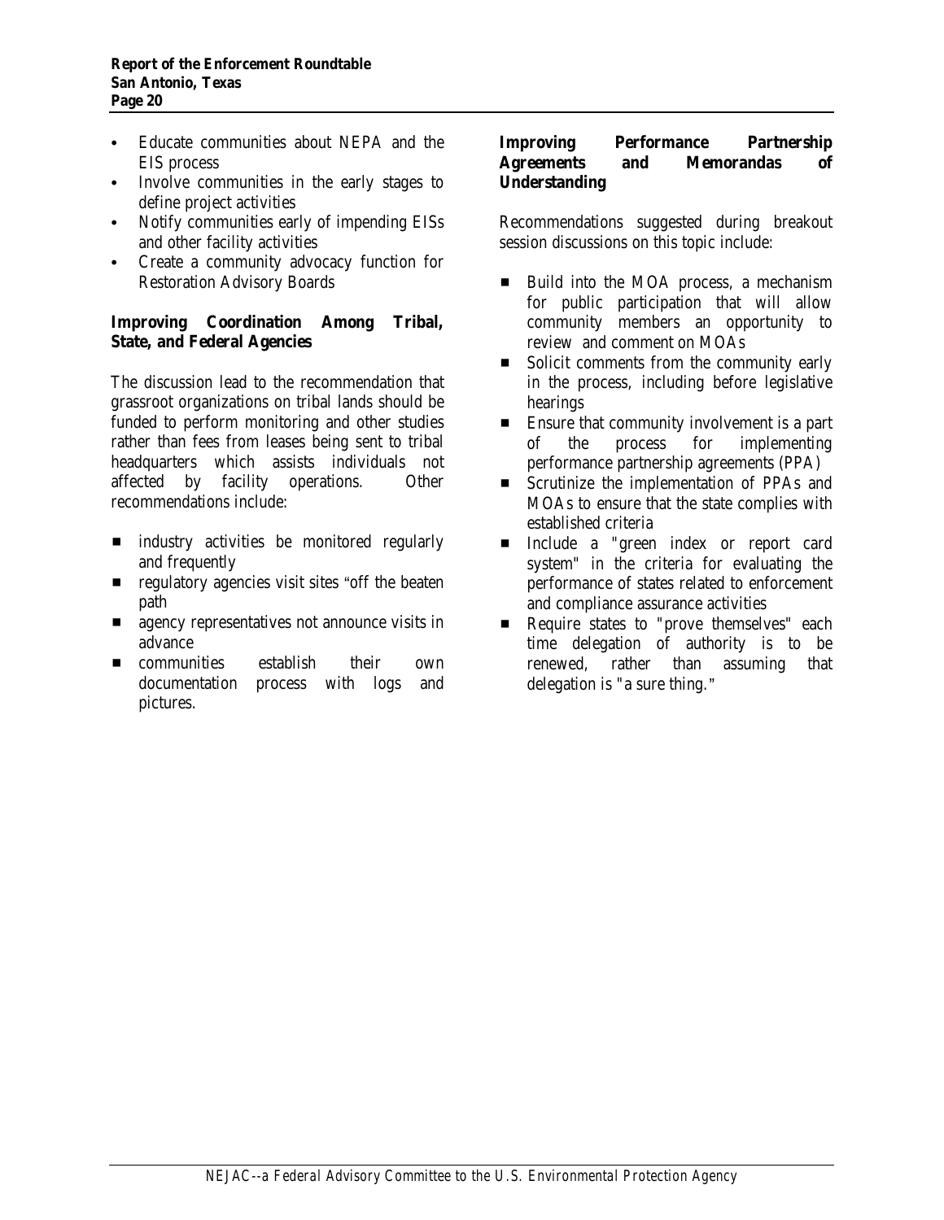- Educate communities about NEPA and the EIS process
- Involve communities in the early stages to define project activities
- Notify communities early of impending EISs and other facility activities
- Create a community advocacy function for Restoration Advisory Boards

**Improving Coordination Among Tribal, State, and Federal Agencies**

The discussion lead to the recommendation that grassroot organizations on tribal lands should be funded to perform monitoring and other studies rather than fees from leases being sent to tribal headquarters which assists individuals not affected by facility operations. Other recommendations include:

- industry activities be monitored regularly and frequently
- regulatory agencies visit sites "off the beaten path
- agency representatives not announce visits in advance
- communities establish their own documentation process with logs and pictures.

**Improving Performance Partnership Agreements and Memorandas of Understanding**

Recommendations suggested during breakout session discussions on this topic include:

- Build into the MOA process, a mechanism for public participation that will allow community members an opportunity to review and comment on MOAs
- Solicit comments from the community early in the process, including before legislative hearings
- Ensure that community involvement is a part of the process for implementing performance partnership agreements (PPA)
- Scrutinize the implementation of PPAs and MOAs to ensure that the state complies with established criteria
- Include a "green index or report card system" in the criteria for evaluating the performance of states related to enforcement and compliance assurance activities
- Require states to "prove themselves" each time delegation of authority is to be renewed, rather than assuming that delegation is "a sure thing."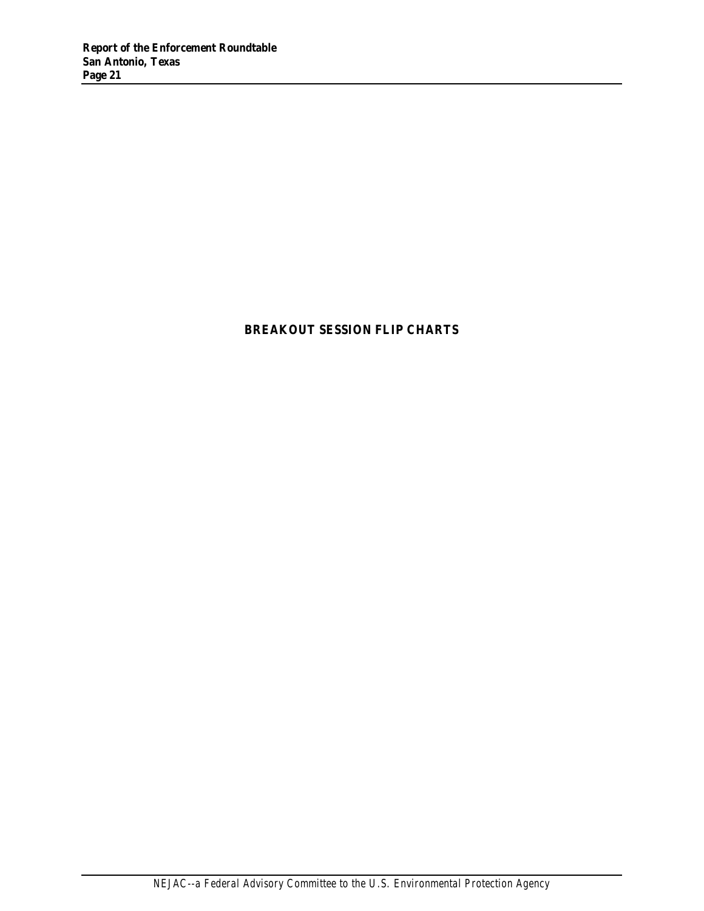# BREAKOUT SESSION FLIP CHARTS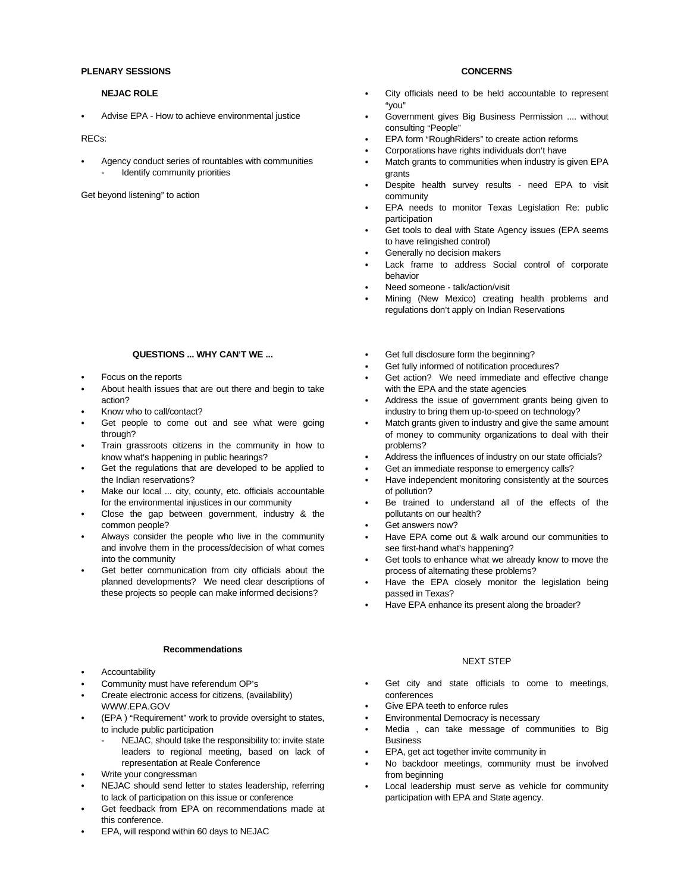## PLENARY SESSIONS

### NEJAC ROLE

- Advise EPA - How to achieve environmental justice

RECs:

- Agency conduct series of rountables with communities
  - Identify community priorities

Get beyond listening" to action

### CONCERNS

- City officials need to be held accountable to represent "you"
- Government gives Big Business Permission .... without consulting "People"
- EPA form "RoughRiders" to create action reforms
- Corporations have rights individuals don't have
- Match grants to communities when industry is given EPA grants
- Despite health survey results - need EPA to visit community
- EPA needs to monitor Texas Legislation Re: public participation
- Get tools to deal with State Agency issues (EPA seems to have relingished control)
- Generally no decision makers
- Lack frame to address Social control of corporate behavior
- Need someone - talk/action/visit
- Mining (New Mexico) creating health problems and regulations don't apply on Indian Reservations

### QUESTIONS ... WHY CAN'T WE ...

- Focus on the reports
- About health issues that are out there and begin to take action?
- Know who to call/contact?
- Get people to come out and see what were going through?
- Train grassroots citizens in the community in how to know what's happening in public hearings?
- Get the regulations that are developed to be applied to the Indian reservations?
- Make our local ... city, county, etc. officials accountable for the environmental injustices in our community
- Close the gap between government, industry & the common people?
- Always consider the people who live in the community and involve them in the process/decision of what comes into the community
- Get better communication from city officials about the planned developments? We need clear descriptions of these projects so people can make informed decisions?
- Get full disclosure form the beginning?
- Get fully informed of notification procedures?
- Get action? We need immediate and effective change with the EPA and the state agencies
- Address the issue of government grants being given to industry to bring them up-to-speed on technology?
- Match grants given to industry and give the same amount of money to community organizations to deal with their problems?
- Address the influences of industry on our state officials?
- Get an immediate response to emergency calls?
- Have independent monitoring consistently at the sources of pollution?
- Be trained to understand all of the effects of the pollutants on our health?
- Get answers now?
- Have EPA come out & walk around our communities to see first-hand what's happening?
- Get tools to enhance what we already know to move the process of alternating these problems?
- Have the EPA closely monitor the legislation being passed in Texas?
- Have EPA enhance its present along the broader?

### Recommendations

- Accountability
- Community must have referendum OP's
- Create electronic access for citizens, (availability) WWW.EPA.GOV
- (EPA ) "Requirement" work to provide oversight to states, to include public participation
  - NEJAC, should take the responsibility to: invite state leaders to regional meeting, based on lack of representation at Reale Conference
- Write your congressman
- NEJAC should send letter to states leadership, referring to lack of participation on this issue or conference
- Get feedback from EPA on recommendations made at this conference.
- EPA, will respond within 60 days to NEJAC

### NEXT STEP

- Get city and state officials to come to meetings, conferences
- Give EPA teeth to enforce rules
- Environmental Democracy is necessary
- Media , can take message of communities to Big Business
- EPA, get act together invite community in
- No backdoor meetings, community must be involved from beginning
- Local leadership must serve as vehicle for community participation with EPA and State agency.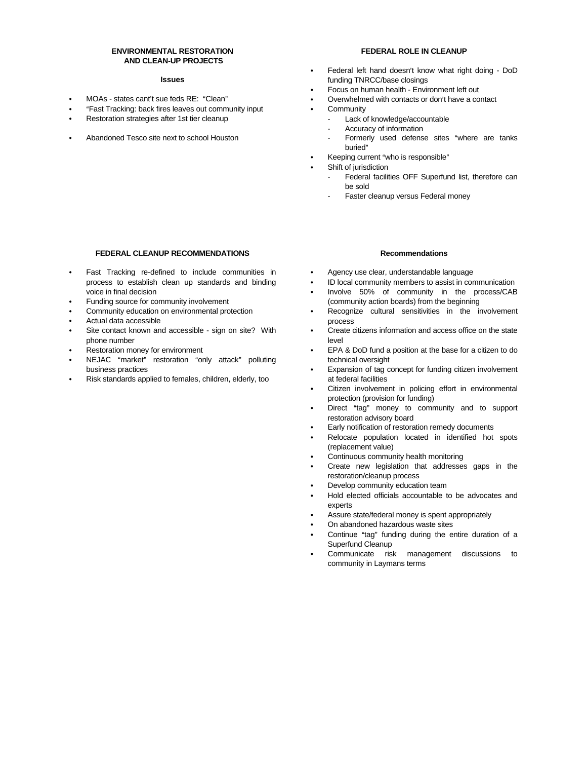### ENVIRONMENTAL RESTORATION AND CLEAN-UP PROJECTS

#### Issues

- MOAs - states cant't sue feds RE: "Clean"
- "Fast Tracking: back fires leaves out community input
- Restoration strategies after 1st tier cleanup
- Abandoned Tesco site next to school Houston

### FEDERAL ROLE IN CLEANUP

- Federal left hand doesn't know what right doing - DoD funding TNRCC/base closings
- Focus on human health - Environment left out
- Overwhelmed with contacts or don't have a contact
- Community
  - Lack of knowledge/accountable
  - Accuracy of information
  - Formerly used defense sites "where are tanks buried"
- Keeping current "who is responsible"
- Shift of jurisdiction
  - Federal facilities OFF Superfund list, therefore can be sold
  - Faster cleanup versus Federal money

### FEDERAL CLEANUP RECOMMENDATIONS

- Fast Tracking re-defined to include communities in process to establish clean up standards and binding voice in final decision
- Funding source for community involvement
- Community education on environmental protection
- Actual data accessible
- Site contact known and accessible - sign on site? With phone number
- Restoration money for environment
- NEJAC "market" restoration "only attack" polluting business practices
- Risk standards applied to females, children, elderly, too

#### Recommendations

- Agency use clear, understandable language
- ID local community members to assist in communication
- Involve 50% of community in the process/CAB (community action boards) from the beginning
- Recognize cultural sensitivities in the involvement process
- Create citizens information and access office on the state level
- EPA & DoD fund a position at the base for a citizen to do technical oversight
- Expansion of tag concept for funding citizen involvement at federal facilities
- Citizen involvement in policing effort in environmental protection (provision for funding)
- Direct "tag" money to community and to support restoration advisory board
- Early notification of restoration remedy documents
- Relocate population located in identified hot spots (replacement value)
- Continuous community health monitoring
- Create new legislation that addresses gaps in the restoration/cleanup process
- Develop community education team
- Hold elected officials accountable to be advocates and experts
- Assure state/federal money is spent appropriately
- On abandoned hazardous waste sites
- Continue "tag" funding during the entire duration of a Superfund Cleanup
- Communicate risk management discussions to community in Laymans terms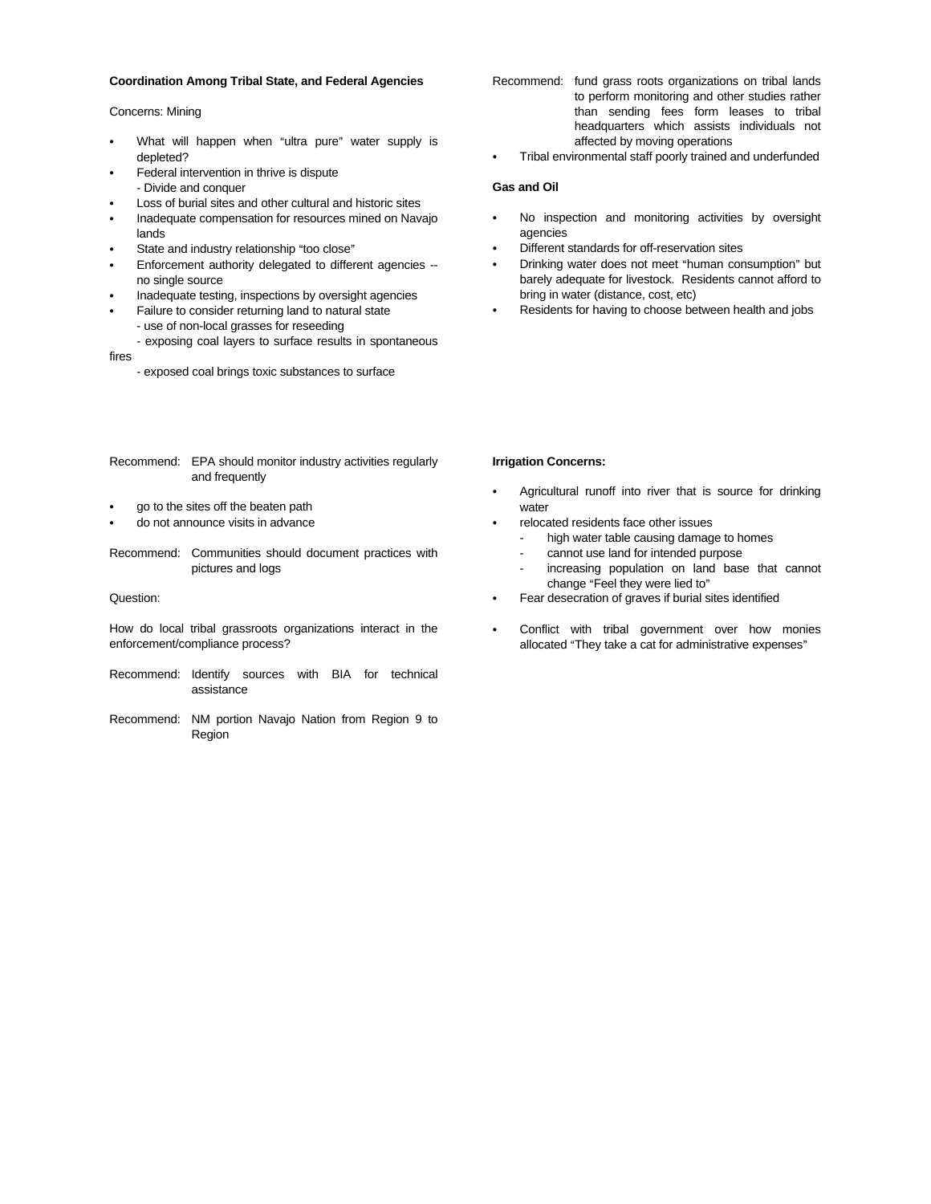**Coordination Among Tribal State, and Federal Agencies**

Concerns: Mining

- What will happen when "ultra pure" water supply is depleted?
- Federal intervention in thrive is dispute
  - Divide and conquer
- Loss of burial sites and other cultural and historic sites
- Inadequate compensation for resources mined on Navajo lands
- State and industry relationship "too close"
- Enforcement authority delegated to different agencies -- no single source
- Inadequate testing, inspections by oversight agencies
- Failure to consider returning land to natural state
  - use of non-local grasses for reseeding
  - exposing coal layers to surface results in spontaneous fires
  - exposed coal brings toxic substances to surface

Recommend: fund grass roots organizations on tribal lands to perform monitoring and other studies rather than sending fees form leases to tribal headquarters which assists individuals not affected by moving operations

- Tribal environmental staff poorly trained and underfunded

**Gas and Oil**

- No inspection and monitoring activities by oversight agencies
- Different standards for off-reservation sites
- Drinking water does not meet "human consumption" but barely adequate for livestock. Residents cannot afford to bring in water (distance, cost, etc)
- Residents for having to choose between health and jobs

Recommend: EPA should monitor industry activities regularly and frequently

- go to the sites off the beaten path
- do not announce visits in advance

Recommend: Communities should document practices with pictures and logs

Question:

How do local tribal grassroots organizations interact in the enforcement/compliance process?

Recommend: Identify sources with BIA for technical assistance

Recommend: NM portion Navajo Nation from Region 9 to Region

**Irrigation Concerns:**

- Agricultural runoff into river that is source for drinking water
- relocated residents face other issues
  - high water table causing damage to homes
  - cannot use land for intended purpose
  - increasing population on land base that cannot change "Feel they were lied to"
- Fear desecration of graves if burial sites identified
- Conflict with tribal government over how monies allocated "They take a cat for administrative expenses"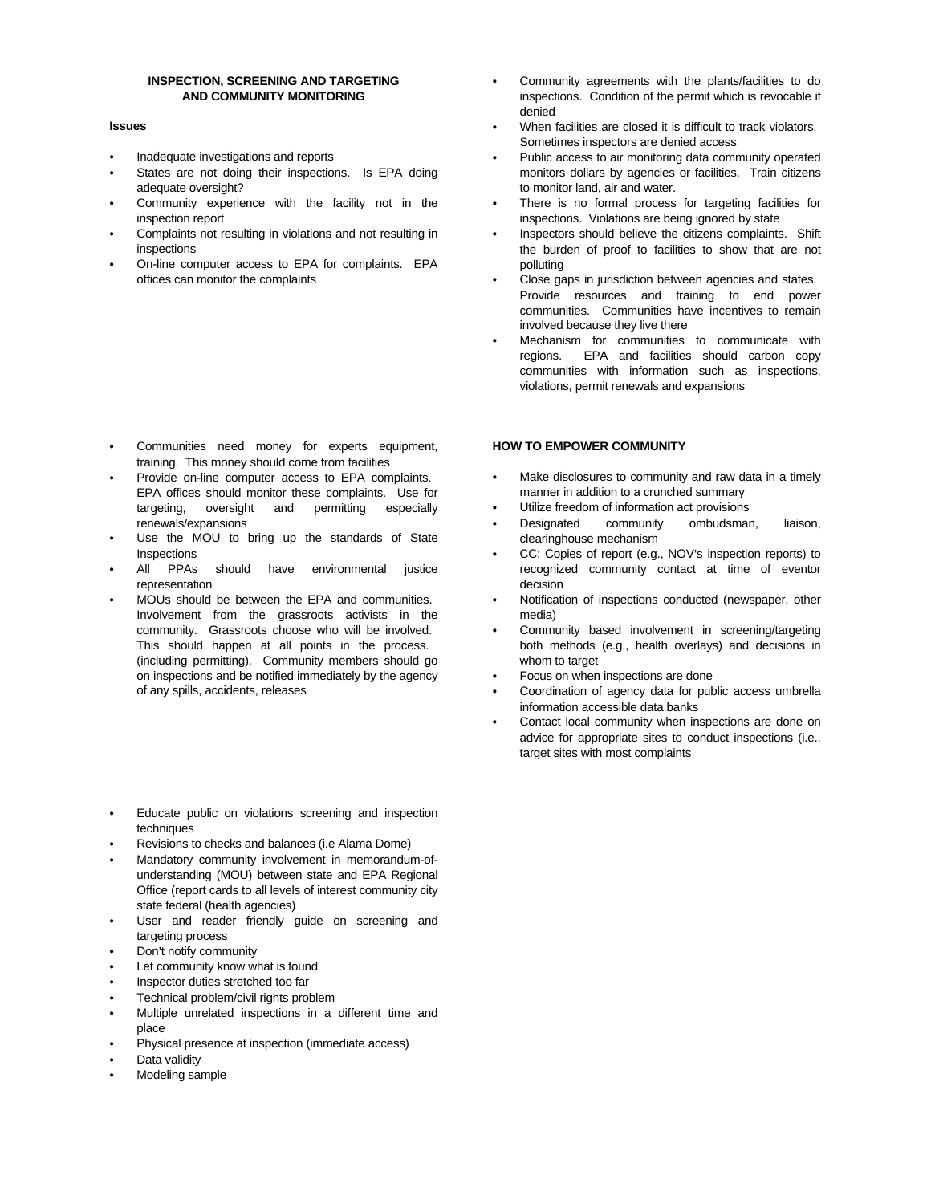**INSPECTION, SCREENING AND TARGETING AND COMMUNITY MONITORING**

**Issues**

- Inadequate investigations and reports
- States are not doing their inspections. Is EPA doing adequate oversight?
- Community experience with the facility not in the inspection report
- Complaints not resulting in violations and not resulting in inspections
- On-line computer access to EPA for complaints. EPA offices can monitor the complaints
- Community agreements with the plants/facilities to do inspections. Condition of the permit which is revocable if denied
- When facilities are closed it is difficult to track violators. Sometimes inspectors are denied access
- Public access to air monitoring data community operated monitors dollars by agencies or facilities. Train citizens to monitor land, air and water.
- There is no formal process for targeting facilities for inspections. Violations are being ignored by state
- Inspectors should believe the citizens complaints. Shift the burden of proof to facilities to show that are not polluting
- Close gaps in jurisdiction between agencies and states. Provide resources and training to end power communities. Communities have incentives to remain involved because they live there
- Mechanism for communities to communicate with regions. EPA and facilities should carbon copy communities with information such as inspections, violations, permit renewals and expansions
- Communities need money for experts equipment, training. This money should come from facilities
- Provide on-line computer access to EPA complaints. EPA offices should monitor these complaints. Use for targeting, oversight and permitting especially renewals/expansions
- Use the MOU to bring up the standards of State Inspections
- All PPAs should have environmental justice representation
- MOUs should be between the EPA and communities. Involvement from the grassroots activists in the community. Grassroots choose who will be involved. This should happen at all points in the process. (including permitting). Community members should go on inspections and be notified immediately by the agency of any spills, accidents, releases

**HOW TO EMPOWER COMMUNITY**

- Make disclosures to community and raw data in a timely manner in addition to a crunched summary
- Utilize freedom of information act provisions
- Designated community ombudsman, liaison, clearinghouse mechanism
- CC: Copies of report (e.g., NOV's inspection reports) to recognized community contact at time of eventor decision
- Notification of inspections conducted (newspaper, other media)
- Community based involvement in screening/targeting both methods (e.g., health overlays) and decisions in whom to target
- Focus on when inspections are done
- Coordination of agency data for public access umbrella information accessible data banks
- Contact local community when inspections are done on advice for appropriate sites to conduct inspections (i.e., target sites with most complaints
- Educate public on violations screening and inspection techniques
- Revisions to checks and balances (i.e Alama Dome)
- Mandatory community involvement in memorandum-of-understanding (MOU) between state and EPA Regional Office (report cards to all levels of interest community city state federal (health agencies)
- User and reader friendly guide on screening and targeting process
- Don't notify community
- Let community know what is found
- Inspector duties stretched too far
- Technical problem/civil rights problem
- Multiple unrelated inspections in a different time and place
- Physical presence at inspection (immediate access)
- Data validity
- Modeling sample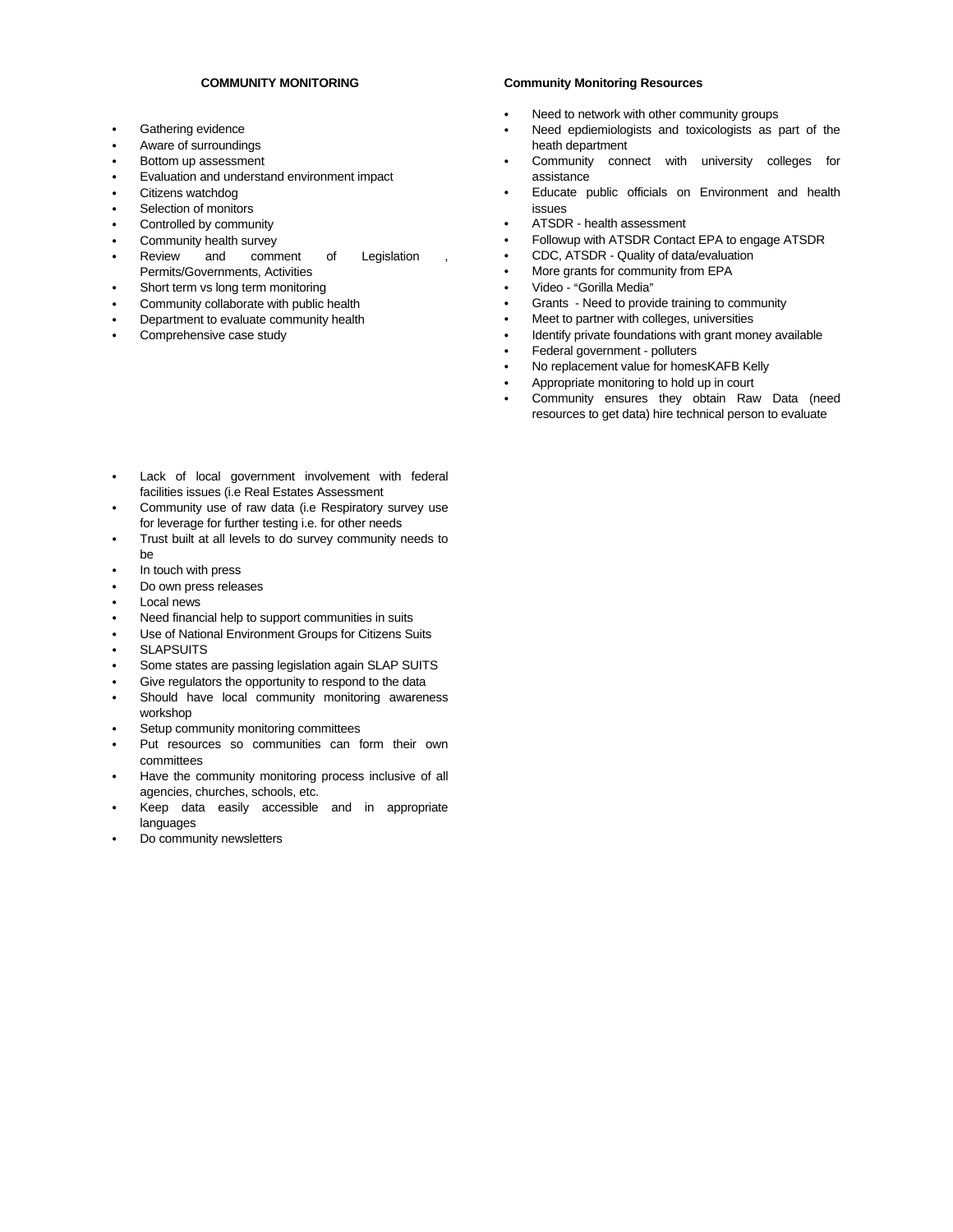**COMMUNITY MONITORING**

- Gathering evidence
- Aware of surroundings
- Bottom up assessment
- Evaluation and understand environment impact
- Citizens watchdog
- Selection of monitors
- Controlled by community
- Community health survey
- Review and comment of Legislation , Permits/Governments, Activities
- Short term vs long term monitoring
- Community collaborate with public health
- Department to evaluate community health
- Comprehensive case study

- Lack of local government involvement with federal facilities issues (i.e Real Estates Assessment
- Community use of raw data (i.e Respiratory survey use for leverage for further testing i.e. for other needs
- Trust built at all levels to do survey community needs to be
- In touch with press
- Do own press releases
- Local news
- Need financial help to support communities in suits
- Use of National Environment Groups for Citizens Suits
- SLAPSUITS
- Some states are passing legislation again SLAP SUITS
- Give regulators the opportunity to respond to the data
- Should have local community monitoring awareness workshop
- Setup community monitoring committees
- Put resources so communities can form their own committees
- Have the community monitoring process inclusive of all agencies, churches, schools, etc.
- Keep data easily accessible and in appropriate languages
- Do community newsletters

**Community Monitoring Resources**

- Need to network with other community groups
- Need epdiemiologists and toxicologists as part of the heath department
- Community connect with university colleges for assistance
- Educate public officials on Environment and health issues
- ATSDR - health assessment
- Followup with ATSDR Contact EPA to engage ATSDR
- CDC, ATSDR - Quality of data/evaluation
- More grants for community from EPA
- Video - "Gorilla Media"
- Grants - Need to provide training to community
- Meet to partner with colleges, universities
- Identify private foundations with grant money available
- Federal government - polluters
- No replacement value for homesKAFB Kelly
- Appropriate monitoring to hold up in court
- Community ensures they obtain Raw Data (need resources to get data) hire technical person to evaluate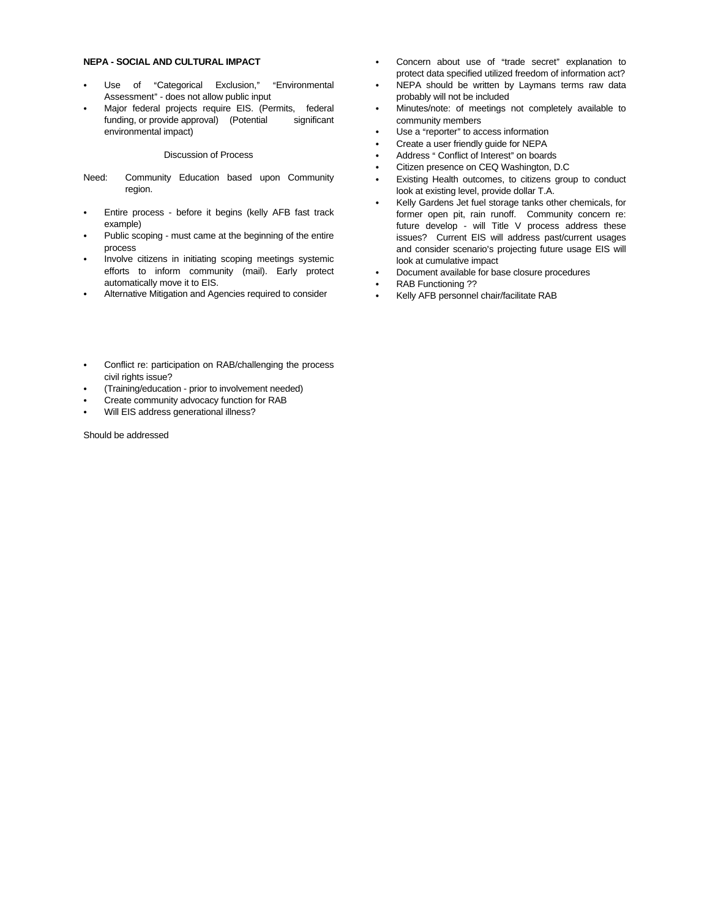**NEPA - SOCIAL AND CULTURAL IMPACT**

- Use of "Categorical Exclusion," "Environmental Assessment" - does not allow public input
- Major federal projects require EIS. (Permits, federal funding, or provide approval) (Potential significant environmental impact)

Discussion of Process

Need: Community Education based upon Community region.

- Entire process - before it begins (kelly AFB fast track example)
- Public scoping - must came at the beginning of the entire process
- Involve citizens in initiating scoping meetings systemic efforts to inform community (mail). Early protect automatically move it to EIS.
- Alternative Mitigation and Agencies required to consider

- Conflict re: participation on RAB/challenging the process civil rights issue?
- (Training/education - prior to involvement needed)
- Create community advocacy function for RAB
- Will EIS address generational illness?

Should be addressed

- Concern about use of "trade secret" explanation to protect data specified utilized freedom of information act?
- NEPA should be written by Laymans terms raw data probably will not be included
- Minutes/note: of meetings not completely available to community members
- Use a "reporter" to access information
- Create a user friendly guide for NEPA
- Address " Conflict of Interest" on boards
- Citizen presence on CEQ Washington, D.C
- Existing Health outcomes, to citizens group to conduct look at existing level, provide dollar T.A.
- Kelly Gardens Jet fuel storage tanks other chemicals, for former open pit, rain runoff. Community concern re: future develop - will Title V process address these issues? Current EIS will address past/current usages and consider scenario's projecting future usage EIS will look at cumulative impact
- Document available for base closure procedures
- RAB Functioning ??
- Kelly AFB personnel chair/facilitate RAB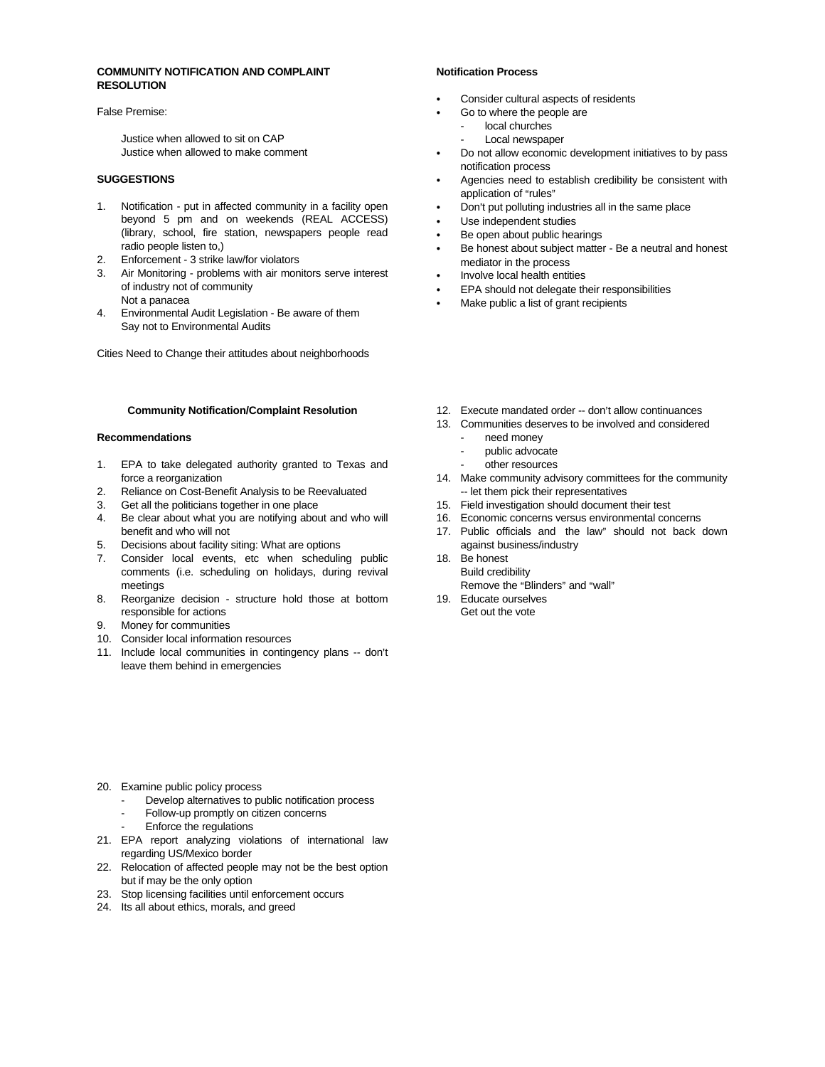**COMMUNITY NOTIFICATION AND COMPLAINT RESOLUTION**

False Premise:

Justice when allowed to sit on CAP
Justice when allowed to make comment

**SUGGESTIONS**

1. Notification - put in affected community in a facility open beyond 5 pm and on weekends (REAL ACCESS) (library, school, fire station, newspapers people read radio people listen to,)
2. Enforcement - 3 strike law/for violators
3. Air Monitoring - problems with air monitors serve interest of industry not of community
   Not a panacea
4. Environmental Audit Legislation - Be aware of them
   Say not to Environmental Audits

Cities Need to Change their attitudes about neighborhoods

**Notification Process**

- Consider cultural aspects of residents
- Go to where the people are
  - local churches
  - Local newspaper
- Do not allow economic development initiatives to by pass notification process
- Agencies need to establish credibility be consistent with application of "rules"
- Don't put polluting industries all in the same place
- Use independent studies
- Be open about public hearings
- Be honest about subject matter - Be a neutral and honest mediator in the process
- Involve local health entities
- EPA should not delegate their responsibilities
- Make public a list of grant recipients

**Community Notification/Complaint Resolution**

**Recommendations**

1. EPA to take delegated authority granted to Texas and force a reorganization
2. Reliance on Cost-Benefit Analysis to be Reevaluated
3. Get all the politicians together in one place
4. Be clear about what you are notifying about and who will benefit and who will not
5. Decisions about facility siting: What are options
7. Consider local events, etc when scheduling public comments (i.e. scheduling on holidays, during revival meetings
8. Reorganize decision - structure hold those at bottom responsible for actions
9. Money for communities
10. Consider local information resources
11. Include local communities in contingency plans -- don't leave them behind in emergencies
12. Execute mandated order -- don't allow continuances
13. Communities deserves to be involved and considered
    - need money
    - public advocate
    - other resources
14. Make community advisory committees for the community -- let them pick their representatives
15. Field investigation should document their test
16. Economic concerns versus environmental concerns
17. Public officials and the law" should not back down against business/industry
18. Be honest
    Build credibility
    Remove the "Blinders" and "wall"
19. Educate ourselves
    Get out the vote
20. Examine public policy process
    - Develop alternatives to public notification process
    - Follow-up promptly on citizen concerns
    - Enforce the regulations
21. EPA report analyzing violations of international law regarding US/Mexico border
22. Relocation of affected people may not be the best option but if may be the only option
23. Stop licensing facilities until enforcement occurs
24. Its all about ethics, morals, and greed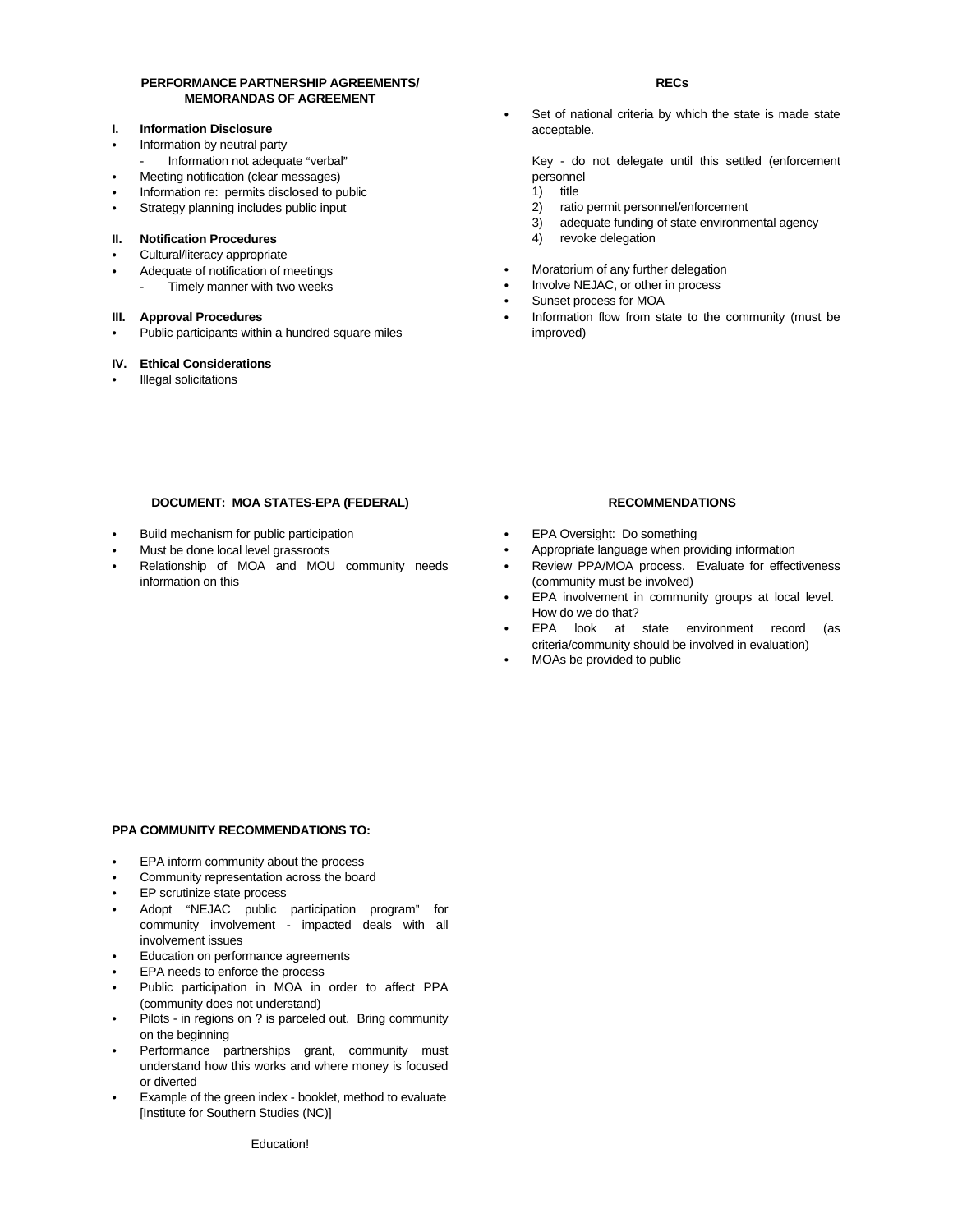**PERFORMANCE PARTNERSHIP AGREEMENTS/ MEMORANDAS OF AGREEMENT**

**I. Information Disclosure**

- Information by neutral party
  - Information not adequate "verbal"
- Meeting notification (clear messages)
- Information re: permits disclosed to public
- Strategy planning includes public input

**II. Notification Procedures**

- Cultural/literacy appropriate
- Adequate of notification of meetings
  - Timely manner with two weeks

**III. Approval Procedures**

- Public participants within a hundred square miles

**IV. Ethical Considerations**

- Illegal solicitations

**RECs**

- Set of national criteria by which the state is made state acceptable.

  Key - do not delegate until this settled (enforcement personnel
  1) title
  2) ratio permit personnel/enforcement
  3) adequate funding of state environmental agency
  4) revoke delegation

- Moratorium of any further delegation
- Involve NEJAC, or other in process
- Sunset process for MOA
- Information flow from state to the community (must be improved)

**DOCUMENT: MOA STATES-EPA (FEDERAL)**

- Build mechanism for public participation
- Must be done local level grassroots
- Relationship of MOA and MOU community needs information on this

**RECOMMENDATIONS**

- EPA Oversight: Do something
- Appropriate language when providing information
- Review PPA/MOA process. Evaluate for effectiveness (community must be involved)
- EPA involvement in community groups at local level. How do we do that?
- EPA look at state environment record (as criteria/community should be involved in evaluation)
- MOAs be provided to public

**PPA COMMUNITY RECOMMENDATIONS TO:**

- EPA inform community about the process
- Community representation across the board
- EP scrutinize state process
- Adopt "NEJAC public participation program" for community involvement - impacted deals with all involvement issues
- Education on performance agreements
- EPA needs to enforce the process
- Public participation in MOA in order to affect PPA (community does not understand)
- Pilots - in regions on ? is parceled out. Bring community on the beginning
- Performance partnerships grant, community must understand how this works and where money is focused or diverted
- Example of the green index - booklet, method to evaluate [Institute for Southern Studies (NC)]

Education!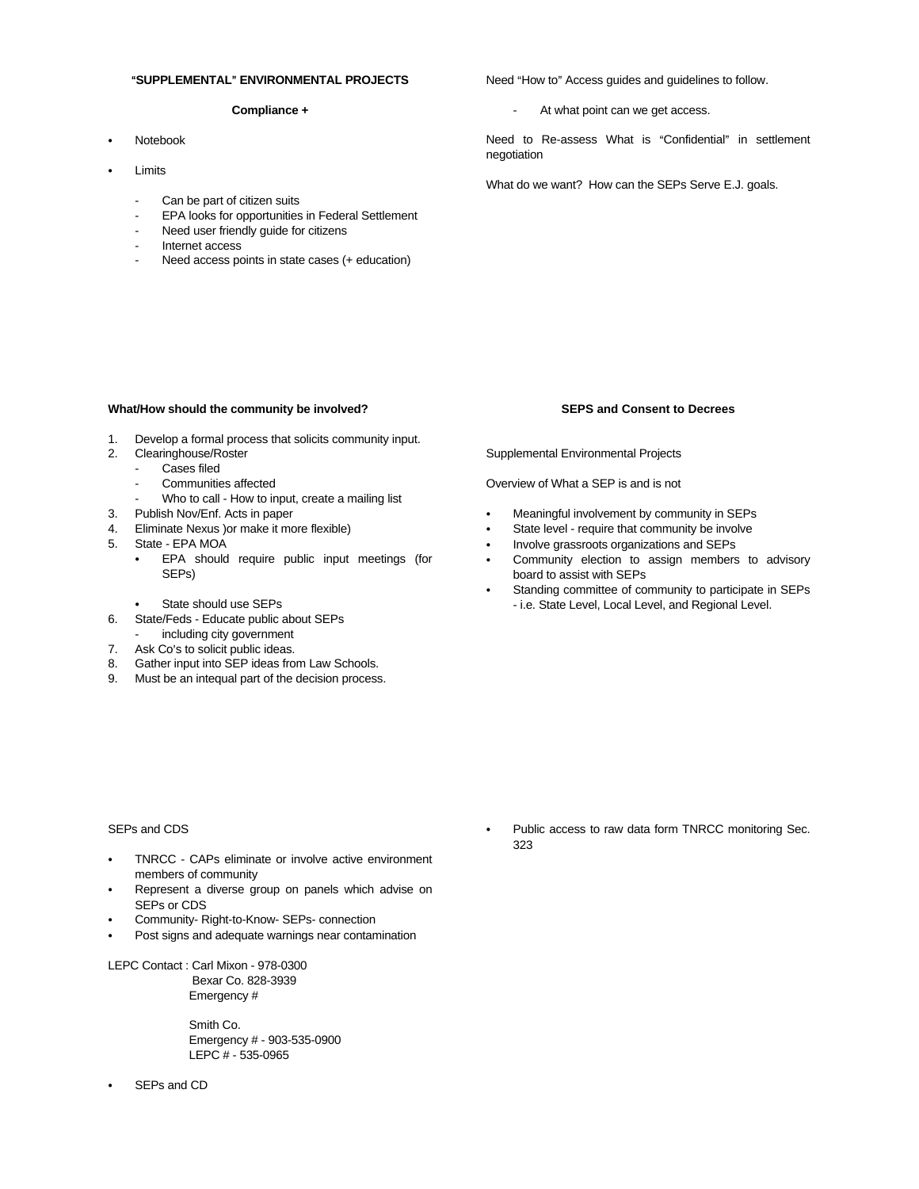**"SUPPLEMENTAL" ENVIRONMENTAL PROJECTS**

**Compliance +**

- Notebook
- Limits
  - Can be part of citizen suits
  - EPA looks for opportunities in Federal Settlement
  - Need user friendly guide for citizens
  - Internet access
  - Need access points in state cases (+ education)

Need "How to" Access guides and guidelines to follow.

- At what point can we get access.

Need to Re-assess What is "Confidential" in settlement negotiation

What do we want? How can the SEPs Serve E.J. goals.

**What/How should the community be involved?**

1. Develop a formal process that solicits community input.
2. Clearinghouse/Roster
   - Cases filed
   - Communities affected
   - Who to call - How to input, create a mailing list
3. Publish Nov/Enf. Acts in paper
4. Eliminate Nexus )or make it more flexible)
5. State - EPA MOA
   - EPA should require public input meetings (for SEPs)
   - State should use SEPs
6. State/Feds - Educate public about SEPs
   - including city government
7. Ask Co's to solicit public ideas.
8. Gather input into SEP ideas from Law Schools.
9. Must be an intequal part of the decision process.

**SEPS and Consent to Decrees**

Supplemental Environmental Projects

Overview of What a SEP is and is not

- Meaningful involvement by community in SEPs
- State level - require that community be involve
- Involve grassroots organizations and SEPs
- Community election to assign members to advisory board to assist with SEPs
- Standing committee of community to participate in SEPs - i.e. State Level, Local Level, and Regional Level.

SEPs and CDS

- TNRCC - CAPs eliminate or involve active environment members of community
- Represent a diverse group on panels which advise on SEPs or CDS
- Community- Right-to-Know- SEPs- connection
- Post signs and adequate warnings near contamination

LEPC Contact : Carl Mixon - 978-0300
Bexar Co. 828-3939
Emergency #

Smith Co.
Emergency # - 903-535-0900
LEPC # - 535-0965

- SEPs and CD

- Public access to raw data form TNRCC monitoring Sec. 323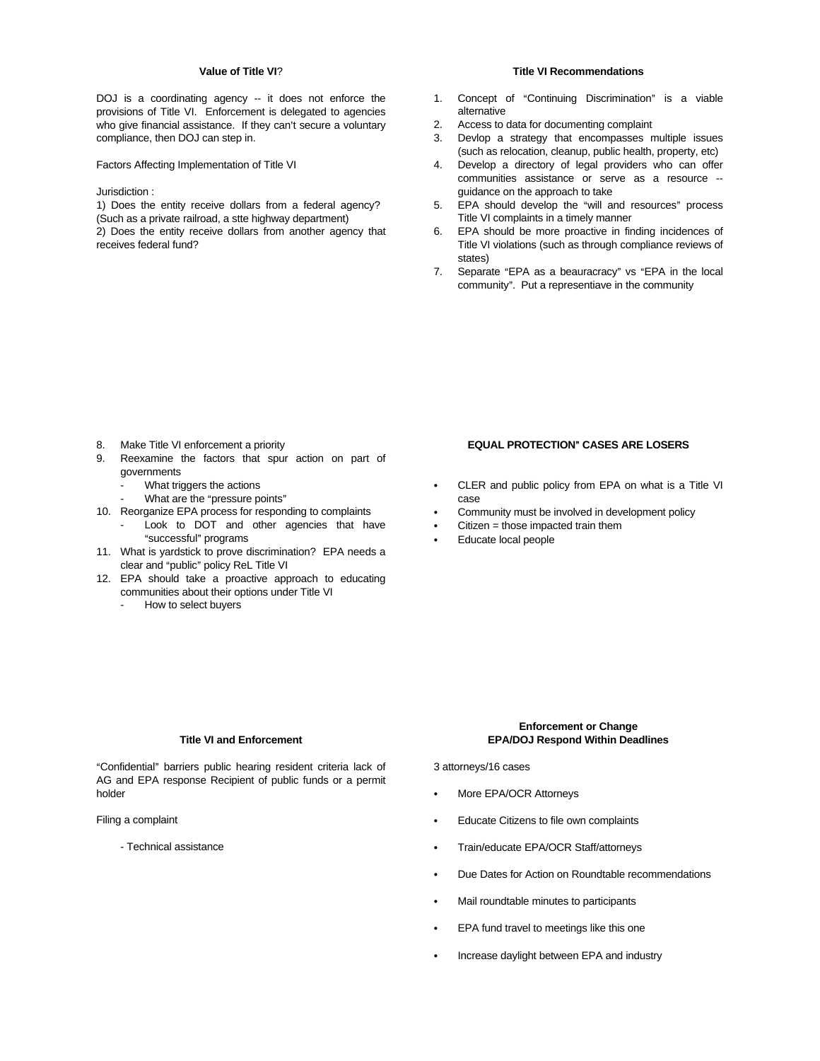**Value of Title VI**?

DOJ is a coordinating agency -- it does not enforce the provisions of Title VI. Enforcement is delegated to agencies who give financial assistance. If they can't secure a voluntary compliance, then DOJ can step in.

Factors Affecting Implementation of Title VI

Jurisdiction :
1) Does the entity receive dollars from a federal agency? (Such as a private railroad, a stte highway department)
2) Does the entity receive dollars from another agency that receives federal fund?

**Title VI Recommendations**

1. Concept of "Continuing Discrimination" is a viable alternative
2. Access to data for documenting complaint
3. Devlop a strategy that encompasses multiple issues (such as relocation, cleanup, public health, property, etc)
4. Develop a directory of legal providers who can offer communities assistance or serve as a resource -- guidance on the approach to take
5. EPA should develop the "will and resources" process Title VI complaints in a timely manner
6. EPA should be more proactive in finding incidences of Title VI violations (such as through compliance reviews of states)
7. Separate "EPA as a beauracracy" vs "EPA in the local community". Put a representiave in the community
8. Make Title VI enforcement a priority
9. Reexamine the factors that spur action on part of governments
   - What triggers the actions
   - What are the "pressure points"
10. Reorganize EPA process for responding to complaints
    - Look to DOT and other agencies that have "successful" programs
11. What is yardstick to prove discrimination? EPA needs a clear and "public" policy ReL Title VI
12. EPA should take a proactive approach to educating communities about their options under Title VI
    - How to select buyers

**EQUAL PROTECTION" CASES ARE LOSERS**

- CLER and public policy from EPA on what is a Title VI case
- Community must be involved in development policy
- Citizen = those impacted train them
- Educate local people

**Title VI and Enforcement**

"Confidential" barriers public hearing resident criteria lack of AG and EPA response Recipient of public funds or a permit holder

Filing a complaint

- Technical assistance

**Enforcement or Change**
**EPA/DOJ Respond Within Deadlines**

3 attorneys/16 cases

- More EPA/OCR Attorneys
- Educate Citizens to file own complaints
- Train/educate EPA/OCR Staff/attorneys
- Due Dates for Action on Roundtable recommendations
- Mail roundtable minutes to participants
- EPA fund travel to meetings like this one
- Increase daylight between EPA and industry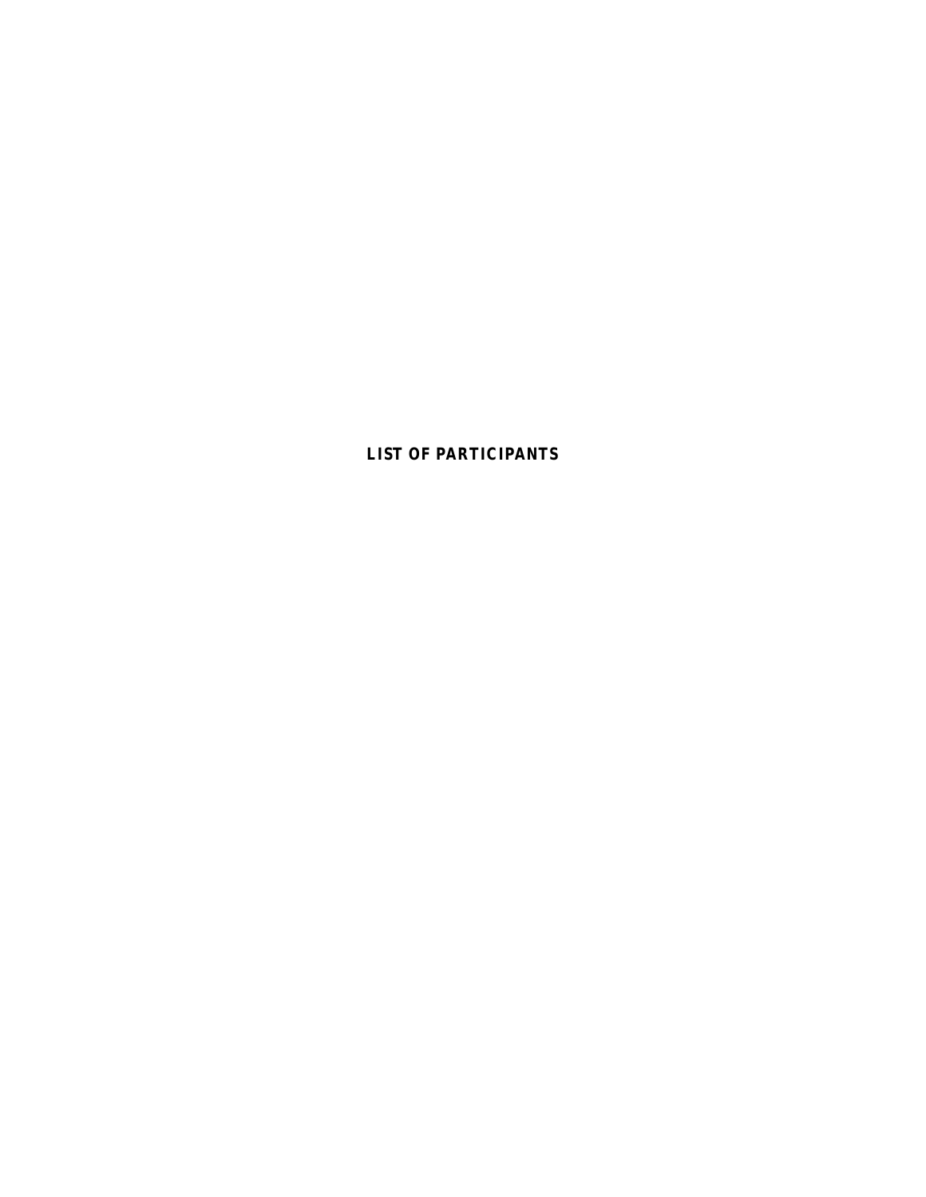# LIST OF PARTICIPANTS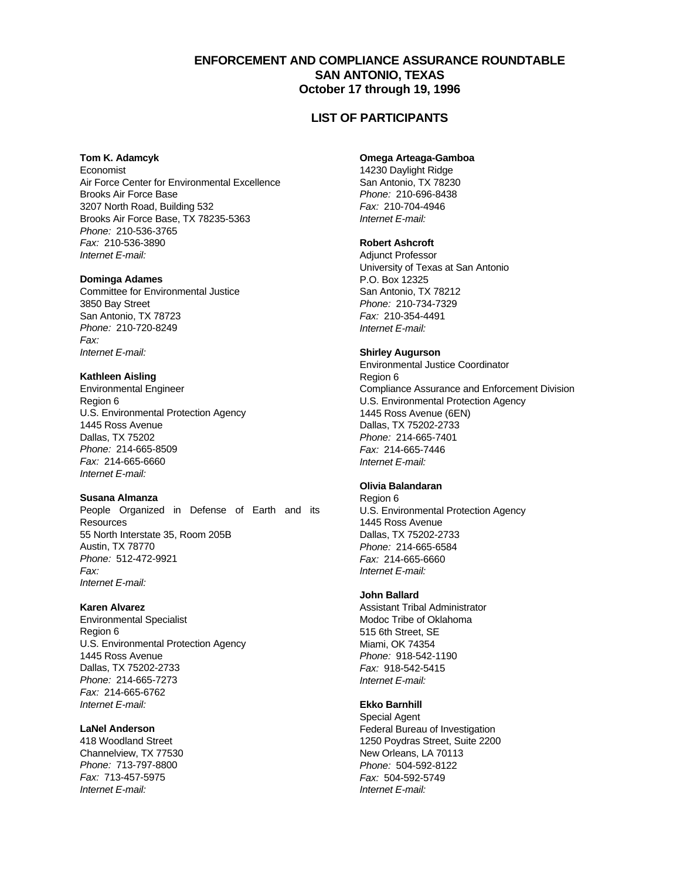**ENFORCEMENT AND COMPLIANCE ASSURANCE ROUNDTABLE**
**SAN ANTONIO, TEXAS**
**October 17 through 19, 1996**

## LIST OF PARTICIPANTS

**Tom K. Adamcyk**
Economist
Air Force Center for Environmental Excellence
Brooks Air Force Base
3207 North Road, Building 532
Brooks Air Force Base, TX 78235-5363
*Phone:* 210-536-3765
*Fax:* 210-536-3890
*Internet E-mail:*

**Dominga Adames**
Committee for Environmental Justice
3850 Bay Street
San Antonio, TX 78723
*Phone:* 210-720-8249
*Fax:*
*Internet E-mail:*

**Kathleen Aisling**
Environmental Engineer
Region 6
U.S. Environmental Protection Agency
1445 Ross Avenue
Dallas, TX 75202
*Phone:* 214-665-8509
*Fax:* 214-665-6660
*Internet E-mail:*

**Susana Almanza**
People Organized in Defense of Earth and its Resources
55 North Interstate 35, Room 205B
Austin, TX 78770
*Phone:* 512-472-9921
*Fax:*
*Internet E-mail:*

**Karen Alvarez**
Environmental Specialist
Region 6
U.S. Environmental Protection Agency
1445 Ross Avenue
Dallas, TX 75202-2733
*Phone:* 214-665-7273
*Fax:* 214-665-6762
*Internet E-mail:*

**LaNel Anderson**
418 Woodland Street
Channelview, TX 77530
*Phone:* 713-797-8800
*Fax:* 713-457-5975
*Internet E-mail:*

**Omega Arteaga-Gamboa**
14230 Daylight Ridge
San Antonio, TX 78230
*Phone:* 210-696-8438
*Fax:* 210-704-4946
*Internet E-mail:*

**Robert Ashcroft**
Adjunct Professor
University of Texas at San Antonio
P.O. Box 12325
San Antonio, TX 78212
*Phone:* 210-734-7329
*Fax:* 210-354-4491
*Internet E-mail:*

**Shirley Augurson**
Environmental Justice Coordinator
Region 6
Compliance Assurance and Enforcement Division
U.S. Environmental Protection Agency
1445 Ross Avenue (6EN)
Dallas, TX 75202-2733
*Phone:* 214-665-7401
*Fax:* 214-665-7446
*Internet E-mail:*

**Olivia Balandaran**
Region 6
U.S. Environmental Protection Agency
1445 Ross Avenue
Dallas, TX 75202-2733
*Phone:* 214-665-6584
*Fax:* 214-665-6660
*Internet E-mail:*

**John Ballard**
Assistant Tribal Administrator
Modoc Tribe of Oklahoma
515 6th Street, SE
Miami, OK 74354
*Phone:* 918-542-1190
*Fax:* 918-542-5415
*Internet E-mail:*

**Ekko Barnhill**
Special Agent
Federal Bureau of Investigation
1250 Poydras Street, Suite 2200
New Orleans, LA 70113
*Phone:* 504-592-8122
*Fax:* 504-592-5749
*Internet E-mail:*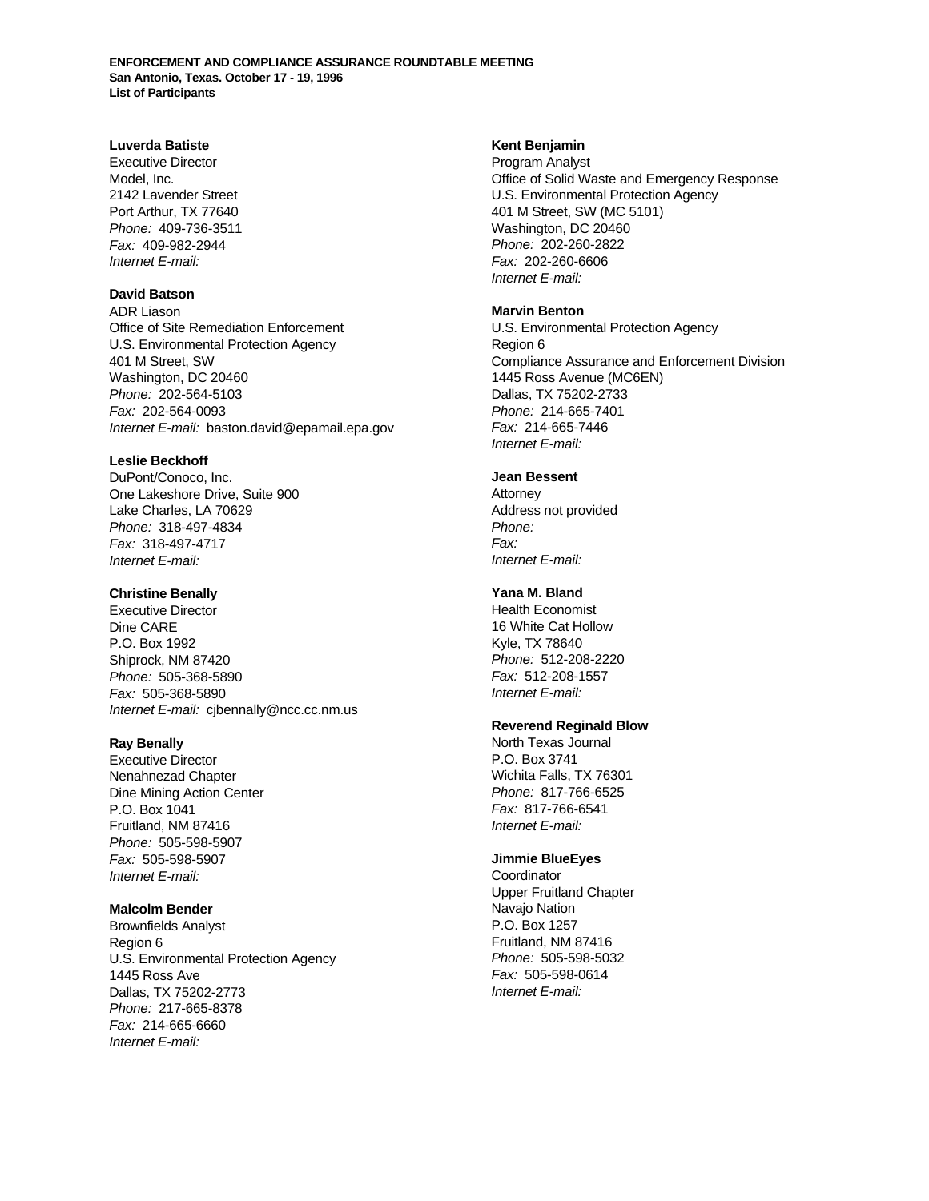**ENFORCEMENT AND COMPLIANCE ASSURANCE ROUNDTABLE MEETING**
**San Antonio, Texas. October 17 - 19, 1996**
**List of Participants**

**Luverda Batiste**
Executive Director
Model, Inc.
2142 Lavender Street
Port Arthur, TX 77640
*Phone:* 409-736-3511
*Fax:* 409-982-2944
*Internet E-mail:*

**David Batson**
ADR Liason
Office of Site Remediation Enforcement
U.S. Environmental Protection Agency
401 M Street, SW
Washington, DC 20460
*Phone:* 202-564-5103
*Fax:* 202-564-0093
*Internet E-mail:* baston.david@epamail.epa.gov

**Leslie Beckhoff**
DuPont/Conoco, Inc.
One Lakeshore Drive, Suite 900
Lake Charles, LA 70629
*Phone:* 318-497-4834
*Fax:* 318-497-4717
*Internet E-mail:*

**Christine Benally**
Executive Director
Dine CARE
P.O. Box 1992
Shiprock, NM 87420
*Phone:* 505-368-5890
*Fax:* 505-368-5890
*Internet E-mail:* cjbennally@ncc.cc.nm.us

**Ray Benally**
Executive Director
Nenahnezad Chapter
Dine Mining Action Center
P.O. Box 1041
Fruitland, NM 87416
*Phone:* 505-598-5907
*Fax:* 505-598-5907
*Internet E-mail:*

**Malcolm Bender**
Brownfields Analyst
Region 6
U.S. Environmental Protection Agency
1445 Ross Ave
Dallas, TX 75202-2773
*Phone:* 217-665-8378
*Fax:* 214-665-6660
*Internet E-mail:*

**Kent Benjamin**
Program Analyst
Office of Solid Waste and Emergency Response
U.S. Environmental Protection Agency
401 M Street, SW (MC 5101)
Washington, DC 20460
*Phone:* 202-260-2822
*Fax:* 202-260-6606
*Internet E-mail:*

**Marvin Benton**
U.S. Environmental Protection Agency
Region 6
Compliance Assurance and Enforcement Division
1445 Ross Avenue (MC6EN)
Dallas, TX 75202-2733
*Phone:* 214-665-7401
*Fax:* 214-665-7446
*Internet E-mail:*

**Jean Bessent**
Attorney
Address not provided
*Phone:*
*Fax:*
*Internet E-mail:*

**Yana M. Bland**
Health Economist
16 White Cat Hollow
Kyle, TX 78640
*Phone:* 512-208-2220
*Fax:* 512-208-1557
*Internet E-mail:*

**Reverend Reginald Blow**
North Texas Journal
P.O. Box 3741
Wichita Falls, TX 76301
*Phone:* 817-766-6525
*Fax:* 817-766-6541
*Internet E-mail:*

**Jimmie BlueEyes**
Coordinator
Upper Fruitland Chapter
Navajo Nation
P.O. Box 1257
Fruitland, NM 87416
*Phone:* 505-598-5032
*Fax:* 505-598-0614
*Internet E-mail:*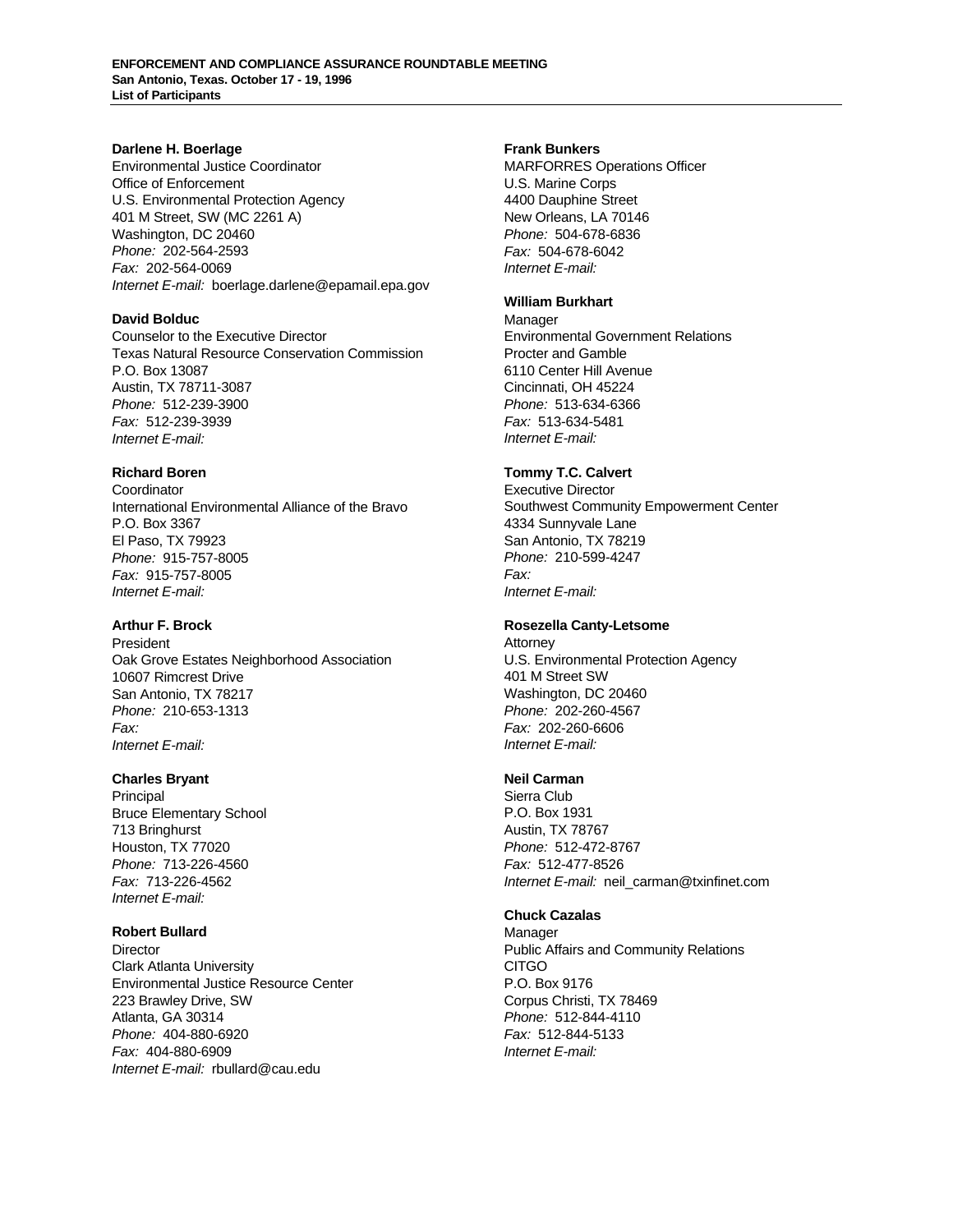**Darlene H. Boerlage**
Environmental Justice Coordinator
Office of Enforcement
U.S. Environmental Protection Agency
401 M Street, SW (MC 2261 A)
Washington, DC 20460
*Phone:* 202-564-2593
*Fax:* 202-564-0069
*Internet E-mail:* boerlage.darlene@epamail.epa.gov

**David Bolduc**
Counselor to the Executive Director
Texas Natural Resource Conservation Commission
P.O. Box 13087
Austin, TX 78711-3087
*Phone:* 512-239-3900
*Fax:* 512-239-3939
*Internet E-mail:*

**Richard Boren**
Coordinator
International Environmental Alliance of the Bravo
P.O. Box 3367
El Paso, TX 79923
*Phone:* 915-757-8005
*Fax:* 915-757-8005
*Internet E-mail:*

**Arthur F. Brock**
President
Oak Grove Estates Neighborhood Association
10607 Rimcrest Drive
San Antonio, TX 78217
*Phone:* 210-653-1313
*Fax:*
*Internet E-mail:*

**Charles Bryant**
Principal
Bruce Elementary School
713 Bringhurst
Houston, TX 77020
*Phone:* 713-226-4560
*Fax:* 713-226-4562
*Internet E-mail:*

**Robert Bullard**
Director
Clark Atlanta University
Environmental Justice Resource Center
223 Brawley Drive, SW
Atlanta, GA 30314
*Phone:* 404-880-6920
*Fax:* 404-880-6909
*Internet E-mail:* rbullard@cau.edu

**Frank Bunkers**
MARFORRES Operations Officer
U.S. Marine Corps
4400 Dauphine Street
New Orleans, LA 70146
*Phone:* 504-678-6836
*Fax:* 504-678-6042
*Internet E-mail:*

**William Burkhart**
Manager
Environmental Government Relations
Procter and Gamble
6110 Center Hill Avenue
Cincinnati, OH 45224
*Phone:* 513-634-6366
*Fax:* 513-634-5481
*Internet E-mail:*

**Tommy T.C. Calvert**
Executive Director
Southwest Community Empowerment Center
4334 Sunnyvale Lane
San Antonio, TX 78219
*Phone:* 210-599-4247
*Fax:*
*Internet E-mail:*

**Rosezella Canty-Letsome**
Attorney
U.S. Environmental Protection Agency
401 M Street SW
Washington, DC 20460
*Phone:* 202-260-4567
*Fax:* 202-260-6606
*Internet E-mail:*

**Neil Carman**
Sierra Club
P.O. Box 1931
Austin, TX 78767
*Phone:* 512-472-8767
*Fax:* 512-477-8526
*Internet E-mail:* neil_carman@txinfinet.com

**Chuck Cazalas**
Manager
Public Affairs and Community Relations
CITGO
P.O. Box 9176
Corpus Christi, TX 78469
*Phone:* 512-844-4110
*Fax:* 512-844-5133
*Internet E-mail:*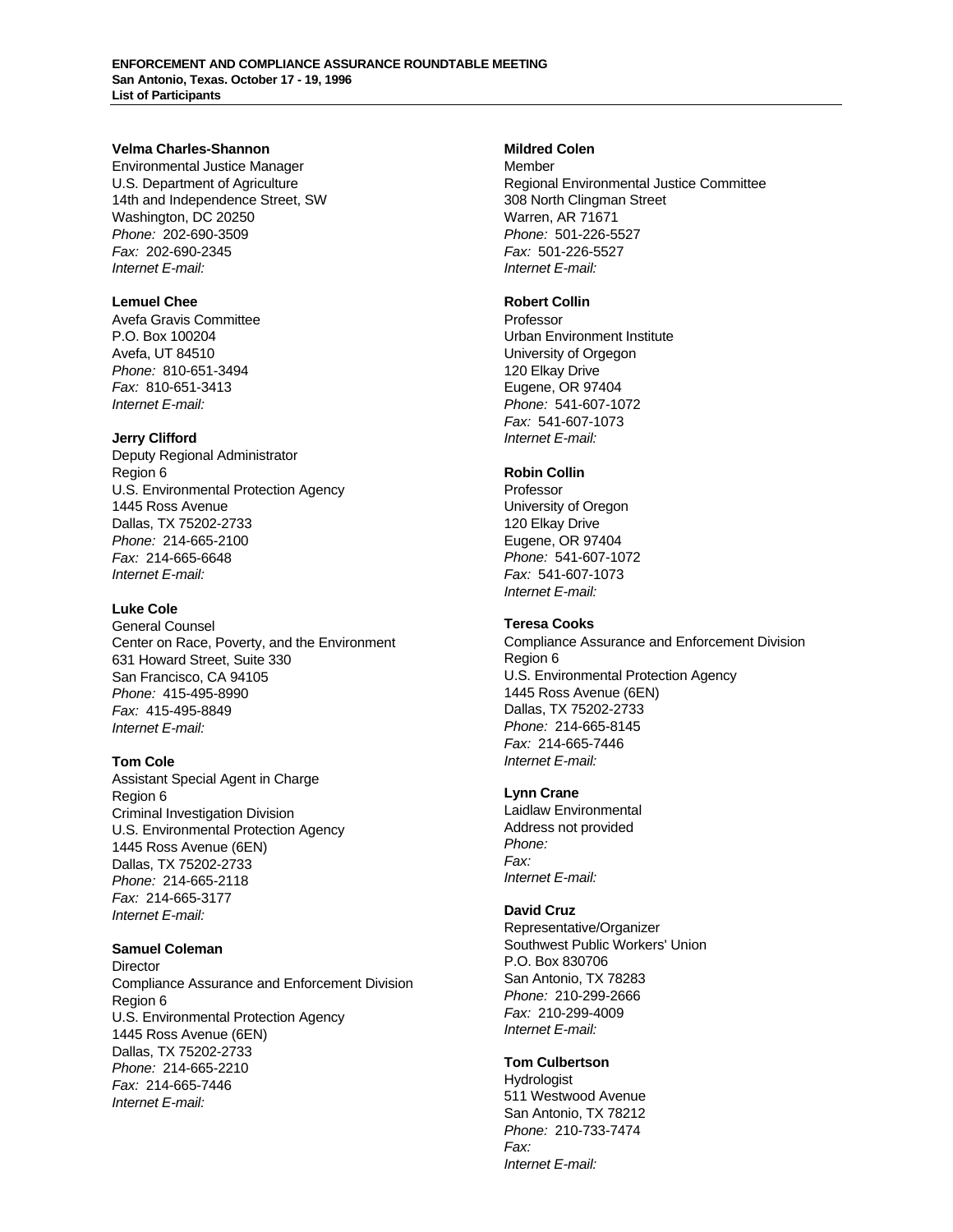**Velma Charles-Shannon**
Environmental Justice Manager
U.S. Department of Agriculture
14th and Independence Street, SW
Washington, DC 20250
*Phone:* 202-690-3509
*Fax:* 202-690-2345
*Internet E-mail:*

**Lemuel Chee**
Avefa Gravis Committee
P.O. Box 100204
Avefa, UT 84510
*Phone:* 810-651-3494
*Fax:* 810-651-3413
*Internet E-mail:*

**Jerry Clifford**
Deputy Regional Administrator
Region 6
U.S. Environmental Protection Agency
1445 Ross Avenue
Dallas, TX 75202-2733
*Phone:* 214-665-2100
*Fax:* 214-665-6648
*Internet E-mail:*

**Luke Cole**
General Counsel
Center on Race, Poverty, and the Environment
631 Howard Street, Suite 330
San Francisco, CA 94105
*Phone:* 415-495-8990
*Fax:* 415-495-8849
*Internet E-mail:*

**Tom Cole**
Assistant Special Agent in Charge
Region 6
Criminal Investigation Division
U.S. Environmental Protection Agency
1445 Ross Avenue (6EN)
Dallas, TX 75202-2733
*Phone:* 214-665-2118
*Fax:* 214-665-3177
*Internet E-mail:*

**Samuel Coleman**
Director
Compliance Assurance and Enforcement Division
Region 6
U.S. Environmental Protection Agency
1445 Ross Avenue (6EN)
Dallas, TX 75202-2733
*Phone:* 214-665-2210
*Fax:* 214-665-7446
*Internet E-mail:*

**Mildred Colen**
Member
Regional Environmental Justice Committee
308 North Clingman Street
Warren, AR 71671
*Phone:* 501-226-5527
*Fax:* 501-226-5527
*Internet E-mail:*

**Robert Collin**
Professor
Urban Environment Institute
University of Orgegon
120 Elkay Drive
Eugene, OR 97404
*Phone:* 541-607-1072
*Fax:* 541-607-1073
*Internet E-mail:*

**Robin Collin**
Professor
University of Oregon
120 Elkay Drive
Eugene, OR 97404
*Phone:* 541-607-1072
*Fax:* 541-607-1073
*Internet E-mail:*

**Teresa Cooks**
Compliance Assurance and Enforcement Division
Region 6
U.S. Environmental Protection Agency
1445 Ross Avenue (6EN)
Dallas, TX 75202-2733
*Phone:* 214-665-8145
*Fax:* 214-665-7446
*Internet E-mail:*

**Lynn Crane**
Laidlaw Environmental
Address not provided
*Phone:*
*Fax:*
*Internet E-mail:*

**David Cruz**
Representative/Organizer
Southwest Public Workers' Union
P.O. Box 830706
San Antonio, TX 78283
*Phone:* 210-299-2666
*Fax:* 210-299-4009
*Internet E-mail:*

**Tom Culbertson**
Hydrologist
511 Westwood Avenue
San Antonio, TX 78212
*Phone:* 210-733-7474
*Fax:*
*Internet E-mail:*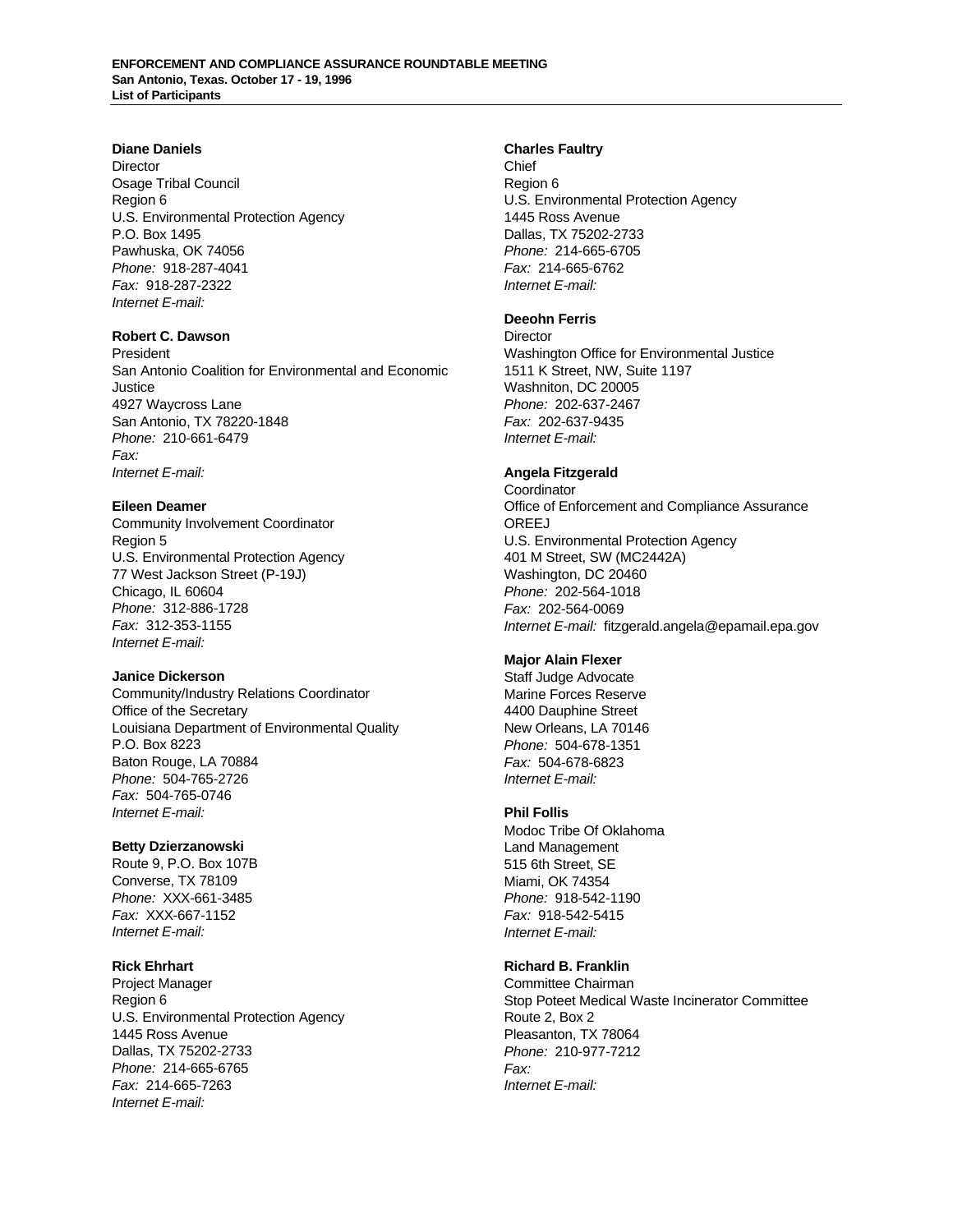**Diane Daniels**
Director
Osage Tribal Council
Region 6
U.S. Environmental Protection Agency
P.O. Box 1495
Pawhuska, OK 74056
*Phone:* 918-287-4041
*Fax:* 918-287-2322
*Internet E-mail:*

**Robert C. Dawson**
President
San Antonio Coalition for Environmental and Economic Justice
4927 Waycross Lane
San Antonio, TX 78220-1848
*Phone:* 210-661-6479
*Fax:*
*Internet E-mail:*

**Eileen Deamer**
Community Involvement Coordinator
Region 5
U.S. Environmental Protection Agency
77 West Jackson Street (P-19J)
Chicago, IL 60604
*Phone:* 312-886-1728
*Fax:* 312-353-1155
*Internet E-mail:*

**Janice Dickerson**
Community/Industry Relations Coordinator
Office of the Secretary
Louisiana Department of Environmental Quality
P.O. Box 8223
Baton Rouge, LA 70884
*Phone:* 504-765-2726
*Fax:* 504-765-0746
*Internet E-mail:*

**Betty Dzierzanowski**
Route 9, P.O. Box 107B
Converse, TX 78109
*Phone:* XXX-661-3485
*Fax:* XXX-667-1152
*Internet E-mail:*

**Rick Ehrhart**
Project Manager
Region 6
U.S. Environmental Protection Agency
1445 Ross Avenue
Dallas, TX 75202-2733
*Phone:* 214-665-6765
*Fax:* 214-665-7263
*Internet E-mail:*

**Charles Faultry**
Chief
Region 6
U.S. Environmental Protection Agency
1445 Ross Avenue
Dallas, TX 75202-2733
*Phone:* 214-665-6705
*Fax:* 214-665-6762
*Internet E-mail:*

**Deeohn Ferris**
Director
Washington Office for Environmental Justice
1511 K Street, NW, Suite 1197
Washniton, DC 20005
*Phone:* 202-637-2467
*Fax:* 202-637-9435
*Internet E-mail:*

**Angela Fitzgerald**
Coordinator
Office of Enforcement and Compliance Assurance
OREEJ
U.S. Environmental Protection Agency
401 M Street, SW (MC2442A)
Washington, DC 20460
*Phone:* 202-564-1018
*Fax:* 202-564-0069
*Internet E-mail:* fitzgerald.angela@epamail.epa.gov

**Major Alain Flexer**
Staff Judge Advocate
Marine Forces Reserve
4400 Dauphine Street
New Orleans, LA 70146
*Phone:* 504-678-1351
*Fax:* 504-678-6823
*Internet E-mail:*

**Phil Follis**
Modoc Tribe Of Oklahoma
Land Management
515 6th Street, SE
Miami, OK 74354
*Phone:* 918-542-1190
*Fax:* 918-542-5415
*Internet E-mail:*

**Richard B. Franklin**
Committee Chairman
Stop Poteet Medical Waste Incinerator Committee
Route 2, Box 2
Pleasanton, TX 78064
*Phone:* 210-977-7212
*Fax:*
*Internet E-mail:*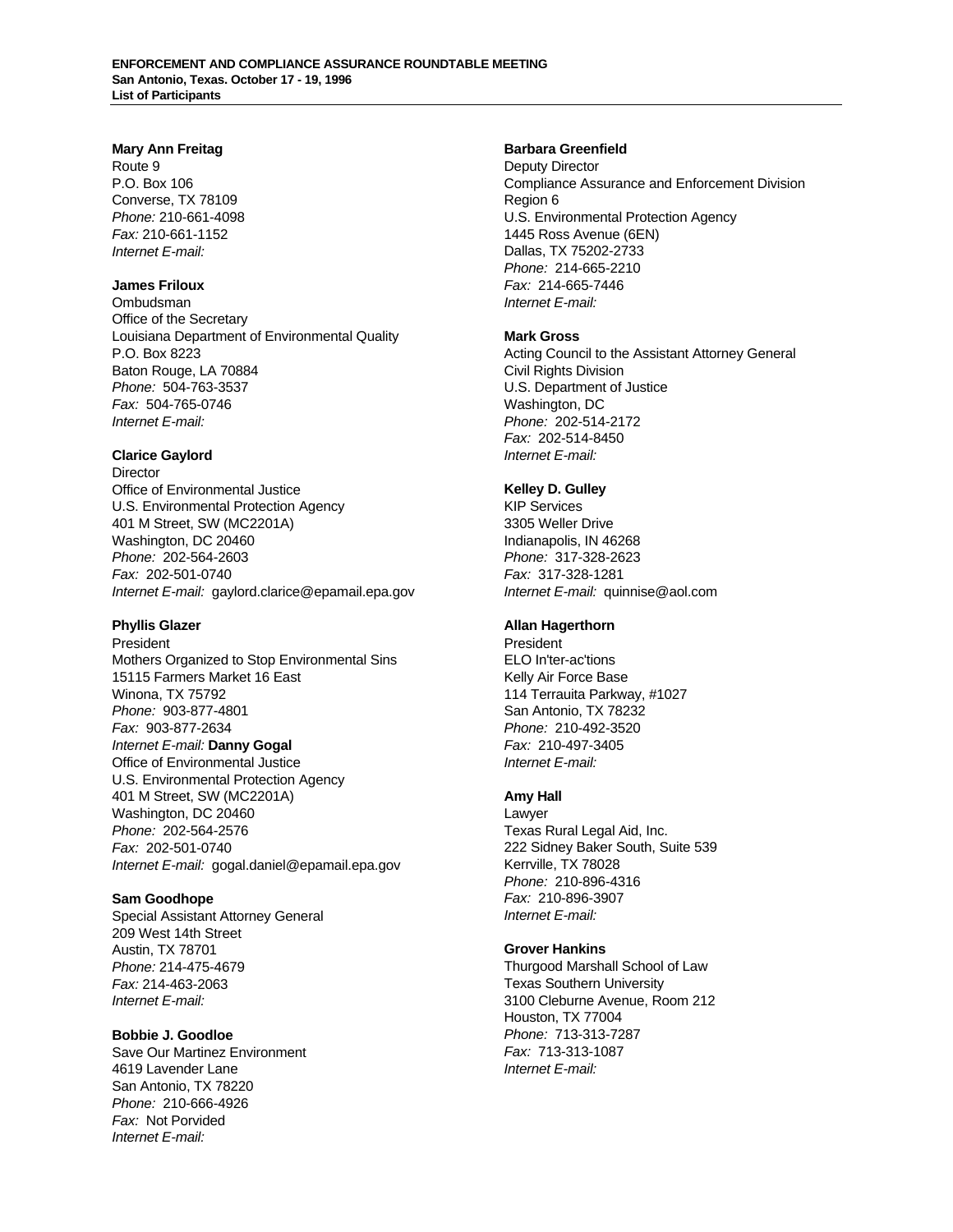**ENFORCEMENT AND COMPLIANCE ASSURANCE ROUNDTABLE MEETING**
**San Antonio, Texas. October 17 - 19, 1996**
**List of Participants**

**Mary Ann Freitag**
Route 9
P.O. Box 106
Converse, TX 78109
*Phone:* 210-661-4098
*Fax:* 210-661-1152
*Internet E-mail:*

**James Friloux**
Ombudsman
Office of the Secretary
Louisiana Department of Environmental Quality
P.O. Box 8223
Baton Rouge, LA 70884
*Phone:* 504-763-3537
*Fax:* 504-765-0746
*Internet E-mail:*

**Clarice Gaylord**
Director
Office of Environmental Justice
U.S. Environmental Protection Agency
401 M Street, SW (MC2201A)
Washington, DC 20460
*Phone:* 202-564-2603
*Fax:* 202-501-0740
*Internet E-mail:* gaylord.clarice@epamail.epa.gov

**Phyllis Glazer**
President
Mothers Organized to Stop Environmental Sins
15115 Farmers Market 16 East
Winona, TX 75792
*Phone:* 903-877-4801
*Fax:* 903-877-2634
*Internet E-mail:*

**Danny Gogal**
Office of Environmental Justice
U.S. Environmental Protection Agency
401 M Street, SW (MC2201A)
Washington, DC 20460
*Phone:* 202-564-2576
*Fax:* 202-501-0740
*Internet E-mail:* gogal.daniel@epamail.epa.gov

**Sam Goodhope**
Special Assistant Attorney General
209 West 14th Street
Austin, TX 78701
*Phone:* 214-475-4679
*Fax:* 214-463-2063
*Internet E-mail:*

**Bobbie J. Goodloe**
Save Our Martinez Environment
4619 Lavender Lane
San Antonio, TX 78220
*Phone:* 210-666-4926
*Fax:* Not Porvided
*Internet E-mail:*

**Barbara Greenfield**
Deputy Director
Compliance Assurance and Enforcement Division
Region 6
U.S. Environmental Protection Agency
1445 Ross Avenue (6EN)
Dallas, TX 75202-2733
*Phone:* 214-665-2210
*Fax:* 214-665-7446
*Internet E-mail:*

**Mark Gross**
Acting Council to the Assistant Attorney General
Civil Rights Division
U.S. Department of Justice
Washington, DC
*Phone:* 202-514-2172
*Fax:* 202-514-8450
*Internet E-mail:*

**Kelley D. Gulley**
KIP Services
3305 Weller Drive
Indianapolis, IN 46268
*Phone:* 317-328-2623
*Fax:* 317-328-1281
*Internet E-mail:* quinnise@aol.com

**Allan Hagerthorn**
President
ELO In'ter-ac'tions
Kelly Air Force Base
114 Terrauita Parkway, #1027
San Antonio, TX 78232
*Phone:* 210-492-3520
*Fax:* 210-497-3405
*Internet E-mail:*

**Amy Hall**
Lawyer
Texas Rural Legal Aid, Inc.
222 Sidney Baker South, Suite 539
Kerrville, TX 78028
*Phone:* 210-896-4316
*Fax:* 210-896-3907
*Internet E-mail:*

**Grover Hankins**
Thurgood Marshall School of Law
Texas Southern University
3100 Cleburne Avenue, Room 212
Houston, TX 77004
*Phone:* 713-313-7287
*Fax:* 713-313-1087
*Internet E-mail:*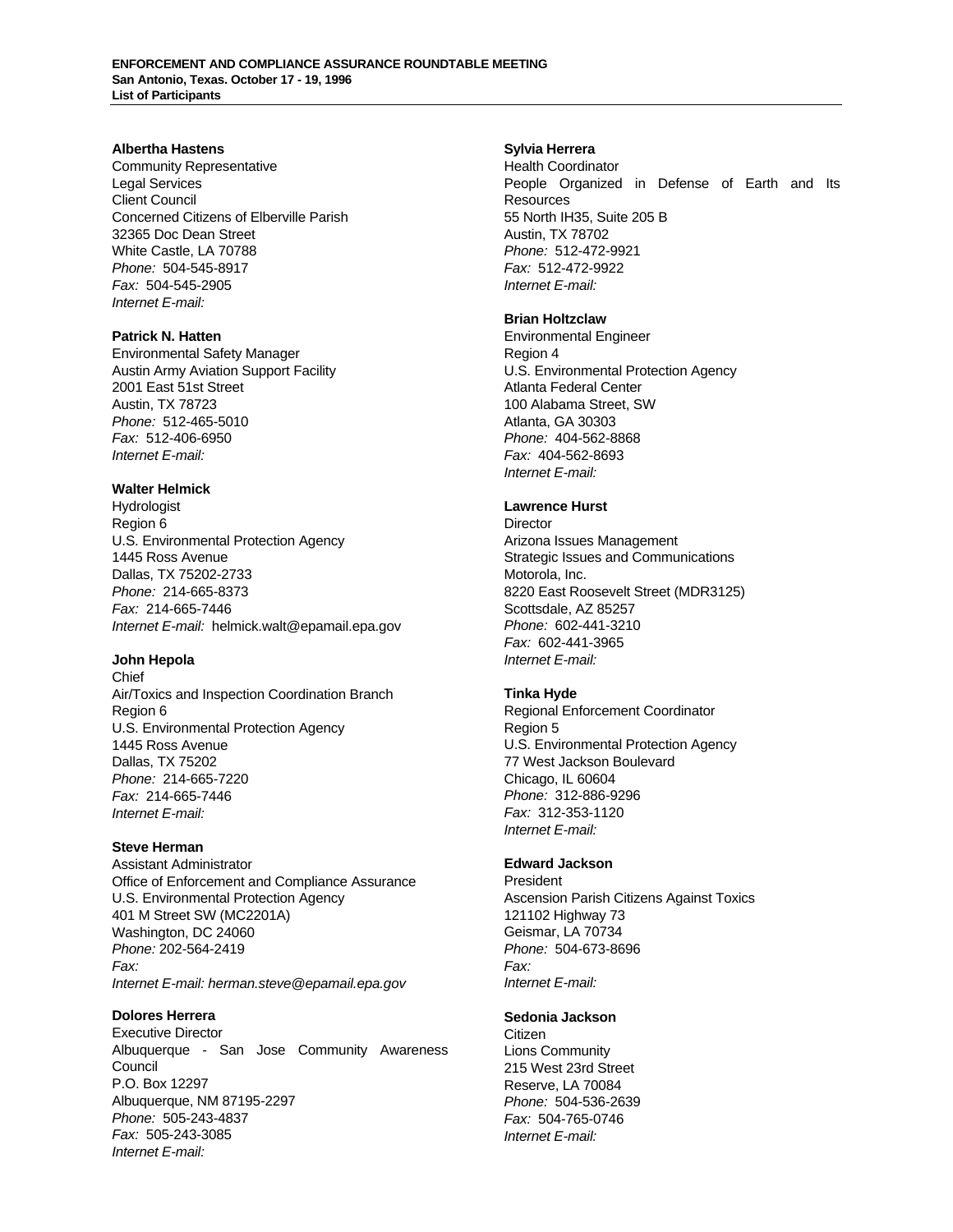**ENFORCEMENT AND COMPLIANCE ASSURANCE ROUNDTABLE MEETING**
**San Antonio, Texas. October 17 - 19, 1996**
**List of Participants**

**Albertha Hastens**
Community Representative
Legal Services
Client Council
Concerned Citizens of Elberville Parish
32365 Doc Dean Street
White Castle, LA 70788
*Phone:* 504-545-8917
*Fax:* 504-545-2905
*Internet E-mail:*

**Patrick N. Hatten**
Environmental Safety Manager
Austin Army Aviation Support Facility
2001 East 51st Street
Austin, TX 78723
*Phone:* 512-465-5010
*Fax:* 512-406-6950
*Internet E-mail:*

**Walter Helmick**
Hydrologist
Region 6
U.S. Environmental Protection Agency
1445 Ross Avenue
Dallas, TX 75202-2733
*Phone:* 214-665-8373
*Fax:* 214-665-7446
*Internet E-mail:* helmick.walt@epamail.epa.gov

**John Hepola**
Chief
Air/Toxics and Inspection Coordination Branch
Region 6
U.S. Environmental Protection Agency
1445 Ross Avenue
Dallas, TX 75202
*Phone:* 214-665-7220
*Fax:* 214-665-7446
*Internet E-mail:*

**Steve Herman**
Assistant Administrator
Office of Enforcement and Compliance Assurance
U.S. Environmental Protection Agency
401 M Street SW (MC2201A)
Washington, DC 24060
*Phone:* 202-564-2419
*Fax:*
*Internet E-mail: herman.steve@epamail.epa.gov*

**Dolores Herrera**
Executive Director
Albuquerque - San Jose Community Awareness Council
P.O. Box 12297
Albuquerque, NM 87195-2297
*Phone:* 505-243-4837
*Fax:* 505-243-3085
*Internet E-mail:*

**Sylvia Herrera**
Health Coordinator
People Organized in Defense of Earth and Its Resources
55 North IH35, Suite 205 B
Austin, TX 78702
*Phone:* 512-472-9921
*Fax:* 512-472-9922
*Internet E-mail:*

**Brian Holtzclaw**
Environmental Engineer
Region 4
U.S. Environmental Protection Agency
Atlanta Federal Center
100 Alabama Street, SW
Atlanta, GA 30303
*Phone:* 404-562-8868
*Fax:* 404-562-8693
*Internet E-mail:*

**Lawrence Hurst**
Director
Arizona Issues Management
Strategic Issues and Communications
Motorola, Inc.
8220 East Roosevelt Street (MDR3125)
Scottsdale, AZ 85257
*Phone:* 602-441-3210
*Fax:* 602-441-3965
*Internet E-mail:*

**Tinka Hyde**
Regional Enforcement Coordinator
Region 5
U.S. Environmental Protection Agency
77 West Jackson Boulevard
Chicago, IL 60604
*Phone:* 312-886-9296
*Fax:* 312-353-1120
*Internet E-mail:*

**Edward Jackson**
President
Ascension Parish Citizens Against Toxics
121102 Highway 73
Geismar, LA 70734
*Phone:* 504-673-8696
*Fax:*
*Internet E-mail:*

**Sedonia Jackson**
Citizen
Lions Community
215 West 23rd Street
Reserve, LA 70084
*Phone:* 504-536-2639
*Fax:* 504-765-0746
*Internet E-mail:*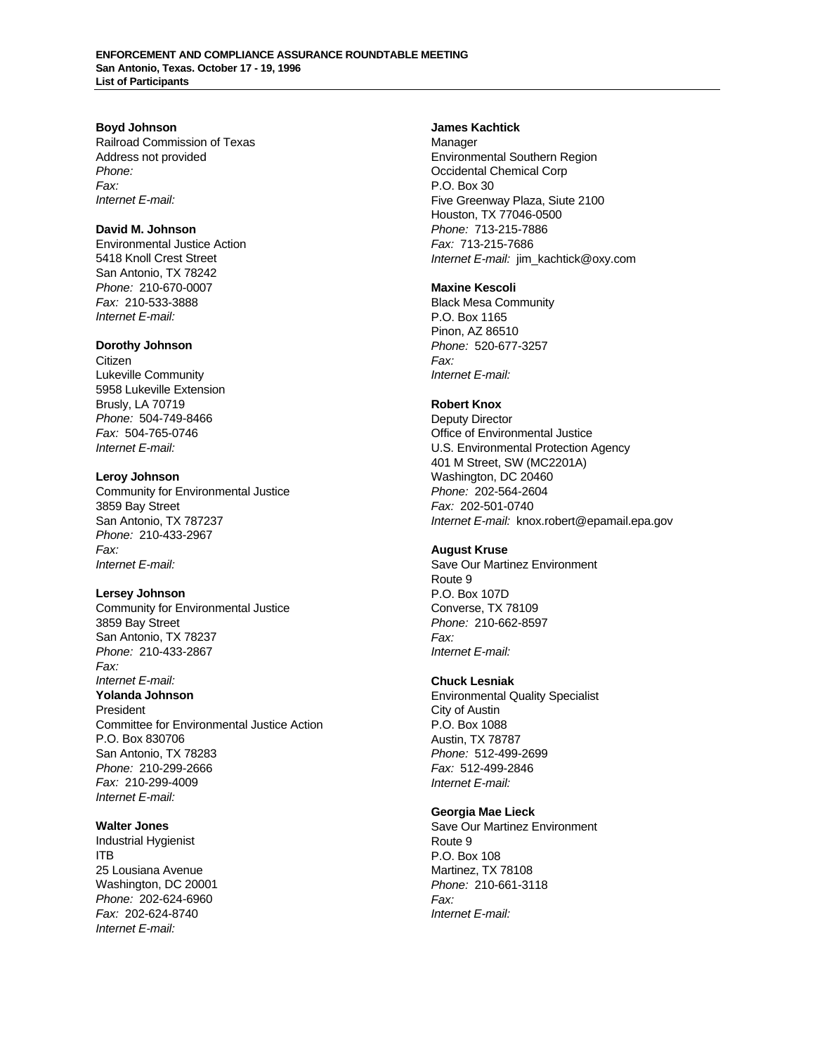**Boyd Johnson**
Railroad Commission of Texas
Address not provided
*Phone:*
*Fax:*
*Internet E-mail:*

**David M. Johnson**
Environmental Justice Action
5418 Knoll Crest Street
San Antonio, TX 78242
*Phone:* 210-670-0007
*Fax:* 210-533-3888
*Internet E-mail:*

**Dorothy Johnson**
Citizen
Lukeville Community
5958 Lukeville Extension
Brusly, LA 70719
*Phone:* 504-749-8466
*Fax:* 504-765-0746
*Internet E-mail:*

**Leroy Johnson**
Community for Environmental Justice
3859 Bay Street
San Antonio, TX 787237
*Phone:* 210-433-2967
*Fax:*
*Internet E-mail:*

**Lersey Johnson**
Community for Environmental Justice
3859 Bay Street
San Antonio, TX 78237
*Phone:* 210-433-2867
*Fax:*
*Internet E-mail:*

**Yolanda Johnson**
President
Committee for Environmental Justice Action
P.O. Box 830706
San Antonio, TX 78283
*Phone:* 210-299-2666
*Fax:* 210-299-4009
*Internet E-mail:*

**Walter Jones**
Industrial Hygienist
ITB
25 Lousiana Avenue
Washington, DC 20001
*Phone:* 202-624-6960
*Fax:* 202-624-8740
*Internet E-mail:*

**James Kachtick**
Manager
Environmental Southern Region
Occidental Chemical Corp
P.O. Box 30
Five Greenway Plaza, Siute 2100
Houston, TX 77046-0500
*Phone:* 713-215-7886
*Fax:* 713-215-7686
*Internet E-mail:* jim_kachtick@oxy.com

**Maxine Kescoli**
Black Mesa Community
P.O. Box 1165
Pinon, AZ 86510
*Phone:* 520-677-3257
*Fax:*
*Internet E-mail:*

**Robert Knox**
Deputy Director
Office of Environmental Justice
U.S. Environmental Protection Agency
401 M Street, SW (MC2201A)
Washington, DC 20460
*Phone:* 202-564-2604
*Fax:* 202-501-0740
*Internet E-mail:* knox.robert@epamail.epa.gov

**August Kruse**
Save Our Martinez Environment
Route 9
P.O. Box 107D
Converse, TX 78109
*Phone:* 210-662-8597
*Fax:*
*Internet E-mail:*

**Chuck Lesniak**
Environmental Quality Specialist
City of Austin
P.O. Box 1088
Austin, TX 78787
*Phone:* 512-499-2699
*Fax:* 512-499-2846
*Internet E-mail:*

**Georgia Mae Lieck**
Save Our Martinez Environment
Route 9
P.O. Box 108
Martinez, TX 78108
*Phone:* 210-661-3118
*Fax:*
*Internet E-mail:*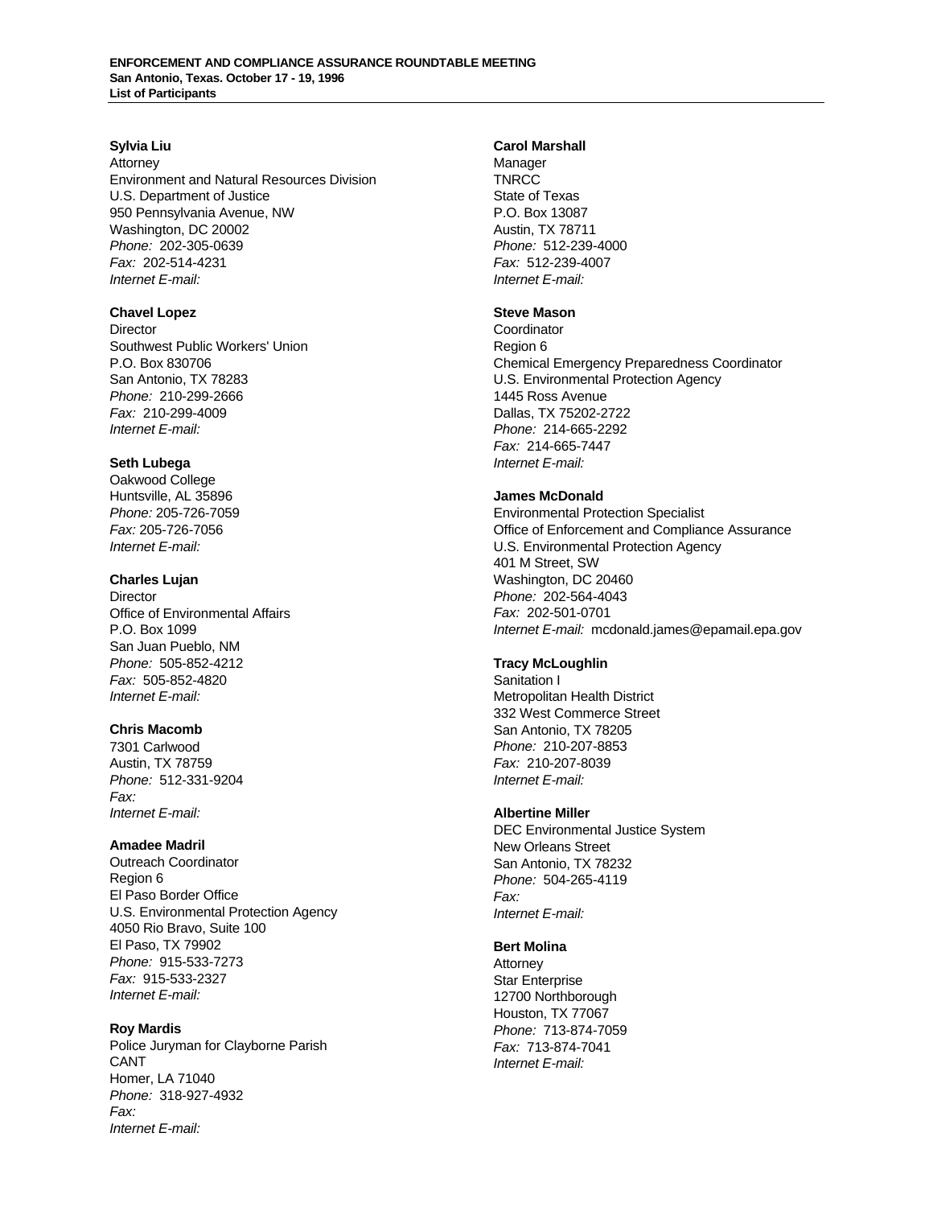**Sylvia Liu**
Attorney
Environment and Natural Resources Division
U.S. Department of Justice
950 Pennsylvania Avenue, NW
Washington, DC 20002
*Phone:* 202-305-0639
*Fax:* 202-514-4231
*Internet E-mail:*

**Chavel Lopez**
Director
Southwest Public Workers' Union
P.O. Box 830706
San Antonio, TX 78283
*Phone:* 210-299-2666
*Fax:* 210-299-4009
*Internet E-mail:*

**Seth Lubega**
Oakwood College
Huntsville, AL 35896
*Phone:* 205-726-7059
*Fax:* 205-726-7056
*Internet E-mail:*

**Charles Lujan**
Director
Office of Environmental Affairs
P.O. Box 1099
San Juan Pueblo, NM
*Phone:* 505-852-4212
*Fax:* 505-852-4820
*Internet E-mail:*

**Chris Macomb**
7301 Carlwood
Austin, TX 78759
*Phone:* 512-331-9204
*Fax:*
*Internet E-mail:*

**Amadee Madril**
Outreach Coordinator
Region 6
El Paso Border Office
U.S. Environmental Protection Agency
4050 Rio Bravo, Suite 100
El Paso, TX 79902
*Phone:* 915-533-7273
*Fax:* 915-533-2327
*Internet E-mail:*

**Roy Mardis**
Police Juryman for Clayborne Parish
CANT
Homer, LA 71040
*Phone:* 318-927-4932
*Fax:*
*Internet E-mail:*

**Carol Marshall**
Manager
TNRCC
State of Texas
P.O. Box 13087
Austin, TX 78711
*Phone:* 512-239-4000
*Fax:* 512-239-4007
*Internet E-mail:*

**Steve Mason**
Coordinator
Region 6
Chemical Emergency Preparedness Coordinator
U.S. Environmental Protection Agency
1445 Ross Avenue
Dallas, TX 75202-2722
*Phone:* 214-665-2292
*Fax:* 214-665-7447
*Internet E-mail:*

**James McDonald**
Environmental Protection Specialist
Office of Enforcement and Compliance Assurance
U.S. Environmental Protection Agency
401 M Street, SW
Washington, DC 20460
*Phone:* 202-564-4043
*Fax:* 202-501-0701
*Internet E-mail:* mcdonald.james@epamail.epa.gov

**Tracy McLoughlin**
Sanitation I
Metropolitan Health District
332 West Commerce Street
San Antonio, TX 78205
*Phone:* 210-207-8853
*Fax:* 210-207-8039
*Internet E-mail:*

**Albertine Miller**
DEC Environmental Justice System
New Orleans Street
San Antonio, TX 78232
*Phone:* 504-265-4119
*Fax:*
*Internet E-mail:*

**Bert Molina**
Attorney
Star Enterprise
12700 Northborough
Houston, TX 77067
*Phone:* 713-874-7059
*Fax:* 713-874-7041
*Internet E-mail:*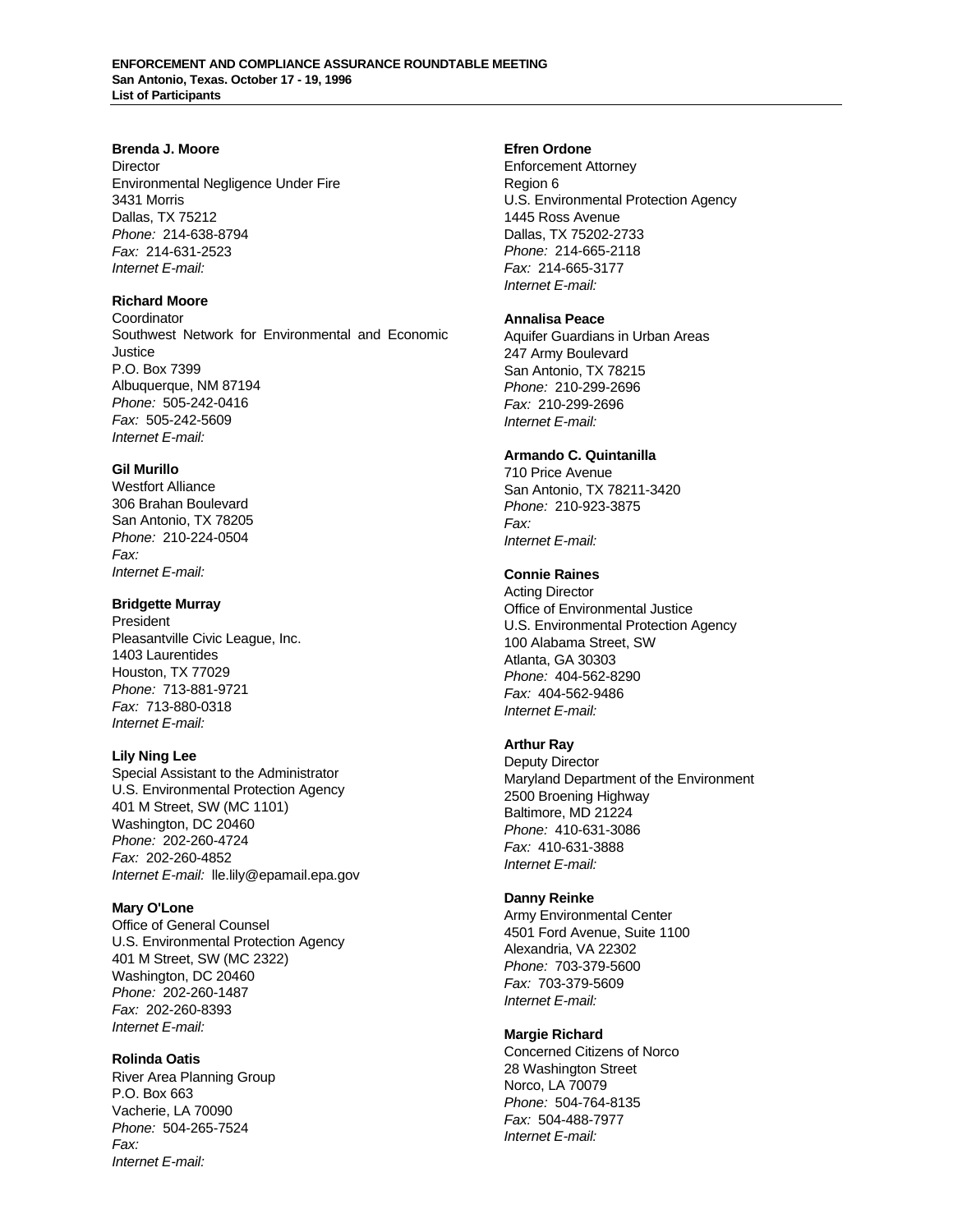**ENFORCEMENT AND COMPLIANCE ASSURANCE ROUNDTABLE MEETING**
**San Antonio, Texas. October 17 - 19, 1996**
**List of Participants**

**Brenda J. Moore**
Director
Environmental Negligence Under Fire
3431 Morris
Dallas, TX 75212
*Phone:* 214-638-8794
*Fax:* 214-631-2523
*Internet E-mail:*

**Richard Moore**
Coordinator
Southwest Network for Environmental and Economic Justice
P.O. Box 7399
Albuquerque, NM 87194
*Phone:* 505-242-0416
*Fax:* 505-242-5609
*Internet E-mail:*

**Gil Murillo**
Westfort Alliance
306 Brahan Boulevard
San Antonio, TX 78205
*Phone:* 210-224-0504
*Fax:*
*Internet E-mail:*

**Bridgette Murray**
President
Pleasantville Civic League, Inc.
1403 Laurentides
Houston, TX 77029
*Phone:* 713-881-9721
*Fax:* 713-880-0318
*Internet E-mail:*

**Lily Ning Lee**
Special Assistant to the Administrator
U.S. Environmental Protection Agency
401 M Street, SW (MC 1101)
Washington, DC 20460
*Phone:* 202-260-4724
*Fax:* 202-260-4852
*Internet E-mail:* lle.lily@epamail.epa.gov

**Mary O'Lone**
Office of General Counsel
U.S. Environmental Protection Agency
401 M Street, SW (MC 2322)
Washington, DC 20460
*Phone:* 202-260-1487
*Fax:* 202-260-8393
*Internet E-mail:*

**Rolinda Oatis**
River Area Planning Group
P.O. Box 663
Vacherie, LA 70090
*Phone:* 504-265-7524
*Fax:*
*Internet E-mail:*

**Efren Ordone**
Enforcement Attorney
Region 6
U.S. Environmental Protection Agency
1445 Ross Avenue
Dallas, TX 75202-2733
*Phone:* 214-665-2118
*Fax:* 214-665-3177
*Internet E-mail:*

**Annalisa Peace**
Aquifer Guardians in Urban Areas
247 Army Boulevard
San Antonio, TX 78215
*Phone:* 210-299-2696
*Fax:* 210-299-2696
*Internet E-mail:*

**Armando C. Quintanilla**
710 Price Avenue
San Antonio, TX 78211-3420
*Phone:* 210-923-3875
*Fax:*
*Internet E-mail:*

**Connie Raines**
Acting Director
Office of Environmental Justice
U.S. Environmental Protection Agency
100 Alabama Street, SW
Atlanta, GA 30303
*Phone:* 404-562-8290
*Fax:* 404-562-9486
*Internet E-mail:*

**Arthur Ray**
Deputy Director
Maryland Department of the Environment
2500 Broening Highway
Baltimore, MD 21224
*Phone:* 410-631-3086
*Fax:* 410-631-3888
*Internet E-mail:*

**Danny Reinke**
Army Environmental Center
4501 Ford Avenue, Suite 1100
Alexandria, VA 22302
*Phone:* 703-379-5600
*Fax:* 703-379-5609
*Internet E-mail:*

**Margie Richard**
Concerned Citizens of Norco
28 Washington Street
Norco, LA 70079
*Phone:* 504-764-8135
*Fax:* 504-488-7977
*Internet E-mail:*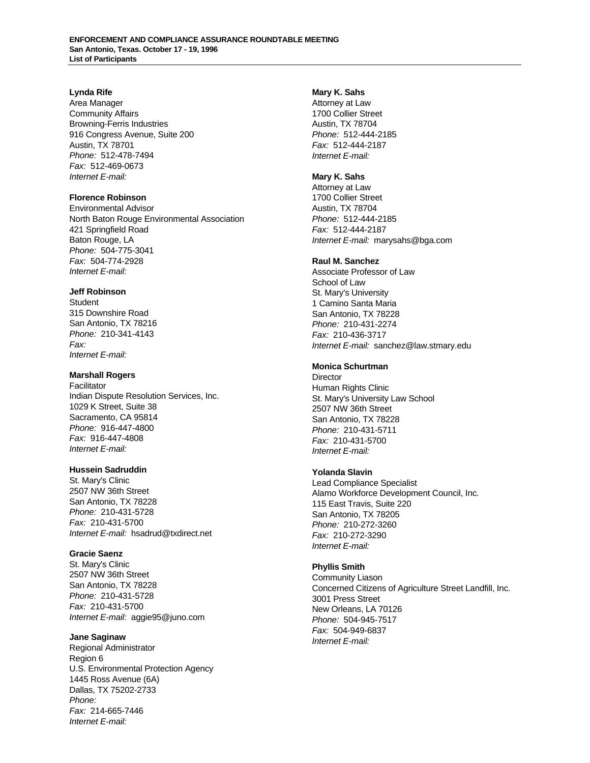**Lynda Rife**
Area Manager
Community Affairs
Browning-Ferris Industries
916 Congress Avenue, Suite 200
Austin, TX 78701
*Phone:* 512-478-7494
*Fax:* 512-469-0673
*Internet E-mail:*

**Florence Robinson**
Environmental Advisor
North Baton Rouge Environmental Association
421 Springfield Road
Baton Rouge, LA
*Phone:* 504-775-3041
*Fax:* 504-774-2928
*Internet E-mail:*

**Jeff Robinson**
Student
315 Downshire Road
San Antonio, TX 78216
*Phone:* 210-341-4143
*Fax:*
*Internet E-mail:*

**Marshall Rogers**
Facilitator
Indian Dispute Resolution Services, Inc.
1029 K Street, Suite 38
Sacramento, CA 95814
*Phone:* 916-447-4800
*Fax:* 916-447-4808
*Internet E-mail:*

**Hussein Sadruddin**
St. Mary's Clinic
2507 NW 36th Street
San Antonio, TX 78228
*Phone:* 210-431-5728
*Fax:* 210-431-5700
*Internet E-mail:* hsadrud@txdirect.net

**Gracie Saenz**
St. Mary's Clinic
2507 NW 36th Street
San Antonio, TX 78228
*Phone:* 210-431-5728
*Fax:* 210-431-5700
*Internet E-mail:* aggie95@juno.com

**Jane Saginaw**
Regional Administrator
Region 6
U.S. Environmental Protection Agency
1445 Ross Avenue (6A)
Dallas, TX 75202-2733
*Phone:*
*Fax:* 214-665-7446
*Internet E-mail:*

**Mary K. Sahs**
Attorney at Law
1700 Collier Street
Austin, TX 78704
*Phone:* 512-444-2185
*Fax:* 512-444-2187
*Internet E-mail:*

**Mary K. Sahs**
Attorney at Law
1700 Collier Street
Austin, TX 78704
*Phone:* 512-444-2185
*Fax:* 512-444-2187
*Internet E-mail:* marysahs@bga.com

**Raul M. Sanchez**
Associate Professor of Law
School of Law
St. Mary's University
1 Camino Santa Maria
San Antonio, TX 78228
*Phone:* 210-431-2274
*Fax:* 210-436-3717
*Internet E-mail:* sanchez@law.stmary.edu

**Monica Schurtman**
Director
Human Rights Clinic
St. Mary's University Law School
2507 NW 36th Street
San Antonio, TX 78228
*Phone:* 210-431-5711
*Fax:* 210-431-5700
*Internet E-mail:*

**Yolanda Slavin**
Lead Compliance Specialist
Alamo Workforce Development Council, Inc.
115 East Travis, Suite 220
San Antonio, TX 78205
*Phone:* 210-272-3260
*Fax:* 210-272-3290
*Internet E-mail:*

**Phyllis Smith**
Community Liason
Concerned Citizens of Agriculture Street Landfill, Inc.
3001 Press Street
New Orleans, LA 70126
*Phone:* 504-945-7517
*Fax:* 504-949-6837
*Internet E-mail:*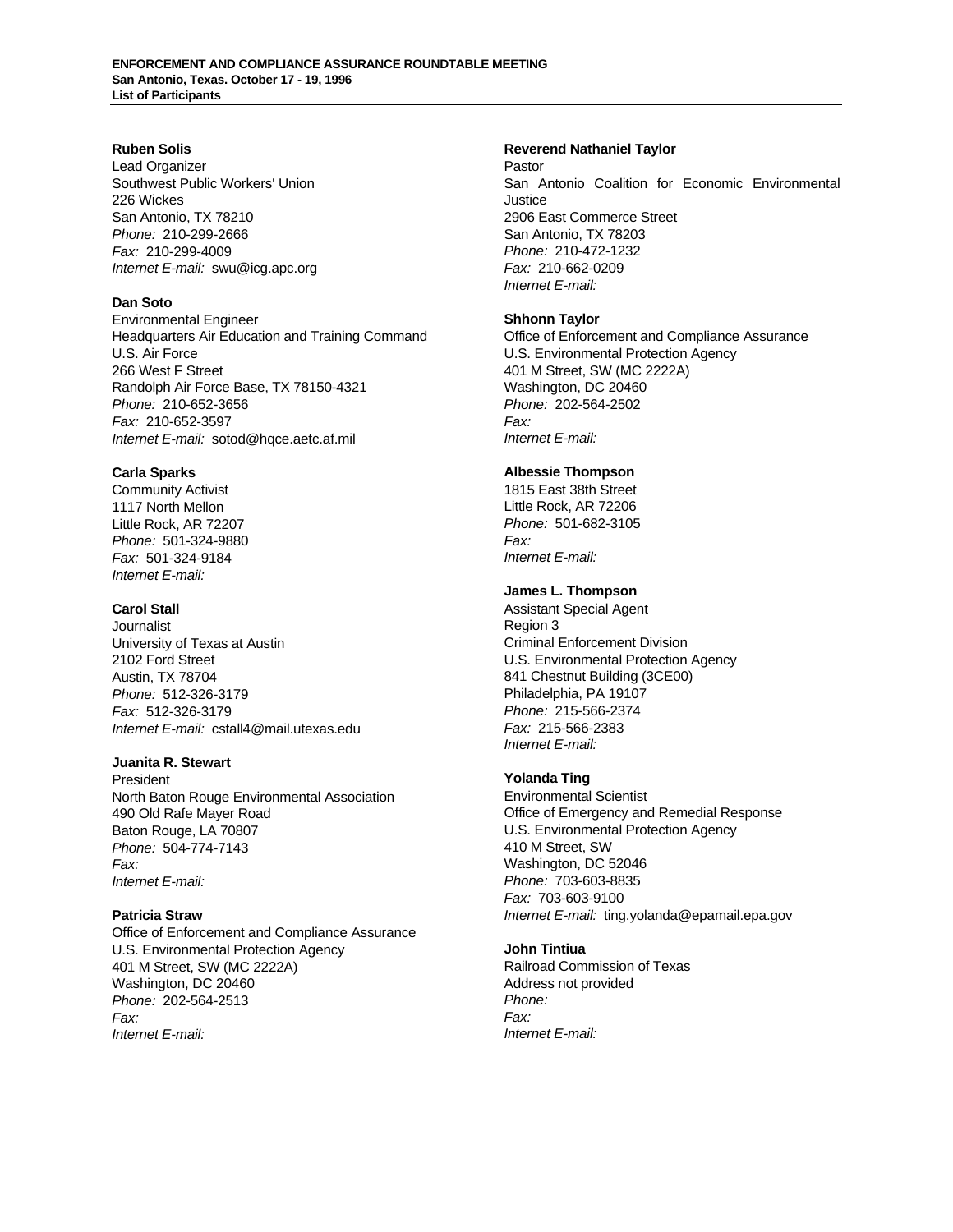**Ruben Solis**
Lead Organizer
Southwest Public Workers' Union
226 Wickes
San Antonio, TX 78210
*Phone:* 210-299-2666
*Fax:* 210-299-4009
*Internet E-mail:* swu@icg.apc.org

**Dan Soto**
Environmental Engineer
Headquarters Air Education and Training Command
U.S. Air Force
266 West F Street
Randolph Air Force Base, TX 78150-4321
*Phone:* 210-652-3656
*Fax:* 210-652-3597
*Internet E-mail:* sotod@hqce.aetc.af.mil

**Carla Sparks**
Community Activist
1117 North Mellon
Little Rock, AR 72207
*Phone:* 501-324-9880
*Fax:* 501-324-9184
*Internet E-mail:*

**Carol Stall**
Journalist
University of Texas at Austin
2102 Ford Street
Austin, TX 78704
*Phone:* 512-326-3179
*Fax:* 512-326-3179
*Internet E-mail:* cstall4@mail.utexas.edu

**Juanita R. Stewart**
President
North Baton Rouge Environmental Association
490 Old Rafe Mayer Road
Baton Rouge, LA 70807
*Phone:* 504-774-7143
*Fax:*
*Internet E-mail:*

**Patricia Straw**
Office of Enforcement and Compliance Assurance
U.S. Environmental Protection Agency
401 M Street, SW (MC 2222A)
Washington, DC 20460
*Phone:* 202-564-2513
*Fax:*
*Internet E-mail:*

**Reverend Nathaniel Taylor**
Pastor
San Antonio Coalition for Economic Environmental Justice
2906 East Commerce Street
San Antonio, TX 78203
*Phone:* 210-472-1232
*Fax:* 210-662-0209
*Internet E-mail:*

**Shhonn Taylor**
Office of Enforcement and Compliance Assurance
U.S. Environmental Protection Agency
401 M Street, SW (MC 2222A)
Washington, DC 20460
*Phone:* 202-564-2502
*Fax:*
*Internet E-mail:*

**Albessie Thompson**
1815 East 38th Street
Little Rock, AR 72206
*Phone:* 501-682-3105
*Fax:*
*Internet E-mail:*

**James L. Thompson**
Assistant Special Agent
Region 3
Criminal Enforcement Division
U.S. Environmental Protection Agency
841 Chestnut Building (3CE00)
Philadelphia, PA 19107
*Phone:* 215-566-2374
*Fax:* 215-566-2383
*Internet E-mail:*

**Yolanda Ting**
Environmental Scientist
Office of Emergency and Remedial Response
U.S. Environmental Protection Agency
410 M Street, SW
Washington, DC 52046
*Phone:* 703-603-8835
*Fax:* 703-603-9100
*Internet E-mail:* ting.yolanda@epamail.epa.gov

**John Tintiua**
Railroad Commission of Texas
Address not provided
*Phone:*
*Fax:*
*Internet E-mail:*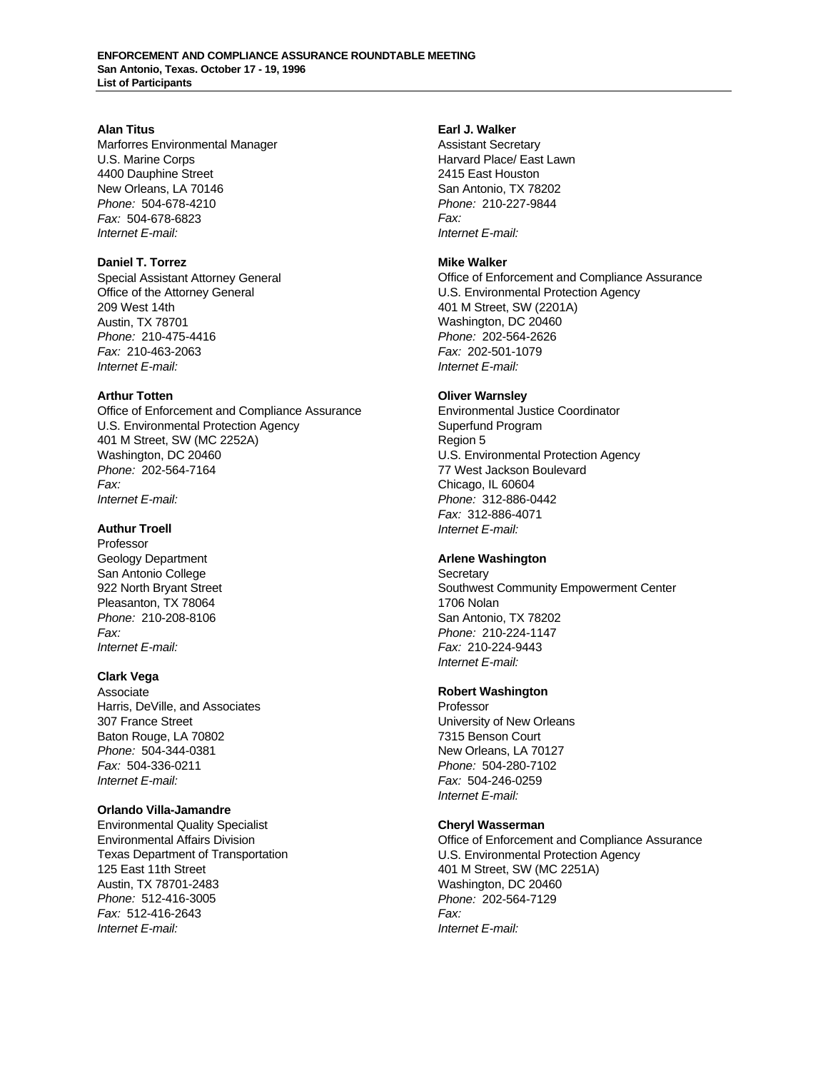**Alan Titus**
Marforres Environmental Manager
U.S. Marine Corps
4400 Dauphine Street
New Orleans, LA 70146
*Phone:* 504-678-4210
*Fax:* 504-678-6823
*Internet E-mail:*

**Daniel T. Torrez**
Special Assistant Attorney General
Office of the Attorney General
209 West 14th
Austin, TX 78701
*Phone:* 210-475-4416
*Fax:* 210-463-2063
*Internet E-mail:*

**Arthur Totten**
Office of Enforcement and Compliance Assurance
U.S. Environmental Protection Agency
401 M Street, SW (MC 2252A)
Washington, DC 20460
*Phone:* 202-564-7164
*Fax:*
*Internet E-mail:*

**Authur Troell**
Professor
Geology Department
San Antonio College
922 North Bryant Street
Pleasanton, TX 78064
*Phone:* 210-208-8106
*Fax:*
*Internet E-mail:*

**Clark Vega**
Associate
Harris, DeVille, and Associates
307 France Street
Baton Rouge, LA 70802
*Phone:* 504-344-0381
*Fax:* 504-336-0211
*Internet E-mail:*

**Orlando Villa-Jamandre**
Environmental Quality Specialist
Environmental Affairs Division
Texas Department of Transportation
125 East 11th Street
Austin, TX 78701-2483
*Phone:* 512-416-3005
*Fax:* 512-416-2643
*Internet E-mail:*

**Earl J. Walker**
Assistant Secretary
Harvard Place/ East Lawn
2415 East Houston
San Antonio, TX 78202
*Phone:* 210-227-9844
*Fax:*
*Internet E-mail:*

**Mike Walker**
Office of Enforcement and Compliance Assurance
U.S. Environmental Protection Agency
401 M Street, SW (2201A)
Washington, DC 20460
*Phone:* 202-564-2626
*Fax:* 202-501-1079
*Internet E-mail:*

**Oliver Warnsley**
Environmental Justice Coordinator
Superfund Program
Region 5
U.S. Environmental Protection Agency
77 West Jackson Boulevard
Chicago, IL 60604
*Phone:* 312-886-0442
*Fax:* 312-886-4071
*Internet E-mail:*

**Arlene Washington**
Secretary
Southwest Community Empowerment Center
1706 Nolan
San Antonio, TX 78202
*Phone:* 210-224-1147
*Fax:* 210-224-9443
*Internet E-mail:*

**Robert Washington**
Professor
University of New Orleans
7315 Benson Court
New Orleans, LA 70127
*Phone:* 504-280-7102
*Fax:* 504-246-0259
*Internet E-mail:*

**Cheryl Wasserman**
Office of Enforcement and Compliance Assurance
U.S. Environmental Protection Agency
401 M Street, SW (MC 2251A)
Washington, DC 20460
*Phone:* 202-564-7129
*Fax:*
*Internet E-mail:*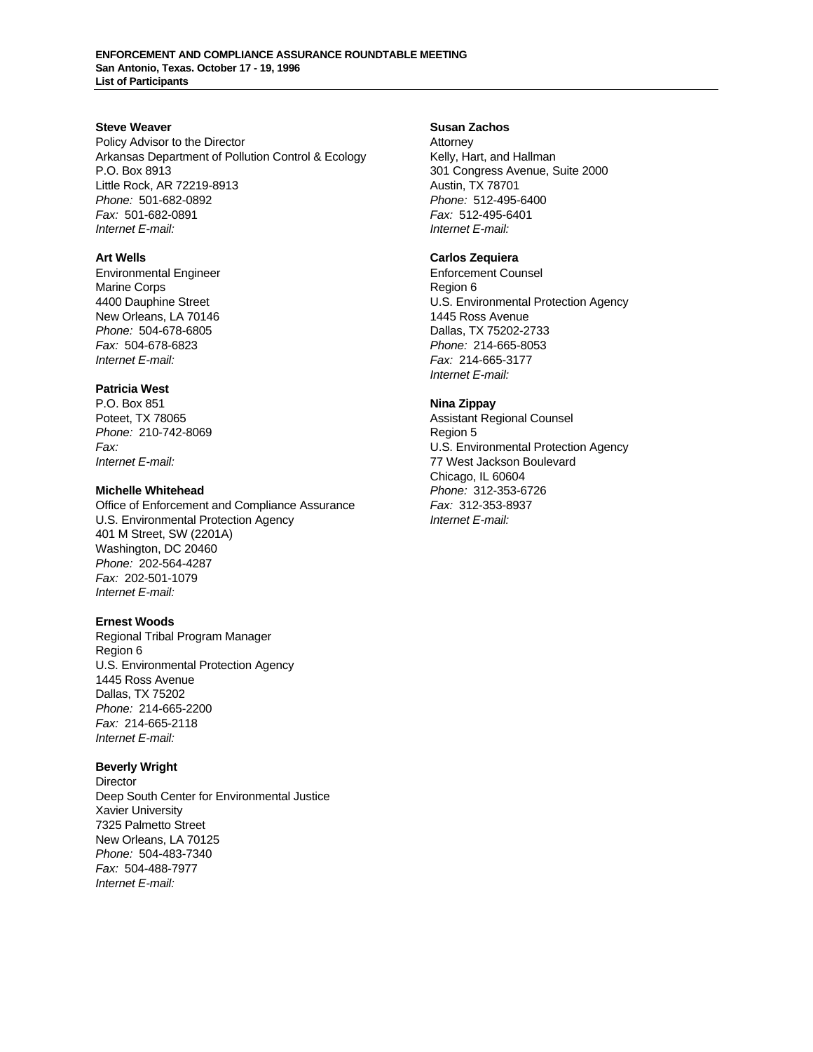**Steve Weaver**
Policy Advisor to the Director
Arkansas Department of Pollution Control & Ecology
P.O. Box 8913
Little Rock, AR 72219-8913
*Phone:* 501-682-0892
*Fax:* 501-682-0891
*Internet E-mail:*

**Art Wells**
Environmental Engineer
Marine Corps
4400 Dauphine Street
New Orleans, LA 70146
*Phone:* 504-678-6805
*Fax:* 504-678-6823
*Internet E-mail:*

**Patricia West**
P.O. Box 851
Poteet, TX 78065
*Phone:* 210-742-8069
*Fax:*
*Internet E-mail:*

**Michelle Whitehead**
Office of Enforcement and Compliance Assurance
U.S. Environmental Protection Agency
401 M Street, SW (2201A)
Washington, DC 20460
*Phone:* 202-564-4287
*Fax:* 202-501-1079
*Internet E-mail:*

**Ernest Woods**
Regional Tribal Program Manager
Region 6
U.S. Environmental Protection Agency
1445 Ross Avenue
Dallas, TX 75202
*Phone:* 214-665-2200
*Fax:* 214-665-2118
*Internet E-mail:*

**Beverly Wright**
Director
Deep South Center for Environmental Justice
Xavier University
7325 Palmetto Street
New Orleans, LA 70125
*Phone:* 504-483-7340
*Fax:* 504-488-7977
*Internet E-mail:*

**Susan Zachos**
Attorney
Kelly, Hart, and Hallman
301 Congress Avenue, Suite 2000
Austin, TX 78701
*Phone:* 512-495-6400
*Fax:* 512-495-6401
*Internet E-mail:*

**Carlos Zequiera**
Enforcement Counsel
Region 6
U.S. Environmental Protection Agency
1445 Ross Avenue
Dallas, TX 75202-2733
*Phone:* 214-665-8053
*Fax:* 214-665-3177
*Internet E-mail:*

**Nina Zippay**
Assistant Regional Counsel
Region 5
U.S. Environmental Protection Agency
77 West Jackson Boulevard
Chicago, IL 60604
*Phone:* 312-353-6726
*Fax:* 312-353-8937
*Internet E-mail:*